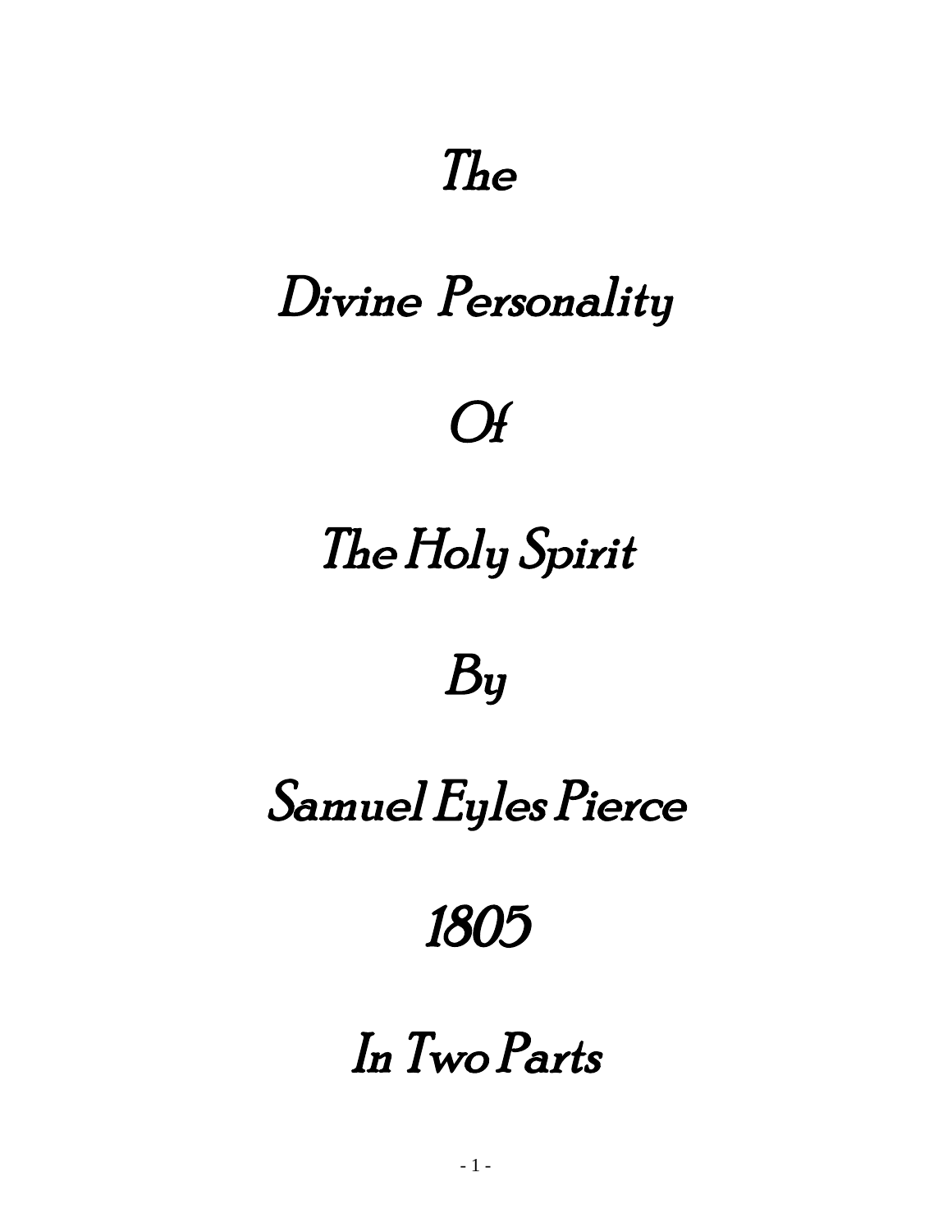# The

# Divine Personality

# Of

# The Holy Spirit

## By

## Samuel Eyles Pierce

## 1805

## In Two Parts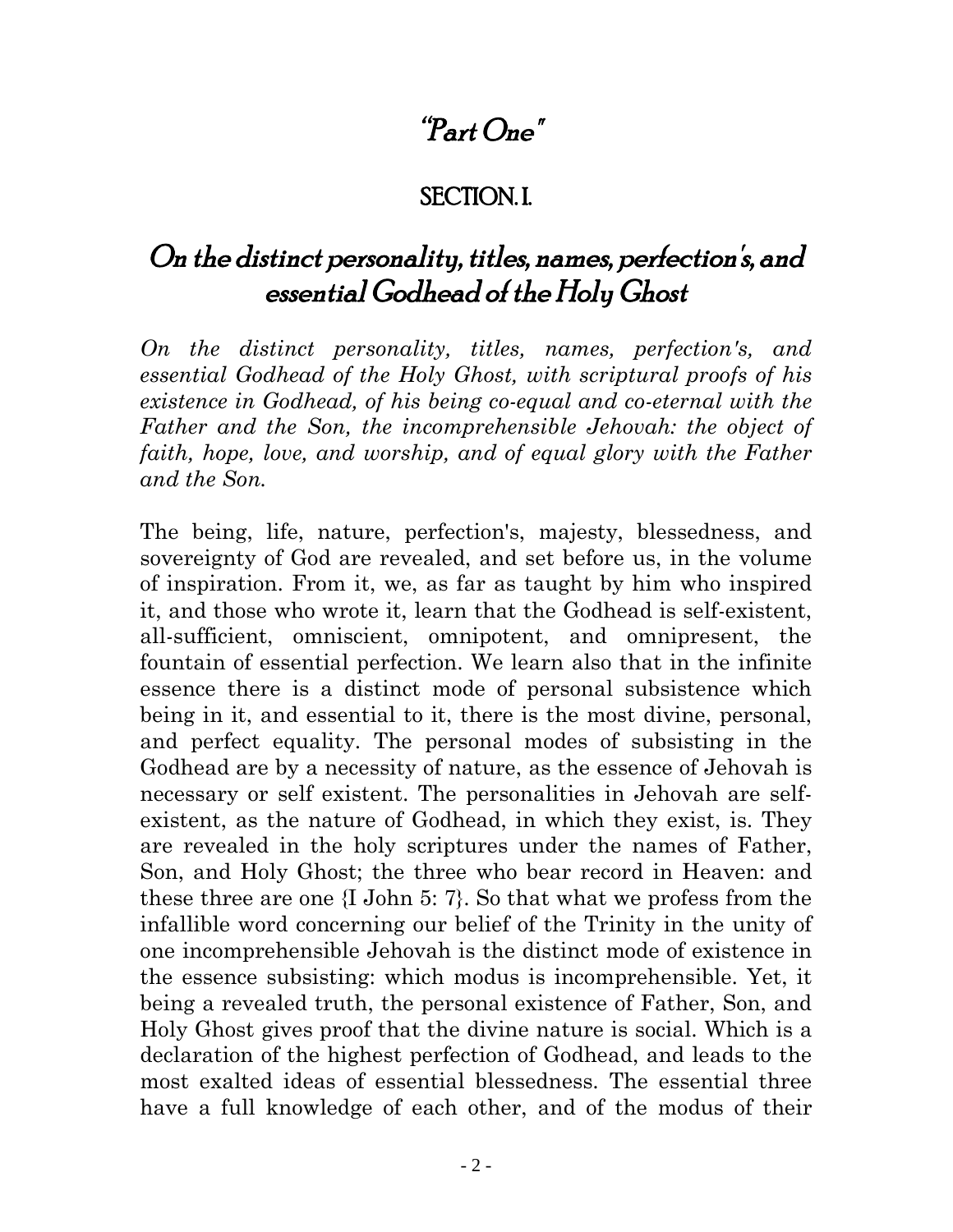# "Part One"

## SECTION. I.

## On the distinct personality, titles, names, perfection's, and essential Godhead of the Holy Ghost

*On the distinct personality, titles, names, perfection's, and essential Godhead of the Holy Ghost, with scriptural proofs of his existence in Godhead, of his being co-equal and co-eternal with the Father and the Son, the incomprehensible Jehovah: the object of faith, hope, love, and worship, and of equal glory with the Father and the Son.*

The being, life, nature, perfection's, majesty, blessedness, and sovereignty of God are revealed, and set before us, in the volume of inspiration. From it, we, as far as taught by him who inspired it, and those who wrote it, learn that the Godhead is self-existent, all-sufficient, omniscient, omnipotent, and omnipresent, the fountain of essential perfection. We learn also that in the infinite essence there is a distinct mode of personal subsistence which being in it, and essential to it, there is the most divine, personal, and perfect equality. The personal modes of subsisting in the Godhead are by a necessity of nature, as the essence of Jehovah is necessary or self existent. The personalities in Jehovah are self-existent, as the nature of Godhead, in which they exist, is. They are revealed in the holy scriptures under the names of Father, Son, and Holy Ghost; the three who bear record in Heaven: and these three are one {I John 5: 7}. So that what we profess from the infallible word concerning our belief of the Trinity in the unity of one incomprehensible Jehovah is the distinct mode of existence in the essence subsisting: which modus is incomprehensible. Yet, it being a revealed truth, the personal existence of Father, Son, and Holy Ghost gives proof that the divine nature is social. Which is a declaration of the highest perfection of Godhead, and leads to the most exalted ideas of essential blessedness. The essential three have a full knowledge of each other, and of the modus of their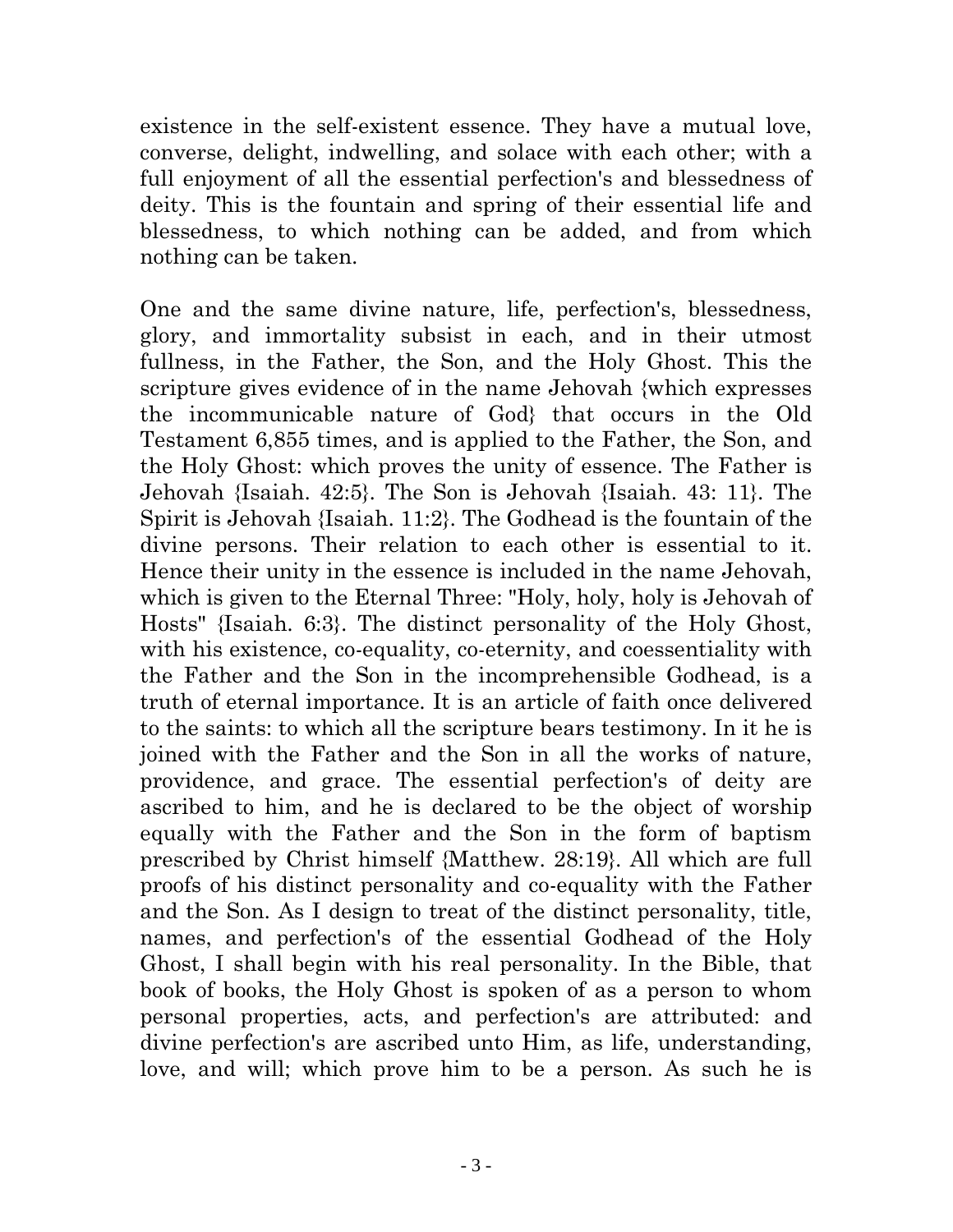existence in the self-existent essence. They have a mutual love, converse, delight, indwelling, and solace with each other; with a full enjoyment of all the essential perfection's and blessedness of deity. This is the fountain and spring of their essential life and blessedness, to which nothing can be added, and from which nothing can be taken.

One and the same divine nature, life, perfection's, blessedness, glory, and immortality subsist in each, and in their utmost fullness, in the Father, the Son, and the Holy Ghost. This the scripture gives evidence of in the name Jehovah {which expresses the incommunicable nature of God} that occurs in the Old Testament 6,855 times, and is applied to the Father, the Son, and the Holy Ghost: which proves the unity of essence. The Father is Jehovah {Isaiah. 42:5}. The Son is Jehovah {Isaiah. 43: 11}. The Spirit is Jehovah {Isaiah. 11:2}. The Godhead is the fountain of the divine persons. Their relation to each other is essential to it. Hence their unity in the essence is included in the name Jehovah, which is given to the Eternal Three: "Holy, holy, holy is Jehovah of Hosts" {Isaiah. 6:3}. The distinct personality of the Holy Ghost, with his existence, co-equality, co-eternity, and coessentiality with the Father and the Son in the incomprehensible Godhead, is a truth of eternal importance. It is an article of faith once delivered to the saints: to which all the scripture bears testimony. In it he is joined with the Father and the Son in all the works of nature, providence, and grace. The essential perfection's of deity are ascribed to him, and he is declared to be the object of worship equally with the Father and the Son in the form of baptism prescribed by Christ himself {Matthew. 28:19}. All which are full proofs of his distinct personality and co-equality with the Father and the Son. As I design to treat of the distinct personality, title, names, and perfection's of the essential Godhead of the Holy Ghost, I shall begin with his real personality. In the Bible, that book of books, the Holy Ghost is spoken of as a person to whom personal properties, acts, and perfection's are attributed: and divine perfection's are ascribed unto Him, as life, understanding, love, and will; which prove him to be a person. As such he is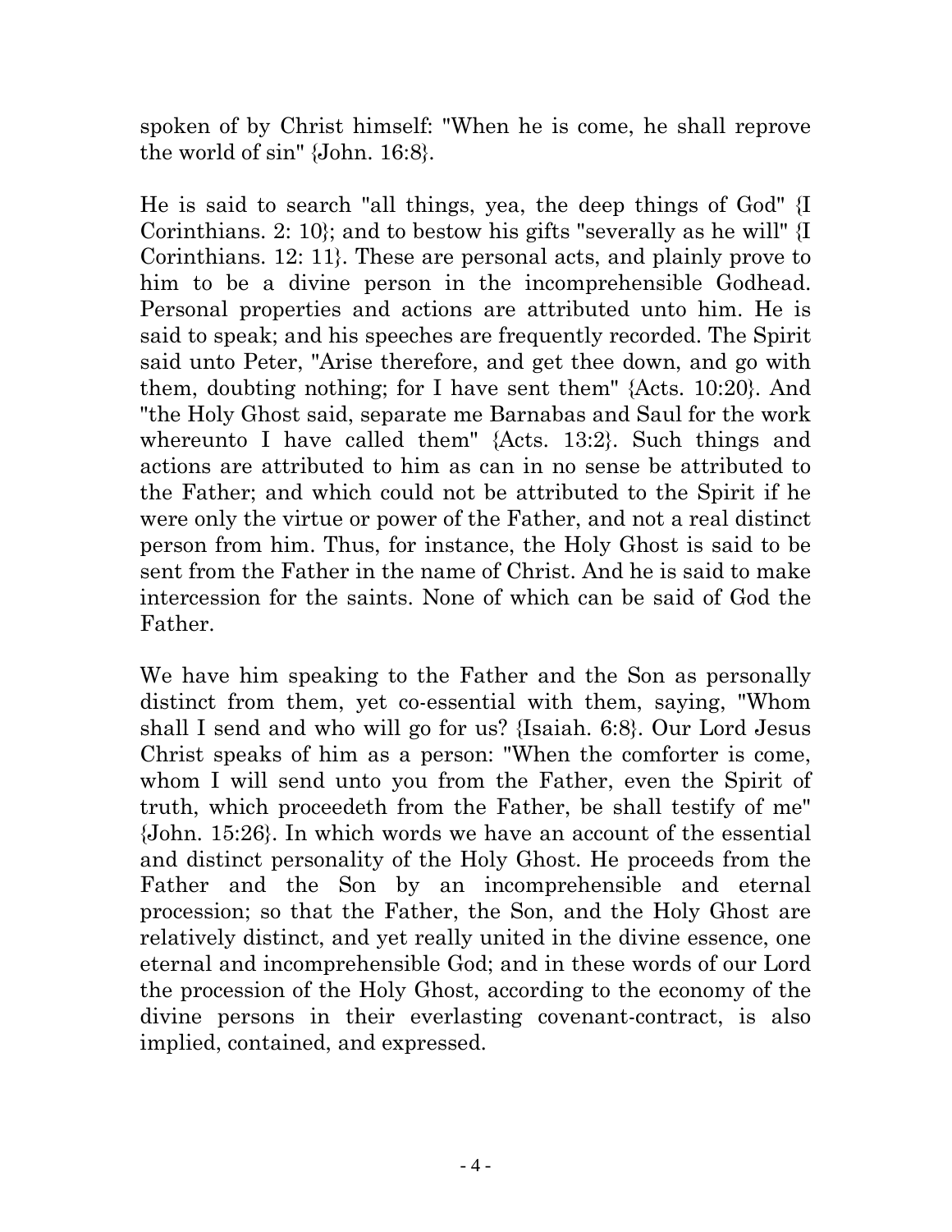spoken of by Christ himself: "When he is come, he shall reprove the world of sin" {John. 16:8}.

He is said to search "all things, yea, the deep things of God" {I Corinthians. 2: 10}; and to bestow his gifts "severally as he will" {I Corinthians. 12: 11}. These are personal acts, and plainly prove to him to be a divine person in the incomprehensible Godhead. Personal properties and actions are attributed unto him. He is said to speak; and his speeches are frequently recorded. The Spirit said unto Peter, "Arise therefore, and get thee down, and go with them, doubting nothing; for I have sent them" {Acts. 10:20}. And "the Holy Ghost said, separate me Barnabas and Saul for the work whereunto I have called them" {Acts. 13:2}. Such things and actions are attributed to him as can in no sense be attributed to the Father; and which could not be attributed to the Spirit if he were only the virtue or power of the Father, and not a real distinct person from him. Thus, for instance, the Holy Ghost is said to be sent from the Father in the name of Christ. And he is said to make intercession for the saints. None of which can be said of God the Father.

We have him speaking to the Father and the Son as personally distinct from them, yet co-essential with them, saying, "Whom shall I send and who will go for us? {Isaiah. 6:8}. Our Lord Jesus Christ speaks of him as a person: "When the comforter is come, whom I will send unto you from the Father, even the Spirit of truth, which proceedeth from the Father, be shall testify of me" {John. 15:26}. In which words we have an account of the essential and distinct personality of the Holy Ghost. He proceeds from the Father and the Son by an incomprehensible and eternal procession; so that the Father, the Son, and the Holy Ghost are relatively distinct, and yet really united in the divine essence, one eternal and incomprehensible God; and in these words of our Lord the procession of the Holy Ghost, according to the economy of the divine persons in their everlasting covenant-contract, is also implied, contained, and expressed.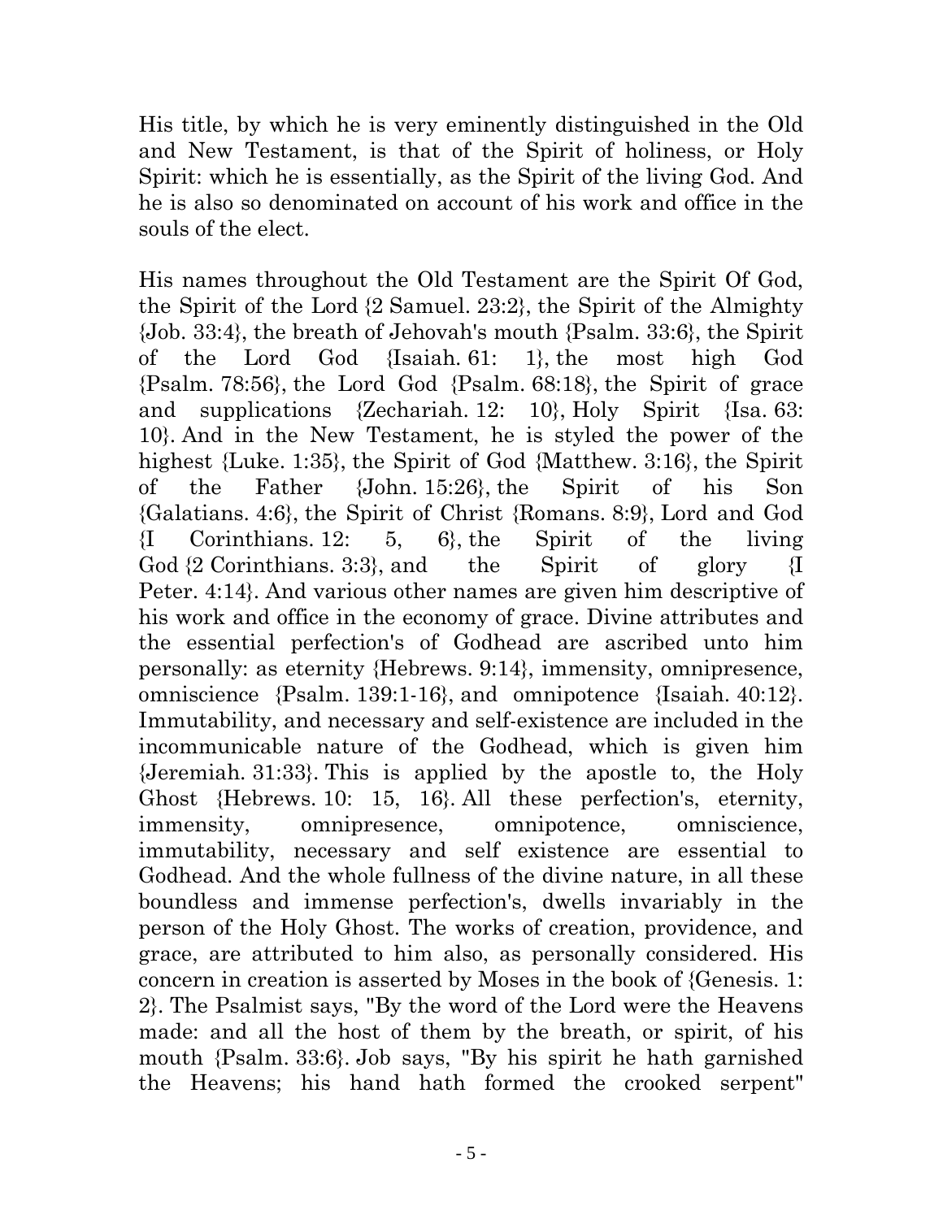His title, by which he is very eminently distinguished in the Old and New Testament, is that of the Spirit of holiness, or Holy Spirit: which he is essentially, as the Spirit of the living God. And he is also so denominated on account of his work and office in the souls of the elect.

His names throughout the Old Testament are the Spirit Of God, the Spirit of the Lord {2 Samuel. 23:2}, the Spirit of the Almighty {Job. 33:4}, the breath of Jehovah's mouth {Psalm. 33:6}, the Spirit of the Lord God {Isaiah. 61: 1}, the most high God {Psalm. 78:56}, the Lord God {Psalm. 68:18}, the Spirit of grace and supplications {Zechariah. 12: 10}, Holy Spirit {Isa. 63: 10}. And in the New Testament, he is styled the power of the highest {Luke. 1:35}, the Spirit of God {Matthew. 3:16}, the Spirit of the Father {John. 15:26}, the Spirit of his Son {Galatians. 4:6}, the Spirit of Christ {Romans. 8:9}, Lord and God {I Corinthians. 12: 5, 6}, the Spirit of the living God {2 Corinthians. 3:3}, and the Spirit of glory {I Peter. 4:14}. And various other names are given him descriptive of his work and office in the economy of grace. Divine attributes and the essential perfection's of Godhead are ascribed unto him personally: as eternity {Hebrews. 9:14}, immensity, omnipresence, omniscience {Psalm. 139:1-16}, and omnipotence {Isaiah. 40:12}. Immutability, and necessary and self-existence are included in the incommunicable nature of the Godhead, which is given him {Jeremiah. 31:33}. This is applied by the apostle to, the Holy Ghost {Hebrews. 10: 15, 16}. All these perfection's, eternity, immensity, omnipresence, omnipotence, omniscience, immutability, necessary and self existence are essential to Godhead. And the whole fullness of the divine nature, in all these boundless and immense perfection's, dwells invariably in the person of the Holy Ghost. The works of creation, providence, and grace, are attributed to him also, as personally considered. His concern in creation is asserted by Moses in the book of {Genesis. 1: 2}. The Psalmist says, "By the word of the Lord were the Heavens made: and all the host of them by the breath, or spirit, of his mouth {Psalm. 33:6}. Job says, "By his spirit he hath garnished the Heavens; his hand hath formed the crooked serpent"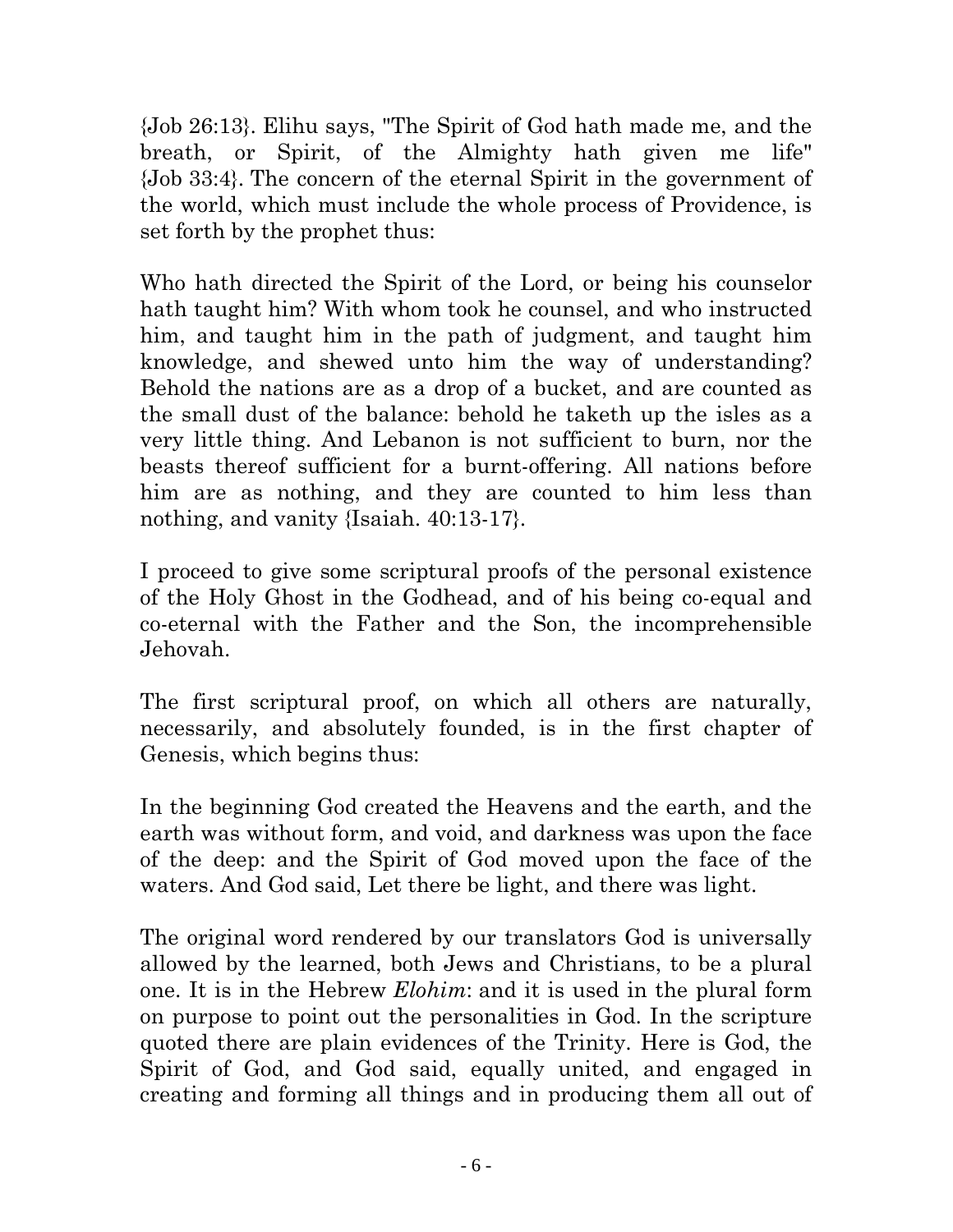{Job 26:13}. Elihu says, "The Spirit of God hath made me, and the breath, or Spirit, of the Almighty hath given me life" {Job 33:4}. The concern of the eternal Spirit in the government of the world, which must include the whole process of Providence, is set forth by the prophet thus:

Who hath directed the Spirit of the Lord, or being his counselor hath taught him? With whom took he counsel, and who instructed him, and taught him in the path of judgment, and taught him knowledge, and shewed unto him the way of understanding? Behold the nations are as a drop of a bucket, and are counted as the small dust of the balance: behold he taketh up the isles as a very little thing. And Lebanon is not sufficient to burn, nor the beasts thereof sufficient for a burnt-offering. All nations before him are as nothing, and they are counted to him less than nothing, and vanity {Isaiah. 40:13-17}.

I proceed to give some scriptural proofs of the personal existence of the Holy Ghost in the Godhead, and of his being co-equal and co-eternal with the Father and the Son, the incomprehensible Jehovah.

The first scriptural proof, on which all others are naturally, necessarily, and absolutely founded, is in the first chapter of Genesis, which begins thus:

In the beginning God created the Heavens and the earth, and the earth was without form, and void, and darkness was upon the face of the deep: and the Spirit of God moved upon the face of the waters. And God said, Let there be light, and there was light.

The original word rendered by our translators God is universally allowed by the learned, both Jews and Christians, to be a plural one. It is in the Hebrew *Elohim*: and it is used in the plural form on purpose to point out the personalities in God. In the scripture quoted there are plain evidences of the Trinity. Here is God, the Spirit of God, and God said, equally united, and engaged in creating and forming all things and in producing them all out of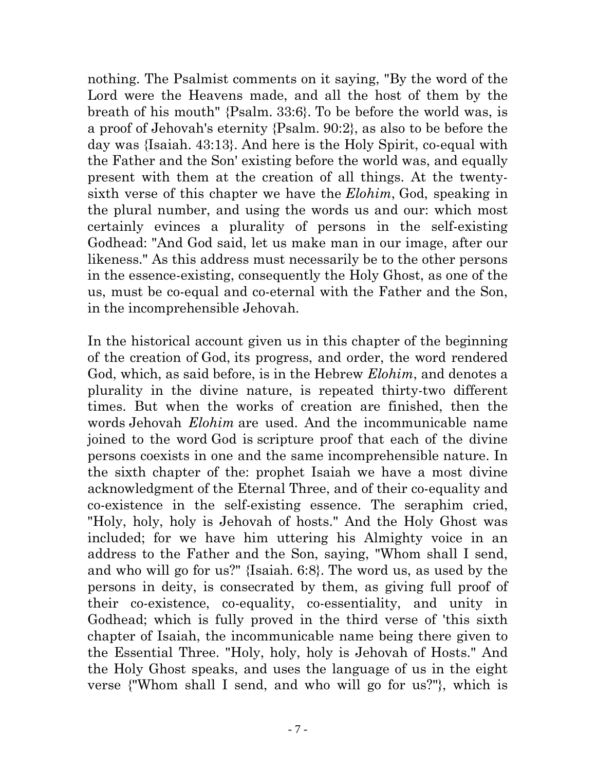nothing. The Psalmist comments on it saying, "By the word of the Lord were the Heavens made, and all the host of them by the breath of his mouth" {Psalm. 33:6}. To be before the world was, is a proof of Jehovah's eternity {Psalm. 90:2}, as also to be before the day was {Isaiah. 43:13}. And here is the Holy Spirit, co-equal with the Father and the Son' existing before the world was, and equally present with them at the creation of all things. At the twenty-sixth verse of this chapter we have the *Elohim*, God, speaking in the plural number, and using the words us and our: which most certainly evinces a plurality of persons in the self-existing Godhead: "And God said, let us make man in our image, after our likeness." As this address must necessarily be to the other persons in the essence-existing, consequently the Holy Ghost, as one of the us, must be co-equal and co-eternal with the Father and the Son, in the incomprehensible Jehovah.

In the historical account given us in this chapter of the beginning of the creation of God, its progress, and order, the word rendered God, which, as said before, is in the Hebrew *Elohim*, and denotes a plurality in the divine nature, is repeated thirty-two different times. But when the works of creation are finished, then the words Jehovah *Elohim* are used. And the incommunicable name joined to the word God is scripture proof that each of the divine persons coexists in one and the same incomprehensible nature. In the sixth chapter of the: prophet Isaiah we have a most divine acknowledgment of the Eternal Three, and of their co-equality and co-existence in the self-existing essence. The seraphim cried, "Holy, holy, holy is Jehovah of hosts." And the Holy Ghost was included; for we have him uttering his Almighty voice in an address to the Father and the Son, saying, "Whom shall I send, and who will go for us?" {Isaiah. 6:8}. The word us, as used by the persons in deity, is consecrated by them, as giving full proof of their co-existence, co-equality, co-essentiality, and unity in Godhead; which is fully proved in the third verse of 'this sixth chapter of Isaiah, the incommunicable name being there given to the Essential Three. "Holy, holy, holy is Jehovah of Hosts." And the Holy Ghost speaks, and uses the language of us in the eight verse {"Whom shall I send, and who will go for us?"}, which is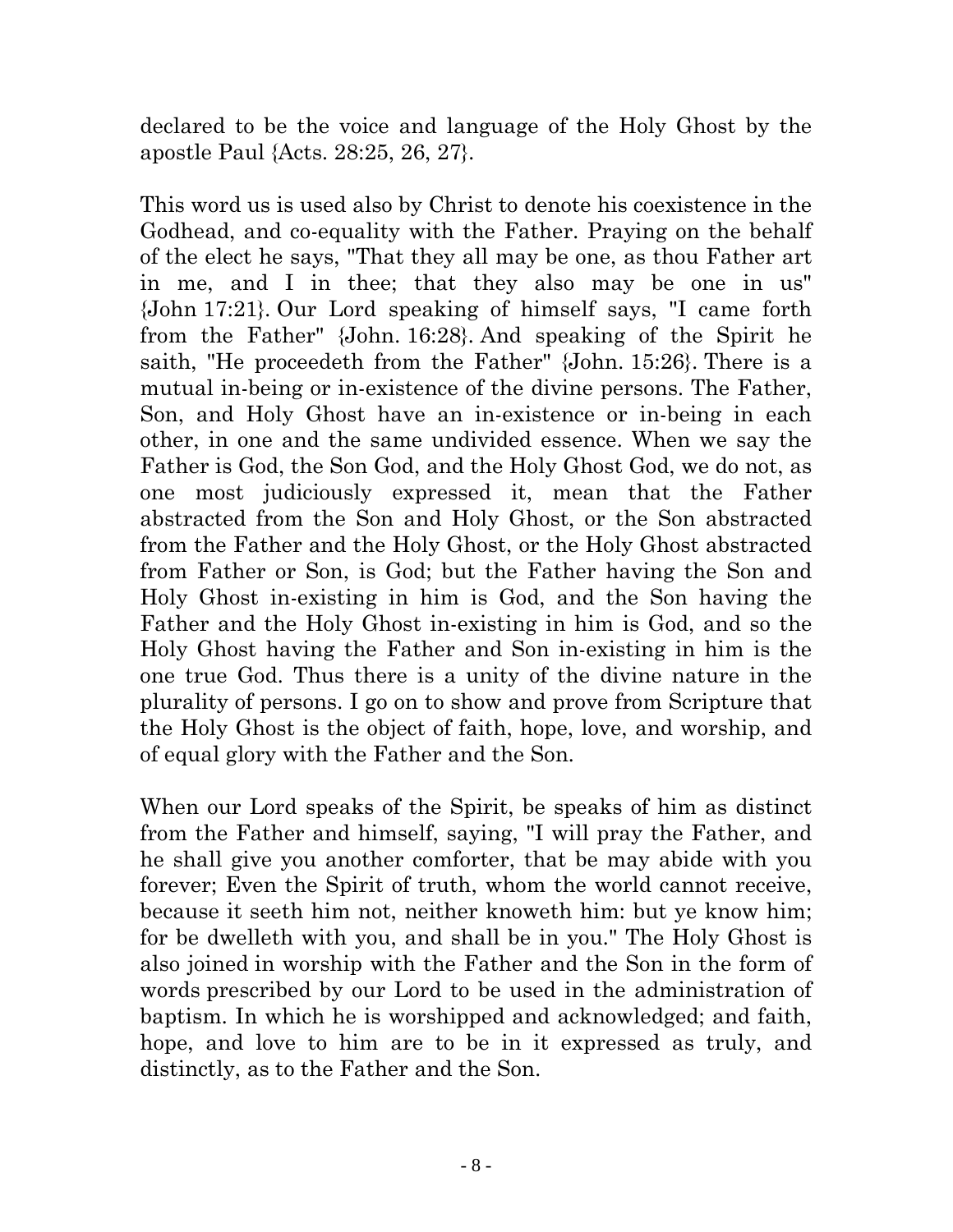declared to be the voice and language of the Holy Ghost by the apostle Paul {Acts. 28:25, 26, 27}.

This word us is used also by Christ to denote his coexistence in the Godhead, and co-equality with the Father. Praying on the behalf of the elect he says, "That they all may be one, as thou Father art in me, and I in thee; that they also may be one in us" {John 17:21}. Our Lord speaking of himself says, "I came forth from the Father" {John. 16:28}. And speaking of the Spirit he saith, "He proceedeth from the Father" {John. 15:26}. There is a mutual in-being or in-existence of the divine persons. The Father, Son, and Holy Ghost have an in-existence or in-being in each other, in one and the same undivided essence. When we say the Father is God, the Son God, and the Holy Ghost God, we do not, as one most judiciously expressed it, mean that the Father abstracted from the Son and Holy Ghost, or the Son abstracted from the Father and the Holy Ghost, or the Holy Ghost abstracted from Father or Son, is God; but the Father having the Son and Holy Ghost in-existing in him is God, and the Son having the Father and the Holy Ghost in-existing in him is God, and so the Holy Ghost having the Father and Son in-existing in him is the one true God. Thus there is a unity of the divine nature in the plurality of persons. I go on to show and prove from Scripture that the Holy Ghost is the object of faith, hope, love, and worship, and of equal glory with the Father and the Son.

When our Lord speaks of the Spirit, be speaks of him as distinct from the Father and himself, saying, "I will pray the Father, and he shall give you another comforter, that be may abide with you forever; Even the Spirit of truth, whom the world cannot receive, because it seeth him not, neither knoweth him: but ye know him; for be dwelleth with you, and shall be in you." The Holy Ghost is also joined in worship with the Father and the Son in the form of words prescribed by our Lord to be used in the administration of baptism. In which he is worshipped and acknowledged; and faith, hope, and love to him are to be in it expressed as truly, and distinctly, as to the Father and the Son.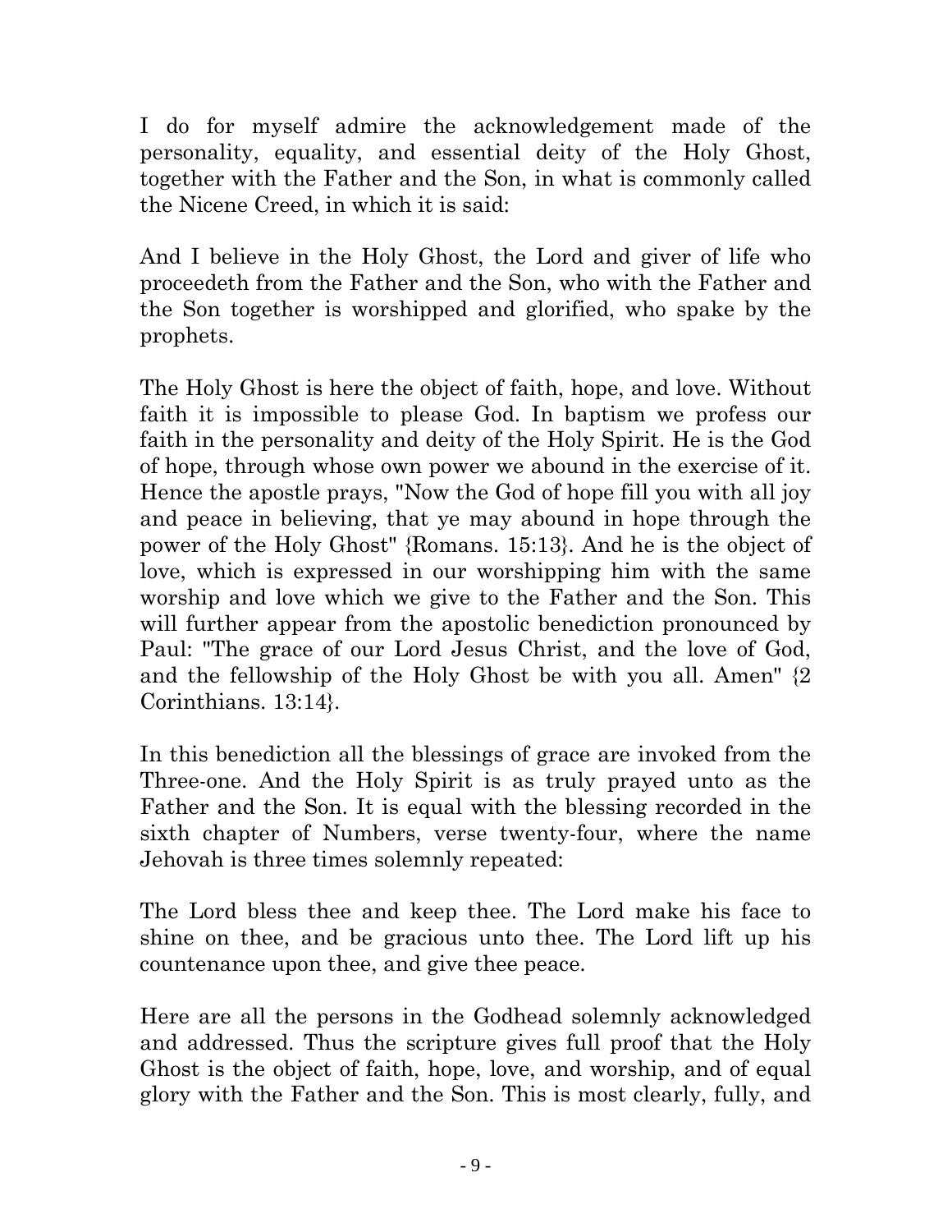I do for myself admire the acknowledgement made of the personality, equality, and essential deity of the Holy Ghost, together with the Father and the Son, in what is commonly called the Nicene Creed, in which it is said:

And I believe in the Holy Ghost, the Lord and giver of life who proceedeth from the Father and the Son, who with the Father and the Son together is worshipped and glorified, who spake by the prophets.

The Holy Ghost is here the object of faith, hope, and love. Without faith it is impossible to please God. In baptism we profess our faith in the personality and deity of the Holy Spirit. He is the God of hope, through whose own power we abound in the exercise of it. Hence the apostle prays, "Now the God of hope fill you with all joy and peace in believing, that ye may abound in hope through the power of the Holy Ghost" {Romans. 15:13}. And he is the object of love, which is expressed in our worshipping him with the same worship and love which we give to the Father and the Son. This will further appear from the apostolic benediction pronounced by Paul: "The grace of our Lord Jesus Christ, and the love of God, and the fellowship of the Holy Ghost be with you all. Amen" {2 Corinthians. 13:14}.

In this benediction all the blessings of grace are invoked from the Three-one. And the Holy Spirit is as truly prayed unto as the Father and the Son. It is equal with the blessing recorded in the sixth chapter of Numbers, verse twenty-four, where the name Jehovah is three times solemnly repeated:

The Lord bless thee and keep thee. The Lord make his face to shine on thee, and be gracious unto thee. The Lord lift up his countenance upon thee, and give thee peace.

Here are all the persons in the Godhead solemnly acknowledged and addressed. Thus the scripture gives full proof that the Holy Ghost is the object of faith, hope, love, and worship, and of equal glory with the Father and the Son. This is most clearly, fully, and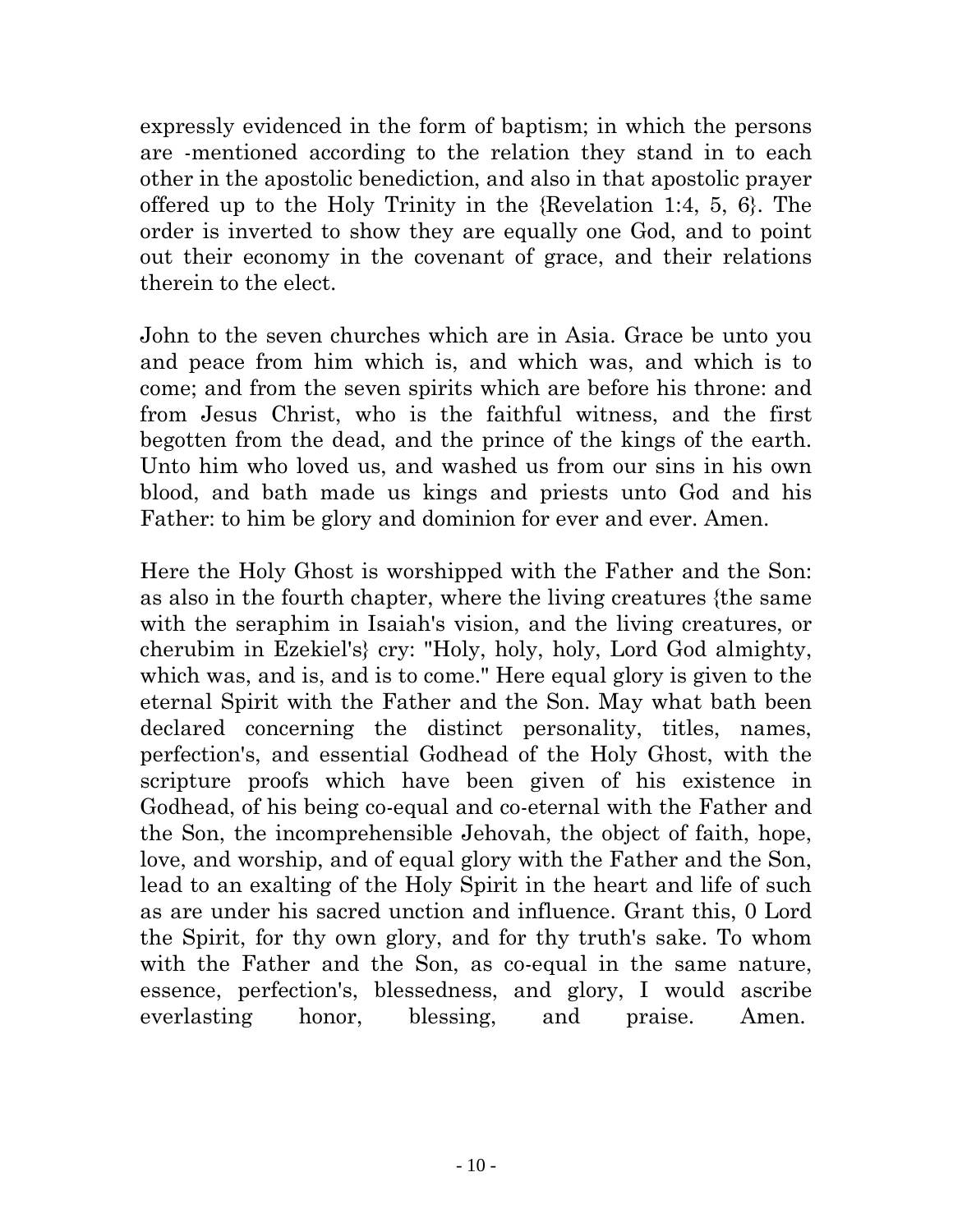expressly evidenced in the form of baptism; in which the persons are -mentioned according to the relation they stand in to each other in the apostolic benediction, and also in that apostolic prayer offered up to the Holy Trinity in the {Revelation 1:4, 5, 6}. The order is inverted to show they are equally one God, and to point out their economy in the covenant of grace, and their relations therein to the elect.

John to the seven churches which are in Asia. Grace be unto you and peace from him which is, and which was, and which is to come; and from the seven spirits which are before his throne: and from Jesus Christ, who is the faithful witness, and the first begotten from the dead, and the prince of the kings of the earth. Unto him who loved us, and washed us from our sins in his own blood, and bath made us kings and priests unto God and his Father: to him be glory and dominion for ever and ever. Amen.

Here the Holy Ghost is worshipped with the Father and the Son: as also in the fourth chapter, where the living creatures {the same with the seraphim in Isaiah's vision, and the living creatures, or cherubim in Ezekiel's} cry: "Holy, holy, holy, Lord God almighty, which was, and is, and is to come." Here equal glory is given to the eternal Spirit with the Father and the Son. May what bath been declared concerning the distinct personality, titles, names, perfection's, and essential Godhead of the Holy Ghost, with the scripture proofs which have been given of his existence in Godhead, of his being co-equal and co-eternal with the Father and the Son, the incomprehensible Jehovah, the object of faith, hope, love, and worship, and of equal glory with the Father and the Son, lead to an exalting of the Holy Spirit in the heart and life of such as are under his sacred unction and influence. Grant this, 0 Lord the Spirit, for thy own glory, and for thy truth's sake. To whom with the Father and the Son, as co-equal in the same nature, essence, perfection's, blessedness, and glory, I would ascribe everlasting honor, blessing, and praise. Amen.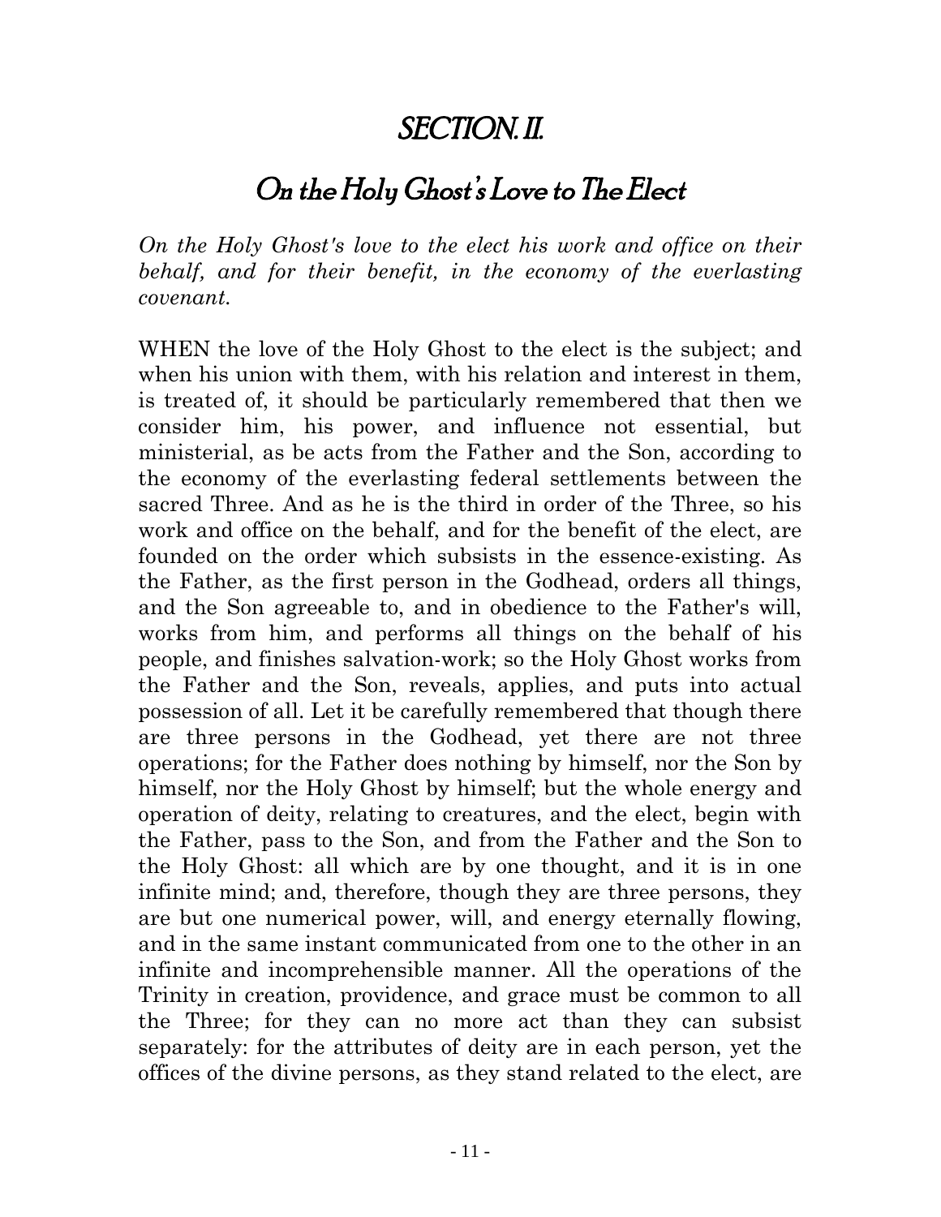# SECTION. II.

## On the Holy Ghost's Love to The Elect

*On the Holy Ghost's love to the elect his work and office on their behalf, and for their benefit, in the economy of the everlasting covenant.*

WHEN the love of the Holy Ghost to the elect is the subject; and when his union with them, with his relation and interest in them, is treated of, it should be particularly remembered that then we consider him, his power, and influence not essential, but ministerial, as be acts from the Father and the Son, according to the economy of the everlasting federal settlements between the sacred Three. And as he is the third in order of the Three, so his work and office on the behalf, and for the benefit of the elect, are founded on the order which subsists in the essence-existing. As the Father, as the first person in the Godhead, orders all things, and the Son agreeable to, and in obedience to the Father's will, works from him, and performs all things on the behalf of his people, and finishes salvation-work; so the Holy Ghost works from the Father and the Son, reveals, applies, and puts into actual possession of all. Let it be carefully remembered that though there are three persons in the Godhead, yet there are not three operations; for the Father does nothing by himself, nor the Son by himself, nor the Holy Ghost by himself; but the whole energy and operation of deity, relating to creatures, and the elect, begin with the Father, pass to the Son, and from the Father and the Son to the Holy Ghost: all which are by one thought, and it is in one infinite mind; and, therefore, though they are three persons, they are but one numerical power, will, and energy eternally flowing, and in the same instant communicated from one to the other in an infinite and incomprehensible manner. All the operations of the Trinity in creation, providence, and grace must be common to all the Three; for they can no more act than they can subsist separately: for the attributes of deity are in each person, yet the offices of the divine persons, as they stand related to the elect, are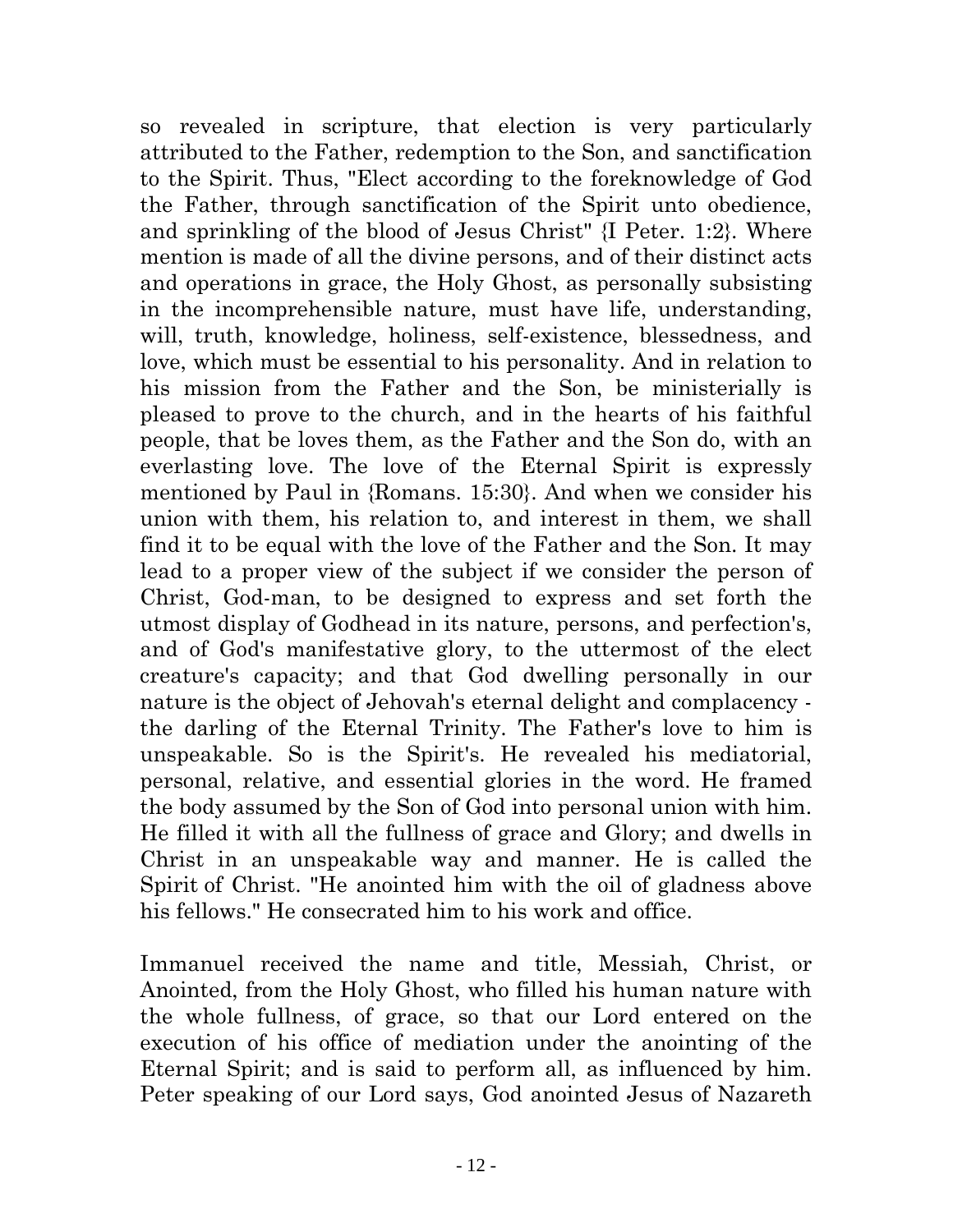so revealed in scripture, that election is very particularly attributed to the Father, redemption to the Son, and sanctification to the Spirit. Thus, "Elect according to the foreknowledge of God the Father, through sanctification of the Spirit unto obedience, and sprinkling of the blood of Jesus Christ" {I Peter. 1:2}. Where mention is made of all the divine persons, and of their distinct acts and operations in grace, the Holy Ghost, as personally subsisting in the incomprehensible nature, must have life, understanding, will, truth, knowledge, holiness, self-existence, blessedness, and love, which must be essential to his personality. And in relation to his mission from the Father and the Son, be ministerially is pleased to prove to the church, and in the hearts of his faithful people, that be loves them, as the Father and the Son do, with an everlasting love. The love of the Eternal Spirit is expressly mentioned by Paul in {Romans. 15:30}. And when we consider his union with them, his relation to, and interest in them, we shall find it to be equal with the love of the Father and the Son. It may lead to a proper view of the subject if we consider the person of Christ, God-man, to be designed to express and set forth the utmost display of Godhead in its nature, persons, and perfection's, and of God's manifestative glory, to the uttermost of the elect creature's capacity; and that God dwelling personally in our nature is the object of Jehovah's eternal delight and complacency - the darling of the Eternal Trinity. The Father's love to him is unspeakable. So is the Spirit's. He revealed his mediatorial, personal, relative, and essential glories in the word. He framed the body assumed by the Son of God into personal union with him. He filled it with all the fullness of grace and Glory; and dwells in Christ in an unspeakable way and manner. He is called the Spirit of Christ. "He anointed him with the oil of gladness above his fellows." He consecrated him to his work and office.

Immanuel received the name and title, Messiah, Christ, or Anointed, from the Holy Ghost, who filled his human nature with the whole fullness, of grace, so that our Lord entered on the execution of his office of mediation under the anointing of the Eternal Spirit; and is said to perform all, as influenced by him. Peter speaking of our Lord says, God anointed Jesus of Nazareth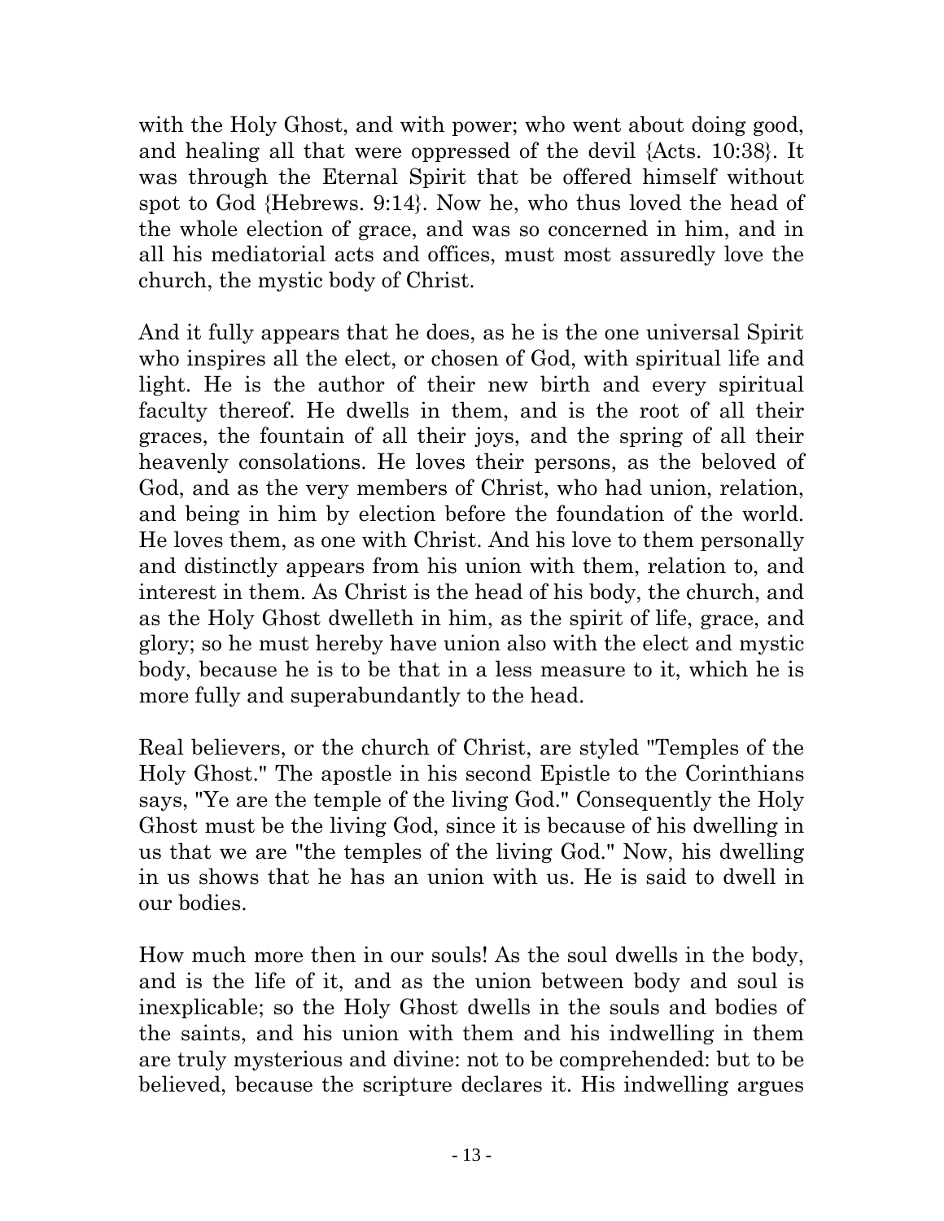with the Holy Ghost, and with power; who went about doing good, and healing all that were oppressed of the devil {Acts. 10:38}. It was through the Eternal Spirit that be offered himself without spot to God {Hebrews. 9:14}. Now he, who thus loved the head of the whole election of grace, and was so concerned in him, and in all his mediatorial acts and offices, must most assuredly love the church, the mystic body of Christ.

And it fully appears that he does, as he is the one universal Spirit who inspires all the elect, or chosen of God, with spiritual life and light. He is the author of their new birth and every spiritual faculty thereof. He dwells in them, and is the root of all their graces, the fountain of all their joys, and the spring of all their heavenly consolations. He loves their persons, as the beloved of God, and as the very members of Christ, who had union, relation, and being in him by election before the foundation of the world. He loves them, as one with Christ. And his love to them personally and distinctly appears from his union with them, relation to, and interest in them. As Christ is the head of his body, the church, and as the Holy Ghost dwelleth in him, as the spirit of life, grace, and glory; so he must hereby have union also with the elect and mystic body, because he is to be that in a less measure to it, which he is more fully and superabundantly to the head.

Real believers, or the church of Christ, are styled "Temples of the Holy Ghost." The apostle in his second Epistle to the Corinthians says, "Ye are the temple of the living God." Consequently the Holy Ghost must be the living God, since it is because of his dwelling in us that we are "the temples of the living God." Now, his dwelling in us shows that he has an union with us. He is said to dwell in our bodies.

How much more then in our souls! As the soul dwells in the body, and is the life of it, and as the union between body and soul is inexplicable; so the Holy Ghost dwells in the souls and bodies of the saints, and his union with them and his indwelling in them are truly mysterious and divine: not to be comprehended: but to be believed, because the scripture declares it. His indwelling argues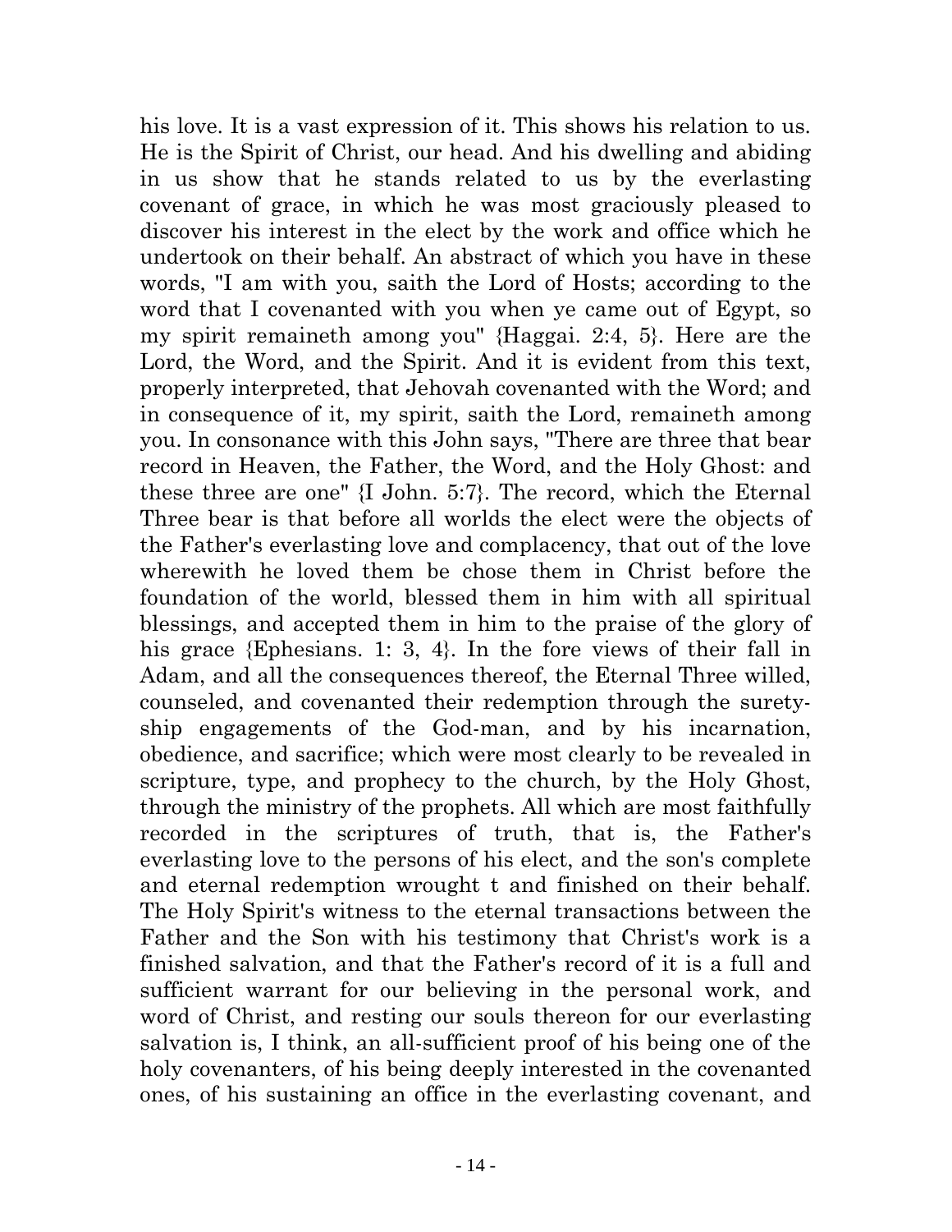his love. It is a vast expression of it. This shows his relation to us. He is the Spirit of Christ, our head. And his dwelling and abiding in us show that he stands related to us by the everlasting covenant of grace, in which he was most graciously pleased to discover his interest in the elect by the work and office which he undertook on their behalf. An abstract of which you have in these words, "I am with you, saith the Lord of Hosts; according to the word that I covenanted with you when ye came out of Egypt, so my spirit remaineth among you" {Haggai. 2:4, 5}. Here are the Lord, the Word, and the Spirit. And it is evident from this text, properly interpreted, that Jehovah covenanted with the Word; and in consequence of it, my spirit, saith the Lord, remaineth among you. In consonance with this John says, "There are three that bear record in Heaven, the Father, the Word, and the Holy Ghost: and these three are one" {I John. 5:7}. The record, which the Eternal Three bear is that before all worlds the elect were the objects of the Father's everlasting love and complacency, that out of the love wherewith he loved them be chose them in Christ before the foundation of the world, blessed them in him with all spiritual blessings, and accepted them in him to the praise of the glory of his grace {Ephesians. 1: 3, 4}. In the fore views of their fall in Adam, and all the consequences thereof, the Eternal Three willed, counseled, and covenanted their redemption through the surety-ship engagements of the God-man, and by his incarnation, obedience, and sacrifice; which were most clearly to be revealed in scripture, type, and prophecy to the church, by the Holy Ghost, through the ministry of the prophets. All which are most faithfully recorded in the scriptures of truth, that is, the Father's everlasting love to the persons of his elect, and the son's complete and eternal redemption wrought t and finished on their behalf. The Holy Spirit's witness to the eternal transactions between the Father and the Son with his testimony that Christ's work is a finished salvation, and that the Father's record of it is a full and sufficient warrant for our believing in the personal work, and word of Christ, and resting our souls thereon for our everlasting salvation is, I think, an all-sufficient proof of his being one of the holy covenanters, of his being deeply interested in the covenanted ones, of his sustaining an office in the everlasting covenant, and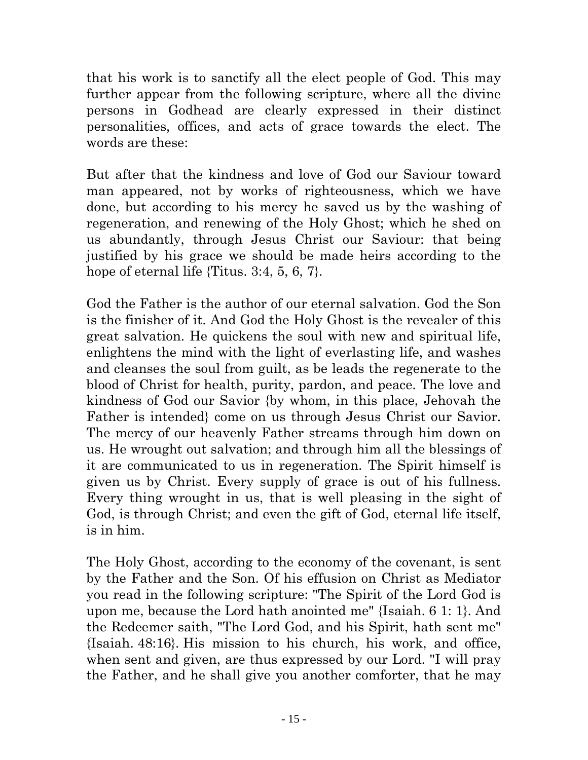that his work is to sanctify all the elect people of God. This may further appear from the following scripture, where all the divine persons in Godhead are clearly expressed in their distinct personalities, offices, and acts of grace towards the elect. The words are these:

But after that the kindness and love of God our Saviour toward man appeared, not by works of righteousness, which we have done, but according to his mercy he saved us by the washing of regeneration, and renewing of the Holy Ghost; which he shed on us abundantly, through Jesus Christ our Saviour: that being justified by his grace we should be made heirs according to the hope of eternal life {Titus. 3:4, 5, 6, 7}.

God the Father is the author of our eternal salvation. God the Son is the finisher of it. And God the Holy Ghost is the revealer of this great salvation. He quickens the soul with new and spiritual life, enlightens the mind with the light of everlasting life, and washes and cleanses the soul from guilt, as be leads the regenerate to the blood of Christ for health, purity, pardon, and peace. The love and kindness of God our Savior {by whom, in this place, Jehovah the Father is intended} come on us through Jesus Christ our Savior. The mercy of our heavenly Father streams through him down on us. He wrought out salvation; and through him all the blessings of it are communicated to us in regeneration. The Spirit himself is given us by Christ. Every supply of grace is out of his fullness. Every thing wrought in us, that is well pleasing in the sight of God, is through Christ; and even the gift of God, eternal life itself, is in him.

The Holy Ghost, according to the economy of the covenant, is sent by the Father and the Son. Of his effusion on Christ as Mediator you read in the following scripture: "The Spirit of the Lord God is upon me, because the Lord hath anointed me" {Isaiah. 6 1: 1}. And the Redeemer saith, "The Lord God, and his Spirit, hath sent me" {Isaiah. 48:16}. His mission to his church, his work, and office, when sent and given, are thus expressed by our Lord. "I will pray the Father, and he shall give you another comforter, that he may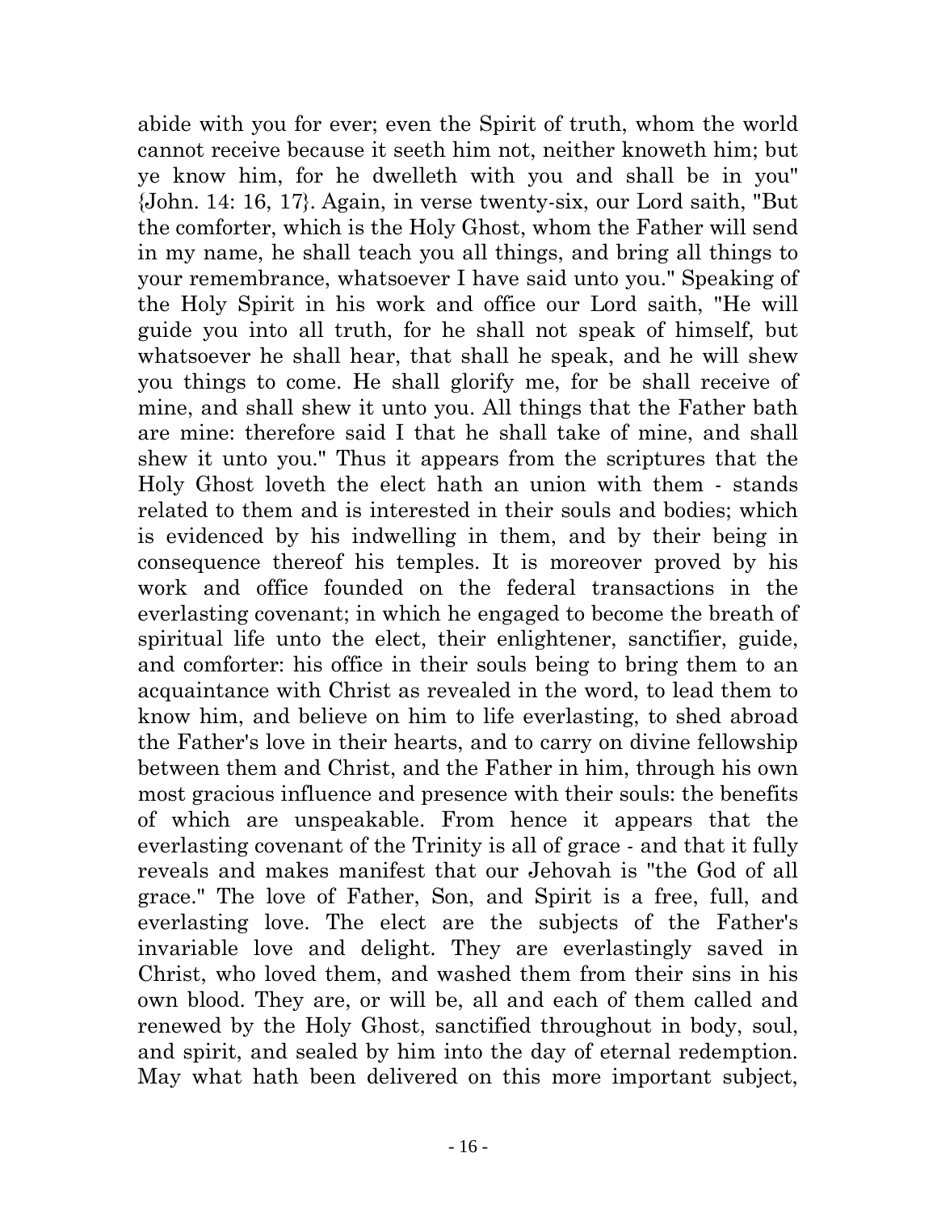abide with you for ever; even the Spirit of truth, whom the world cannot receive because it seeth him not, neither knoweth him; but ye know him, for he dwelleth with you and shall be in you" {John. 14: 16, 17}. Again, in verse twenty-six, our Lord saith, "But the comforter, which is the Holy Ghost, whom the Father will send in my name, he shall teach you all things, and bring all things to your remembrance, whatsoever I have said unto you." Speaking of the Holy Spirit in his work and office our Lord saith, "He will guide you into all truth, for he shall not speak of himself, but whatsoever he shall hear, that shall he speak, and he will shew you things to come. He shall glorify me, for be shall receive of mine, and shall shew it unto you. All things that the Father bath are mine: therefore said I that he shall take of mine, and shall shew it unto you." Thus it appears from the scriptures that the Holy Ghost loveth the elect hath an union with them - stands related to them and is interested in their souls and bodies; which is evidenced by his indwelling in them, and by their being in consequence thereof his temples. It is moreover proved by his work and office founded on the federal transactions in the everlasting covenant; in which he engaged to become the breath of spiritual life unto the elect, their enlightener, sanctifier, guide, and comforter: his office in their souls being to bring them to an acquaintance with Christ as revealed in the word, to lead them to know him, and believe on him to life everlasting, to shed abroad the Father's love in their hearts, and to carry on divine fellowship between them and Christ, and the Father in him, through his own most gracious influence and presence with their souls: the benefits of which are unspeakable. From hence it appears that the everlasting covenant of the Trinity is all of grace - and that it fully reveals and makes manifest that our Jehovah is "the God of all grace." The love of Father, Son, and Spirit is a free, full, and everlasting love. The elect are the subjects of the Father's invariable love and delight. They are everlastingly saved in Christ, who loved them, and washed them from their sins in his own blood. They are, or will be, all and each of them called and renewed by the Holy Ghost, sanctified throughout in body, soul, and spirit, and sealed by him into the day of eternal redemption. May what hath been delivered on this more important subject,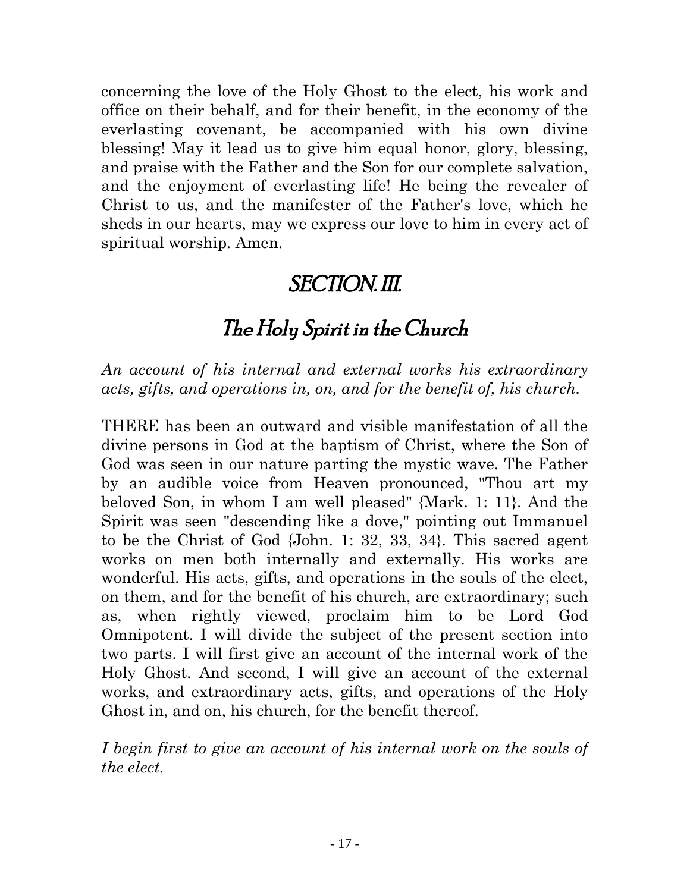concerning the love of the Holy Ghost to the elect, his work and office on their behalf, and for their benefit, in the economy of the everlasting covenant, be accompanied with his own divine blessing! May it lead us to give him equal honor, glory, blessing, and praise with the Father and the Son for our complete salvation, and the enjoyment of everlasting life! He being the revealer of Christ to us, and the manifester of the Father's love, which he sheds in our hearts, may we express our love to him in every act of spiritual worship. Amen.

## SECTION. III.

## The Holy Spirit in the Church

*An account of his internal and external works his extraordinary acts, gifts, and operations in, on, and for the benefit of, his church.*

THERE has been an outward and visible manifestation of all the divine persons in God at the baptism of Christ, where the Son of God was seen in our nature parting the mystic wave. The Father by an audible voice from Heaven pronounced, "Thou art my beloved Son, in whom I am well pleased" {Mark. 1: 11}. And the Spirit was seen "descending like a dove," pointing out Immanuel to be the Christ of God {John. 1: 32, 33, 34}. This sacred agent works on men both internally and externally. His works are wonderful. His acts, gifts, and operations in the souls of the elect, on them, and for the benefit of his church, are extraordinary; such as, when rightly viewed, proclaim him to be Lord God Omnipotent. I will divide the subject of the present section into two parts. I will first give an account of the internal work of the Holy Ghost. And second, I will give an account of the external works, and extraordinary acts, gifts, and operations of the Holy Ghost in, and on, his church, for the benefit thereof.

*I begin first to give an account of his internal work on the souls of the elect.*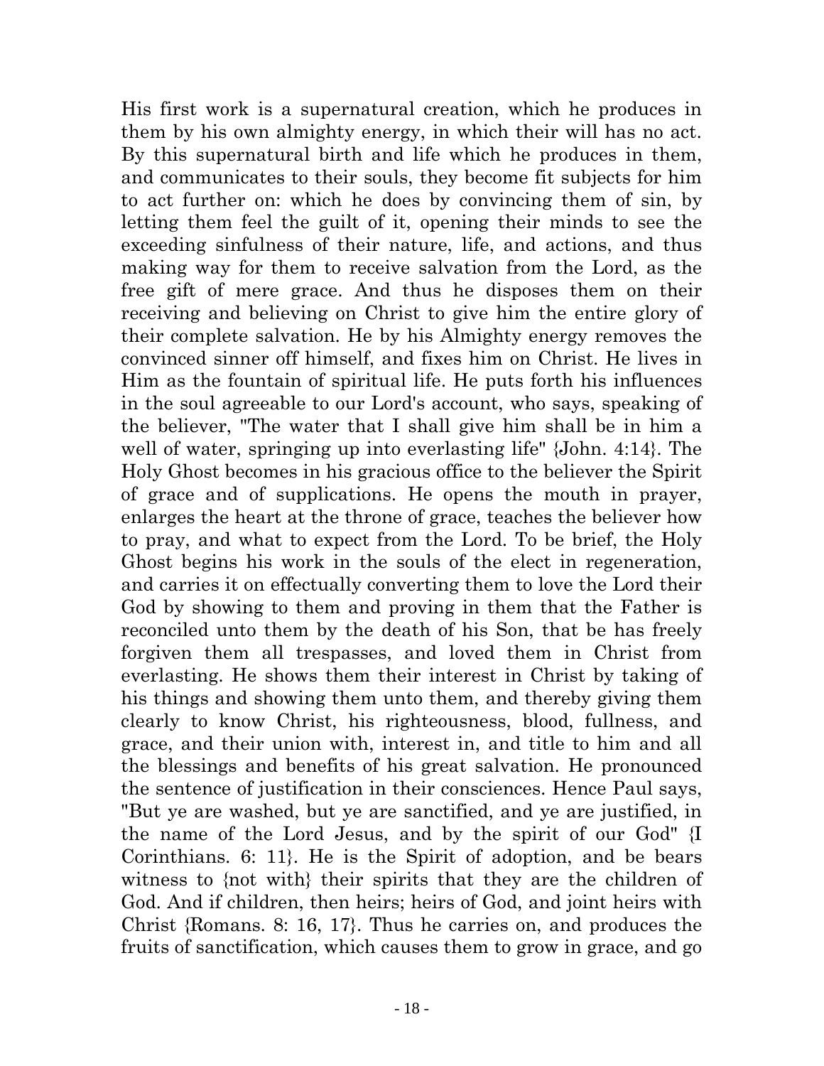His first work is a supernatural creation, which he produces in them by his own almighty energy, in which their will has no act. By this supernatural birth and life which he produces in them, and communicates to their souls, they become fit subjects for him to act further on: which he does by convincing them of sin, by letting them feel the guilt of it, opening their minds to see the exceeding sinfulness of their nature, life, and actions, and thus making way for them to receive salvation from the Lord, as the free gift of mere grace. And thus he disposes them on their receiving and believing on Christ to give him the entire glory of their complete salvation. He by his Almighty energy removes the convinced sinner off himself, and fixes him on Christ. He lives in Him as the fountain of spiritual life. He puts forth his influences in the soul agreeable to our Lord's account, who says, speaking of the believer, "The water that I shall give him shall be in him a well of water, springing up into everlasting life" {John. 4:14}. The Holy Ghost becomes in his gracious office to the believer the Spirit of grace and of supplications. He opens the mouth in prayer, enlarges the heart at the throne of grace, teaches the believer how to pray, and what to expect from the Lord. To be brief, the Holy Ghost begins his work in the souls of the elect in regeneration, and carries it on effectually converting them to love the Lord their God by showing to them and proving in them that the Father is reconciled unto them by the death of his Son, that be has freely forgiven them all trespasses, and loved them in Christ from everlasting. He shows them their interest in Christ by taking of his things and showing them unto them, and thereby giving them clearly to know Christ, his righteousness, blood, fullness, and grace, and their union with, interest in, and title to him and all the blessings and benefits of his great salvation. He pronounced the sentence of justification in their consciences. Hence Paul says, "But ye are washed, but ye are sanctified, and ye are justified, in the name of the Lord Jesus, and by the spirit of our God" {I Corinthians. 6: 11}. He is the Spirit of adoption, and be bears witness to {not with} their spirits that they are the children of God. And if children, then heirs; heirs of God, and joint heirs with Christ {Romans. 8: 16, 17}. Thus he carries on, and produces the fruits of sanctification, which causes them to grow in grace, and go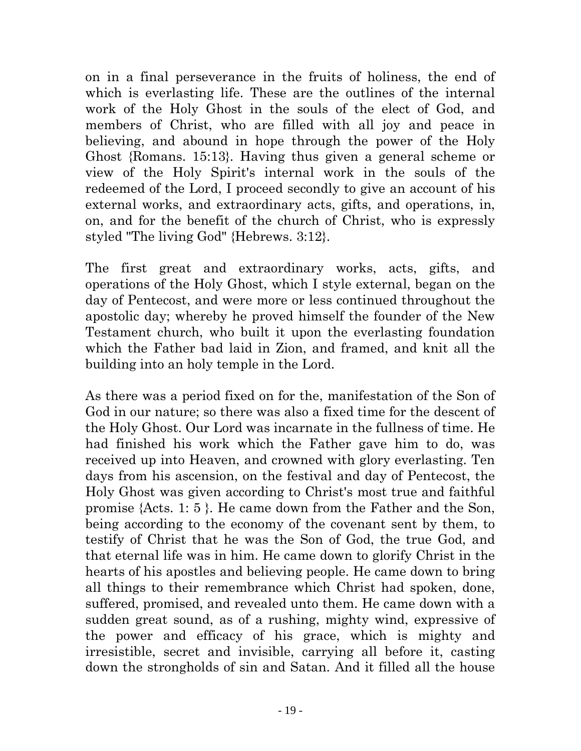on in a final perseverance in the fruits of holiness, the end of which is everlasting life. These are the outlines of the internal work of the Holy Ghost in the souls of the elect of God, and members of Christ, who are filled with all joy and peace in believing, and abound in hope through the power of the Holy Ghost {Romans. 15:13}. Having thus given a general scheme or view of the Holy Spirit's internal work in the souls of the redeemed of the Lord, I proceed secondly to give an account of his external works, and extraordinary acts, gifts, and operations, in, on, and for the benefit of the church of Christ, who is expressly styled "The living God" {Hebrews. 3:12}.

The first great and extraordinary works, acts, gifts, and operations of the Holy Ghost, which I style external, began on the day of Pentecost, and were more or less continued throughout the apostolic day; whereby he proved himself the founder of the New Testament church, who built it upon the everlasting foundation which the Father bad laid in Zion, and framed, and knit all the building into an holy temple in the Lord.

As there was a period fixed on for the, manifestation of the Son of God in our nature; so there was also a fixed time for the descent of the Holy Ghost. Our Lord was incarnate in the fullness of time. He had finished his work which the Father gave him to do, was received up into Heaven, and crowned with glory everlasting. Ten days from his ascension, on the festival and day of Pentecost, the Holy Ghost was given according to Christ's most true and faithful promise {Acts. 1: 5 }. He came down from the Father and the Son, being according to the economy of the covenant sent by them, to testify of Christ that he was the Son of God, the true God, and that eternal life was in him. He came down to glorify Christ in the hearts of his apostles and believing people. He came down to bring all things to their remembrance which Christ had spoken, done, suffered, promised, and revealed unto them. He came down with a sudden great sound, as of a rushing, mighty wind, expressive of the power and efficacy of his grace, which is mighty and irresistible, secret and invisible, carrying all before it, casting down the strongholds of sin and Satan. And it filled all the house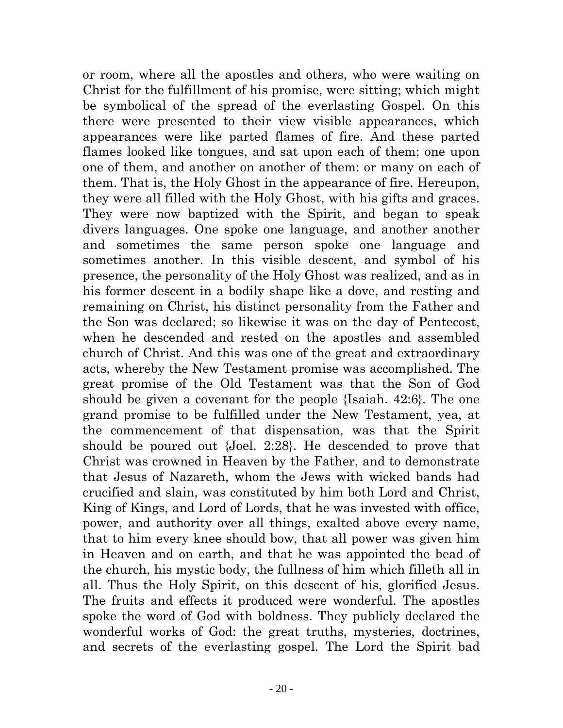or room, where all the apostles and others, who were waiting on Christ for the fulfillment of his promise, were sitting; which might be symbolical of the spread of the everlasting Gospel. On this there were presented to their view visible appearances, which appearances were like parted flames of fire. And these parted flames looked like tongues, and sat upon each of them; one upon one of them, and another on another of them: or many on each of them. That is, the Holy Ghost in the appearance of fire. Hereupon, they were all filled with the Holy Ghost, with his gifts and graces. They were now baptized with the Spirit, and began to speak divers languages. One spoke one language, and another another and sometimes the same person spoke one language and sometimes another. In this visible descent, and symbol of his presence, the personality of the Holy Ghost was realized, and as in his former descent in a bodily shape like a dove, and resting and remaining on Christ, his distinct personality from the Father and the Son was declared; so likewise it was on the day of Pentecost, when he descended and rested on the apostles and assembled church of Christ. And this was one of the great and extraordinary acts, whereby the New Testament promise was accomplished. The great promise of the Old Testament was that the Son of God should be given a covenant for the people {Isaiah. 42:6}. The one grand promise to be fulfilled under the New Testament, yea, at the commencement of that dispensation, was that the Spirit should be poured out {Joel. 2:28}. He descended to prove that Christ was crowned in Heaven by the Father, and to demonstrate that Jesus of Nazareth, whom the Jews with wicked bands had crucified and slain, was constituted by him both Lord and Christ, King of Kings, and Lord of Lords, that he was invested with office, power, and authority over all things, exalted above every name, that to him every knee should bow, that all power was given him in Heaven and on earth, and that he was appointed the bead of the church, his mystic body, the fullness of him which filleth all in all. Thus the Holy Spirit, on this descent of his, glorified Jesus. The fruits and effects it produced were wonderful. The apostles spoke the word of God with boldness. They publicly declared the wonderful works of God: the great truths, mysteries, doctrines, and secrets of the everlasting gospel. The Lord the Spirit bad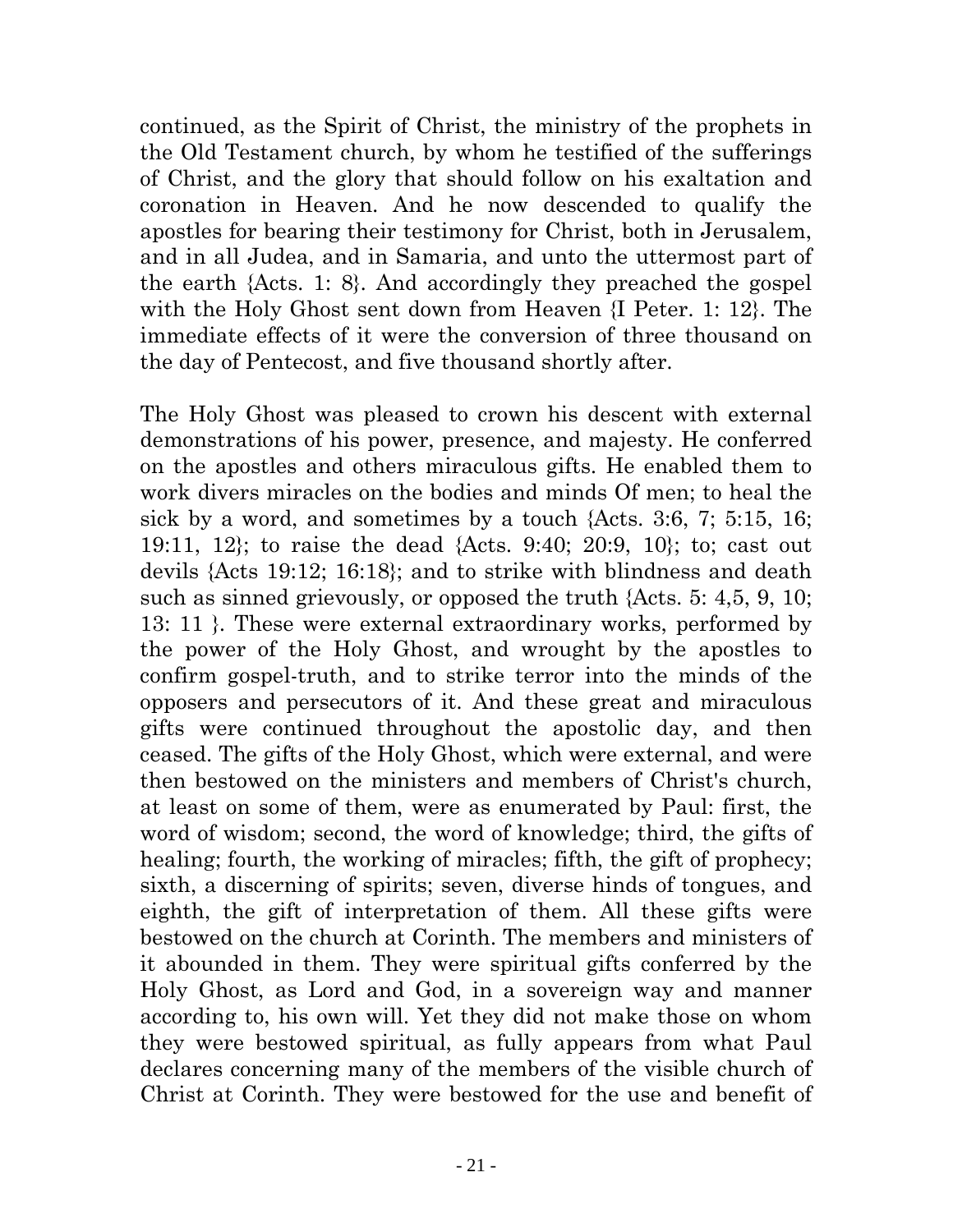continued, as the Spirit of Christ, the ministry of the prophets in the Old Testament church, by whom he testified of the sufferings of Christ, and the glory that should follow on his exaltation and coronation in Heaven. And he now descended to qualify the apostles for bearing their testimony for Christ, both in Jerusalem, and in all Judea, and in Samaria, and unto the uttermost part of the earth {Acts. 1: 8}. And accordingly they preached the gospel with the Holy Ghost sent down from Heaven {I Peter. 1: 12}. The immediate effects of it were the conversion of three thousand on the day of Pentecost, and five thousand shortly after.

The Holy Ghost was pleased to crown his descent with external demonstrations of his power, presence, and majesty. He conferred on the apostles and others miraculous gifts. He enabled them to work divers miracles on the bodies and minds Of men; to heal the sick by a word, and sometimes by a touch {Acts. 3:6, 7; 5:15, 16; 19:11, 12}; to raise the dead {Acts. 9:40; 20:9, 10}; to; cast out devils {Acts 19:12; 16:18}; and to strike with blindness and death such as sinned grievously, or opposed the truth {Acts. 5: 4,5, 9, 10; 13: 11 }. These were external extraordinary works, performed by the power of the Holy Ghost, and wrought by the apostles to confirm gospel-truth, and to strike terror into the minds of the opposers and persecutors of it. And these great and miraculous gifts were continued throughout the apostolic day, and then ceased. The gifts of the Holy Ghost, which were external, and were then bestowed on the ministers and members of Christ's church, at least on some of them, were as enumerated by Paul: first, the word of wisdom; second, the word of knowledge; third, the gifts of healing; fourth, the working of miracles; fifth, the gift of prophecy; sixth, a discerning of spirits; seven, diverse hinds of tongues, and eighth, the gift of interpretation of them. All these gifts were bestowed on the church at Corinth. The members and ministers of it abounded in them. They were spiritual gifts conferred by the Holy Ghost, as Lord and God, in a sovereign way and manner according to, his own will. Yet they did not make those on whom they were bestowed spiritual, as fully appears from what Paul declares concerning many of the members of the visible church of Christ at Corinth. They were bestowed for the use and benefit of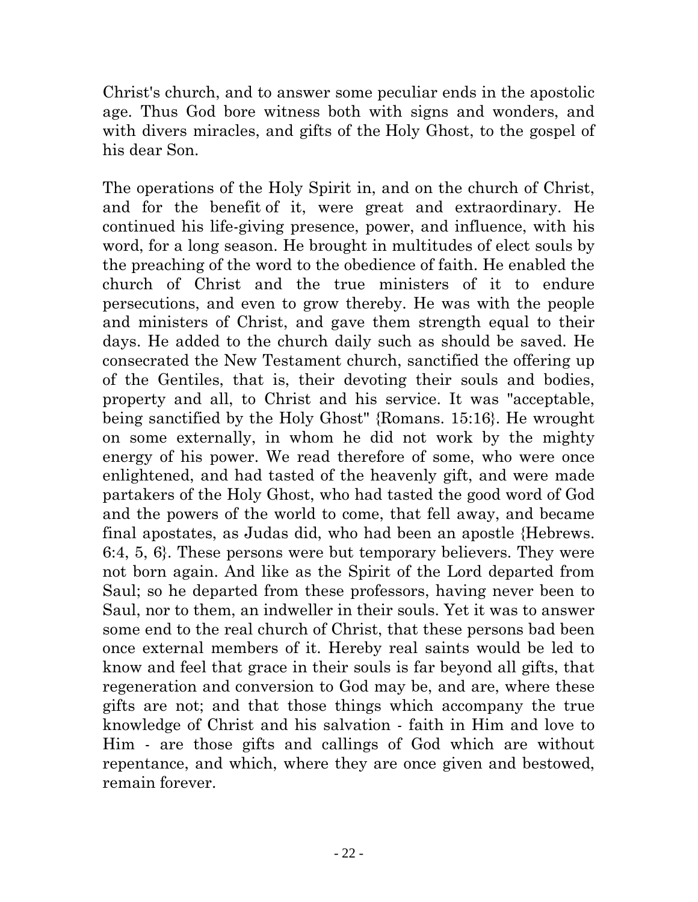Christ's church, and to answer some peculiar ends in the apostolic age. Thus God bore witness both with signs and wonders, and with divers miracles, and gifts of the Holy Ghost, to the gospel of his dear Son.

The operations of the Holy Spirit in, and on the church of Christ, and for the benefit of it, were great and extraordinary. He continued his life-giving presence, power, and influence, with his word, for a long season. He brought in multitudes of elect souls by the preaching of the word to the obedience of faith. He enabled the church of Christ and the true ministers of it to endure persecutions, and even to grow thereby. He was with the people and ministers of Christ, and gave them strength equal to their days. He added to the church daily such as should be saved. He consecrated the New Testament church, sanctified the offering up of the Gentiles, that is, their devoting their souls and bodies, property and all, to Christ and his service. It was "acceptable, being sanctified by the Holy Ghost" {Romans. 15:16}. He wrought on some externally, in whom he did not work by the mighty energy of his power. We read therefore of some, who were once enlightened, and had tasted of the heavenly gift, and were made partakers of the Holy Ghost, who had tasted the good word of God and the powers of the world to come, that fell away, and became final apostates, as Judas did, who had been an apostle {Hebrews. 6:4, 5, 6}. These persons were but temporary believers. They were not born again. And like as the Spirit of the Lord departed from Saul; so he departed from these professors, having never been to Saul, nor to them, an indweller in their souls. Yet it was to answer some end to the real church of Christ, that these persons bad been once external members of it. Hereby real saints would be led to know and feel that grace in their souls is far beyond all gifts, that regeneration and conversion to God may be, and are, where these gifts are not; and that those things which accompany the true knowledge of Christ and his salvation - faith in Him and love to Him - are those gifts and callings of God which are without repentance, and which, where they are once given and bestowed, remain forever.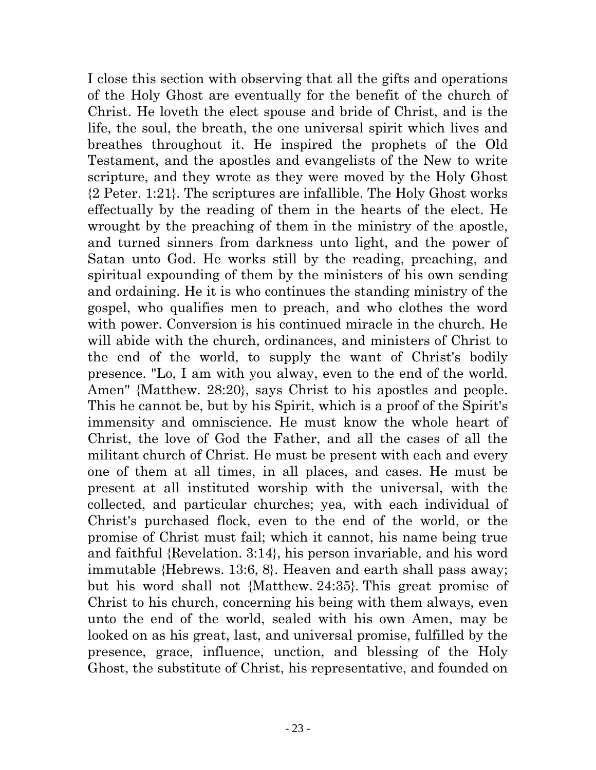I close this section with observing that all the gifts and operations of the Holy Ghost are eventually for the benefit of the church of Christ. He loveth the elect spouse and bride of Christ, and is the life, the soul, the breath, the one universal spirit which lives and breathes throughout it. He inspired the prophets of the Old Testament, and the apostles and evangelists of the New to write scripture, and they wrote as they were moved by the Holy Ghost {2 Peter. 1:21}. The scriptures are infallible. The Holy Ghost works effectually by the reading of them in the hearts of the elect. He wrought by the preaching of them in the ministry of the apostle, and turned sinners from darkness unto light, and the power of Satan unto God. He works still by the reading, preaching, and spiritual expounding of them by the ministers of his own sending and ordaining. He it is who continues the standing ministry of the gospel, who qualifies men to preach, and who clothes the word with power. Conversion is his continued miracle in the church. He will abide with the church, ordinances, and ministers of Christ to the end of the world, to supply the want of Christ's bodily presence. "Lo, I am with you alway, even to the end of the world. Amen" {Matthew. 28:20}, says Christ to his apostles and people. This he cannot be, but by his Spirit, which is a proof of the Spirit's immensity and omniscience. He must know the whole heart of Christ, the love of God the Father, and all the cases of all the militant church of Christ. He must be present with each and every one of them at all times, in all places, and cases. He must be present at all instituted worship with the universal, with the collected, and particular churches; yea, with each individual of Christ's purchased flock, even to the end of the world, or the promise of Christ must fail; which it cannot, his name being true and faithful {Revelation. 3:14}, his person invariable, and his word immutable {Hebrews. 13:6, 8}. Heaven and earth shall pass away; but his word shall not {Matthew. 24:35}. This great promise of Christ to his church, concerning his being with them always, even unto the end of the world, sealed with his own Amen, may be looked on as his great, last, and universal promise, fulfilled by the presence, grace, influence, unction, and blessing of the Holy Ghost, the substitute of Christ, his representative, and founded on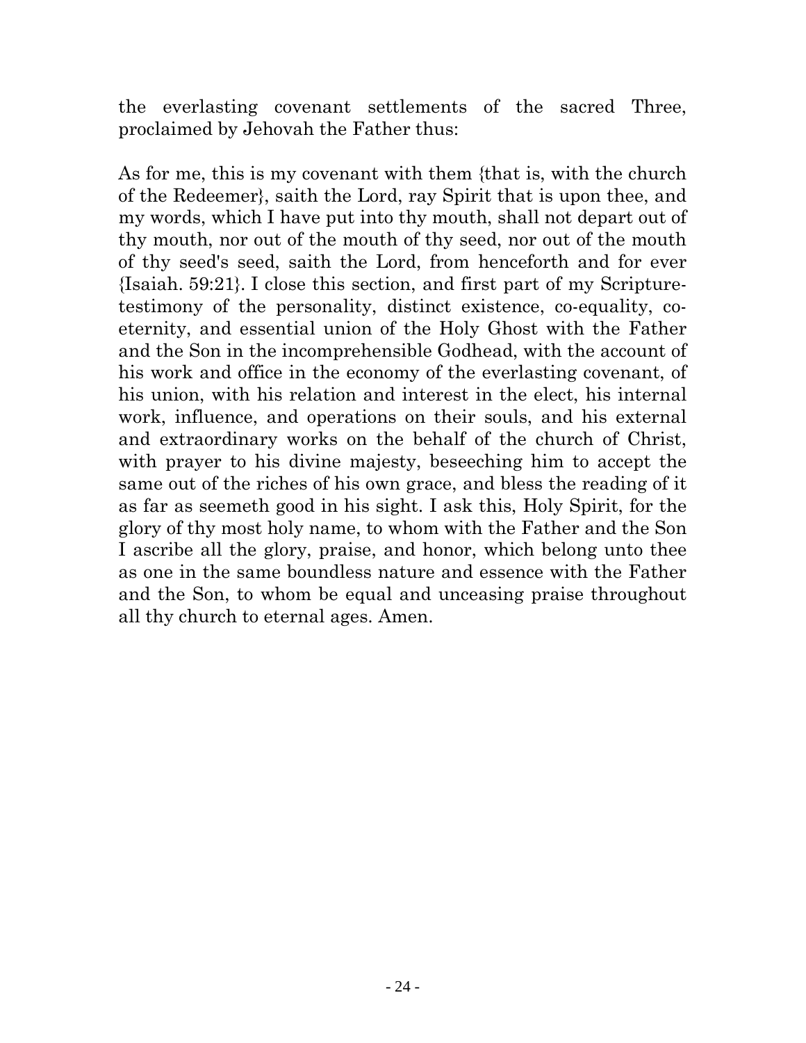the everlasting covenant settlements of the sacred Three, proclaimed by Jehovah the Father thus:

As for me, this is my covenant with them {that is, with the church of the Redeemer}, saith the Lord, ray Spirit that is upon thee, and my words, which I have put into thy mouth, shall not depart out of thy mouth, nor out of the mouth of thy seed, nor out of the mouth of thy seed's seed, saith the Lord, from henceforth and for ever {Isaiah. 59:21}. I close this section, and first part of my Scripture-testimony of the personality, distinct existence, co-equality, co-eternity, and essential union of the Holy Ghost with the Father and the Son in the incomprehensible Godhead, with the account of his work and office in the economy of the everlasting covenant, of his union, with his relation and interest in the elect, his internal work, influence, and operations on their souls, and his external and extraordinary works on the behalf of the church of Christ, with prayer to his divine majesty, beseeching him to accept the same out of the riches of his own grace, and bless the reading of it as far as seemeth good in his sight. I ask this, Holy Spirit, for the glory of thy most holy name, to whom with the Father and the Son I ascribe all the glory, praise, and honor, which belong unto thee as one in the same boundless nature and essence with the Father and the Son, to whom be equal and unceasing praise throughout all thy church to eternal ages. Amen.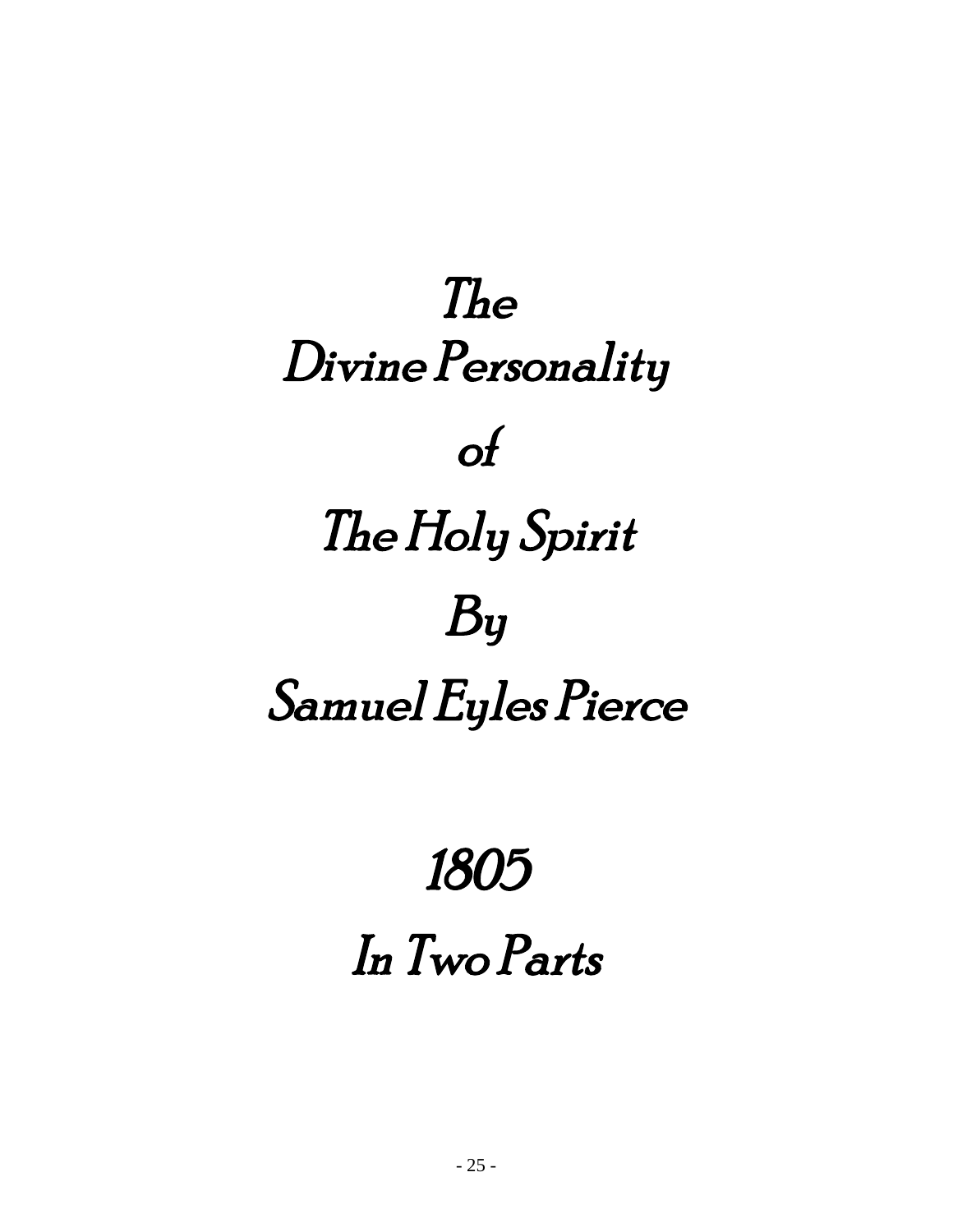# The Divine Personality of The Holy Spirit

## By

## Samuel Eyles Pierce

## 1805

## In Two Parts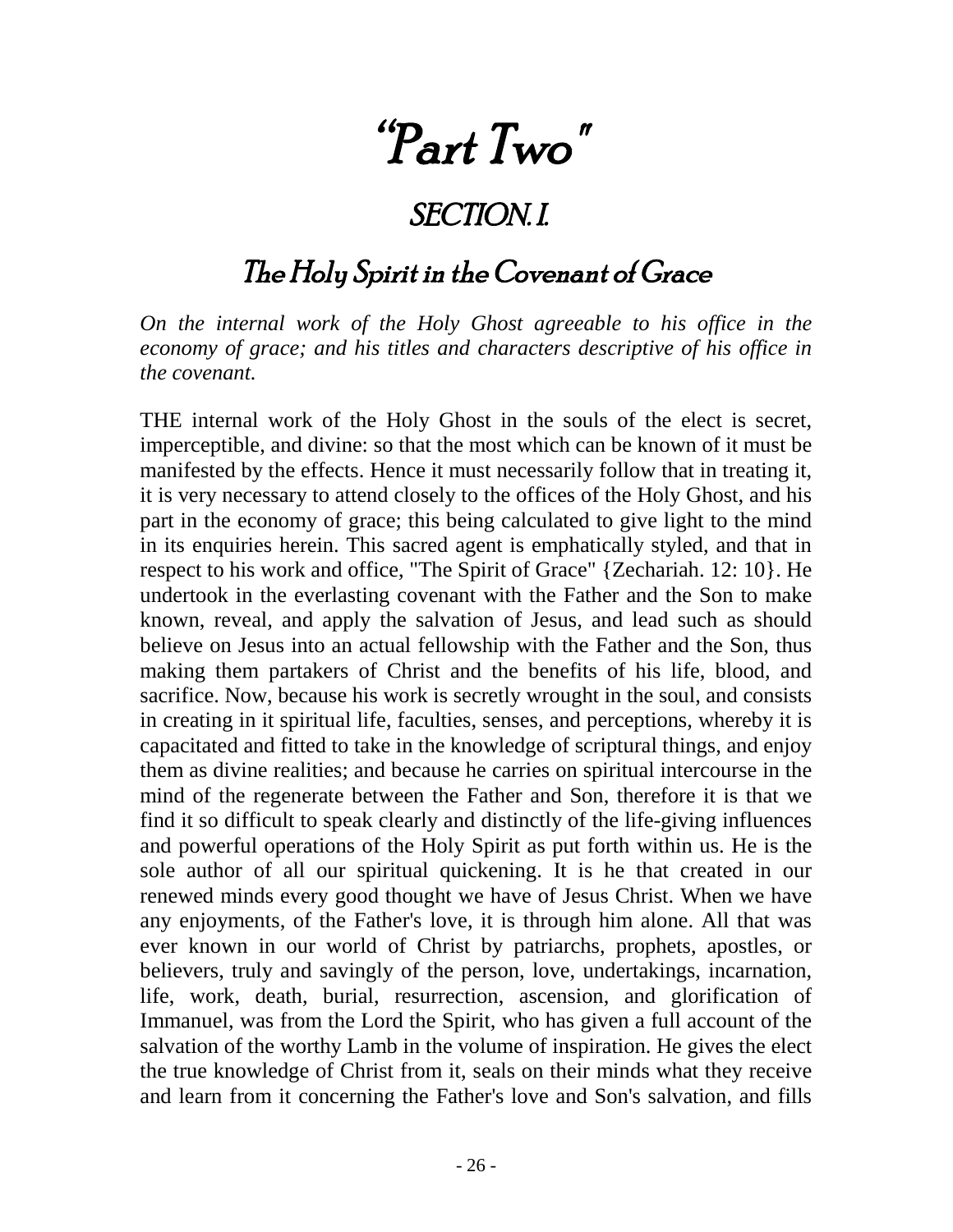# "Part Two"

## SECTION. I.

## The Holy Spirit in the Covenant of Grace

*On the internal work of the Holy Ghost agreeable to his office in the economy of grace; and his titles and characters descriptive of his office in the covenant.*

THE internal work of the Holy Ghost in the souls of the elect is secret, imperceptible, and divine: so that the most which can be known of it must be manifested by the effects. Hence it must necessarily follow that in treating it, it is very necessary to attend closely to the offices of the Holy Ghost, and his part in the economy of grace; this being calculated to give light to the mind in its enquiries herein. This sacred agent is emphatically styled, and that in respect to his work and office, "The Spirit of Grace" {Zechariah. 12: 10}. He undertook in the everlasting covenant with the Father and the Son to make known, reveal, and apply the salvation of Jesus, and lead such as should believe on Jesus into an actual fellowship with the Father and the Son, thus making them partakers of Christ and the benefits of his life, blood, and sacrifice. Now, because his work is secretly wrought in the soul, and consists in creating in it spiritual life, faculties, senses, and perceptions, whereby it is capacitated and fitted to take in the knowledge of scriptural things, and enjoy them as divine realities; and because he carries on spiritual intercourse in the mind of the regenerate between the Father and Son, therefore it is that we find it so difficult to speak clearly and distinctly of the life-giving influences and powerful operations of the Holy Spirit as put forth within us. He is the sole author of all our spiritual quickening. It is he that created in our renewed minds every good thought we have of Jesus Christ. When we have any enjoyments, of the Father's love, it is through him alone. All that was ever known in our world of Christ by patriarchs, prophets, apostles, or believers, truly and savingly of the person, love, undertakings, incarnation, life, work, death, burial, resurrection, ascension, and glorification of Immanuel, was from the Lord the Spirit, who has given a full account of the salvation of the worthy Lamb in the volume of inspiration. He gives the elect the true knowledge of Christ from it, seals on their minds what they receive and learn from it concerning the Father's love and Son's salvation, and fills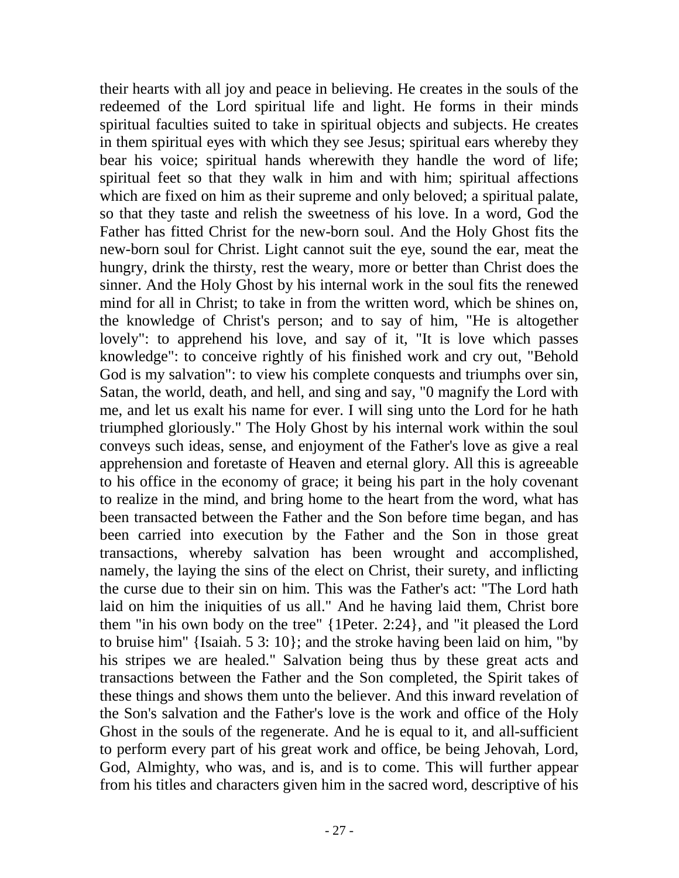their hearts with all joy and peace in believing. He creates in the souls of the redeemed of the Lord spiritual life and light. He forms in their minds spiritual faculties suited to take in spiritual objects and subjects. He creates in them spiritual eyes with which they see Jesus; spiritual ears whereby they bear his voice; spiritual hands wherewith they handle the word of life; spiritual feet so that they walk in him and with him; spiritual affections which are fixed on him as their supreme and only beloved; a spiritual palate, so that they taste and relish the sweetness of his love. In a word, God the Father has fitted Christ for the new-born soul. And the Holy Ghost fits the new-born soul for Christ. Light cannot suit the eye, sound the ear, meat the hungry, drink the thirsty, rest the weary, more or better than Christ does the sinner. And the Holy Ghost by his internal work in the soul fits the renewed mind for all in Christ; to take in from the written word, which be shines on, the knowledge of Christ's person; and to say of him, "He is altogether lovely": to apprehend his love, and say of it, "It is love which passes knowledge": to conceive rightly of his finished work and cry out, "Behold God is my salvation": to view his complete conquests and triumphs over sin, Satan, the world, death, and hell, and sing and say, "0 magnify the Lord with me, and let us exalt his name for ever. I will sing unto the Lord for he hath triumphed gloriously." The Holy Ghost by his internal work within the soul conveys such ideas, sense, and enjoyment of the Father's love as give a real apprehension and foretaste of Heaven and eternal glory. All this is agreeable to his office in the economy of grace; it being his part in the holy covenant to realize in the mind, and bring home to the heart from the word, what has been transacted between the Father and the Son before time began, and has been carried into execution by the Father and the Son in those great transactions, whereby salvation has been wrought and accomplished, namely, the laying the sins of the elect on Christ, their surety, and inflicting the curse due to their sin on him. This was the Father's act: "The Lord hath laid on him the iniquities of us all." And he having laid them, Christ bore them "in his own body on the tree" {1Peter. 2:24}, and "it pleased the Lord to bruise him" {Isaiah. 5 3: 10}; and the stroke having been laid on him, "by his stripes we are healed." Salvation being thus by these great acts and transactions between the Father and the Son completed, the Spirit takes of these things and shows them unto the believer. And this inward revelation of the Son's salvation and the Father's love is the work and office of the Holy Ghost in the souls of the regenerate. And he is equal to it, and all-sufficient to perform every part of his great work and office, be being Jehovah, Lord, God, Almighty, who was, and is, and is to come. This will further appear from his titles and characters given him in the sacred word, descriptive of his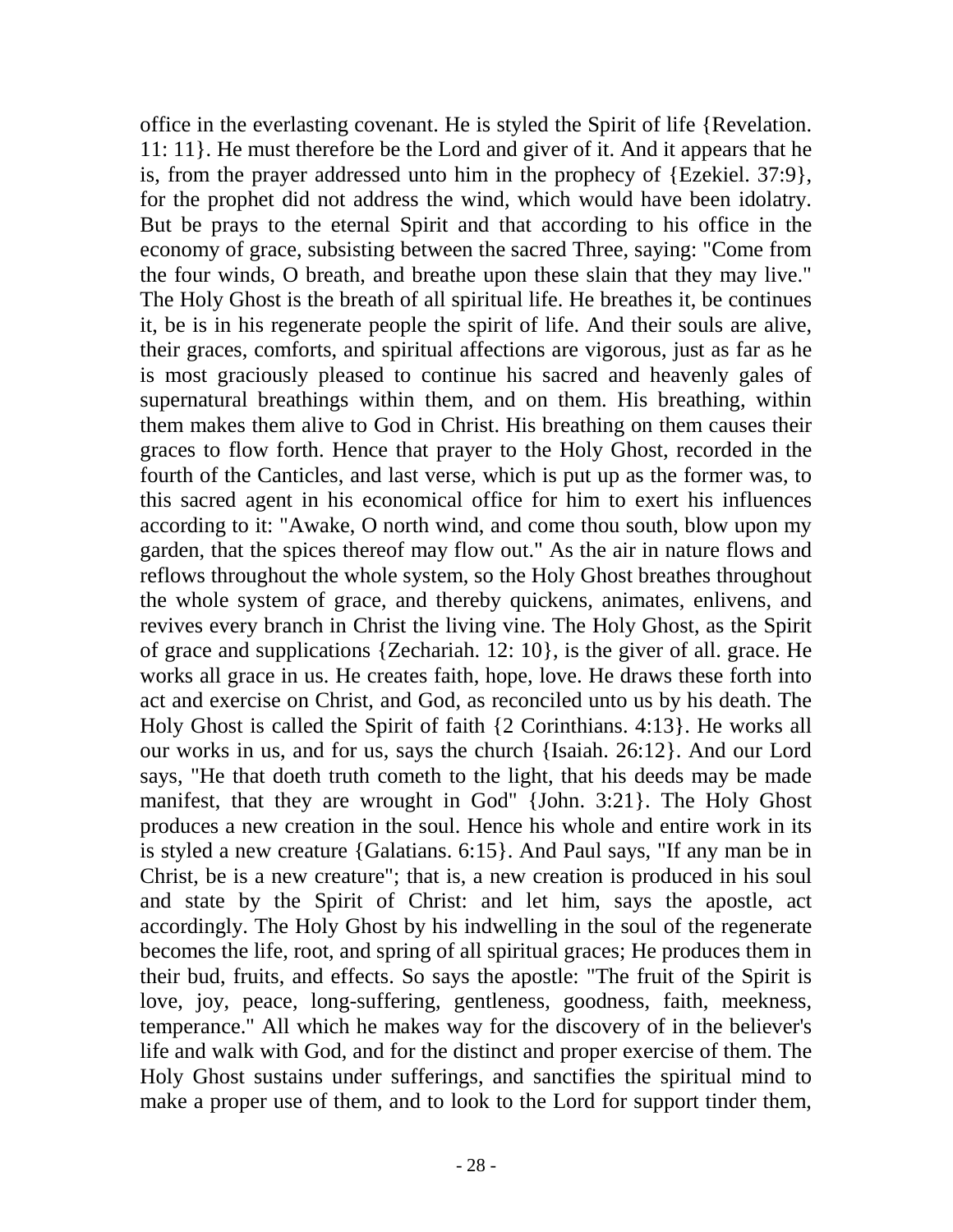office in the everlasting covenant. He is styled the Spirit of life {Revelation. 11: 11}. He must therefore be the Lord and giver of it. And it appears that he is, from the prayer addressed unto him in the prophecy of {Ezekiel. 37:9}, for the prophet did not address the wind, which would have been idolatry. But be prays to the eternal Spirit and that according to his office in the economy of grace, subsisting between the sacred Three, saying: "Come from the four winds, O breath, and breathe upon these slain that they may live." The Holy Ghost is the breath of all spiritual life. He breathes it, be continues it, be is in his regenerate people the spirit of life. And their souls are alive, their graces, comforts, and spiritual affections are vigorous, just as far as he is most graciously pleased to continue his sacred and heavenly gales of supernatural breathings within them, and on them. His breathing, within them makes them alive to God in Christ. His breathing on them causes their graces to flow forth. Hence that prayer to the Holy Ghost, recorded in the fourth of the Canticles, and last verse, which is put up as the former was, to this sacred agent in his economical office for him to exert his influences according to it: "Awake, O north wind, and come thou south, blow upon my garden, that the spices thereof may flow out." As the air in nature flows and reflows throughout the whole system, so the Holy Ghost breathes throughout the whole system of grace, and thereby quickens, animates, enlivens, and revives every branch in Christ the living vine. The Holy Ghost, as the Spirit of grace and supplications {Zechariah. 12: 10}, is the giver of all. grace. He works all grace in us. He creates faith, hope, love. He draws these forth into act and exercise on Christ, and God, as reconciled unto us by his death. The Holy Ghost is called the Spirit of faith {2 Corinthians. 4:13}. He works all our works in us, and for us, says the church {Isaiah. 26:12}. And our Lord says, "He that doeth truth cometh to the light, that his deeds may be made manifest, that they are wrought in God" {John. 3:21}. The Holy Ghost produces a new creation in the soul. Hence his whole and entire work in its is styled a new creature {Galatians. 6:15}. And Paul says, "If any man be in Christ, be is a new creature"; that is, a new creation is produced in his soul and state by the Spirit of Christ: and let him, says the apostle, act accordingly. The Holy Ghost by his indwelling in the soul of the regenerate becomes the life, root, and spring of all spiritual graces; He produces them in their bud, fruits, and effects. So says the apostle: "The fruit of the Spirit is love, joy, peace, long-suffering, gentleness, goodness, faith, meekness, temperance." All which he makes way for the discovery of in the believer's life and walk with God, and for the distinct and proper exercise of them. The Holy Ghost sustains under sufferings, and sanctifies the spiritual mind to make a proper use of them, and to look to the Lord for support tinder them,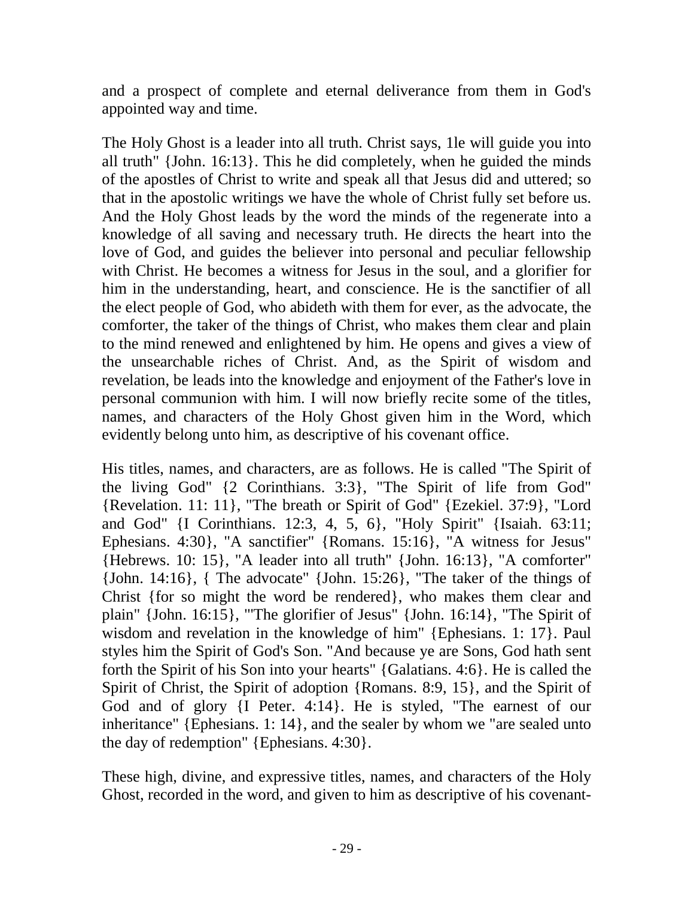and a prospect of complete and eternal deliverance from them in God's appointed way and time.

The Holy Ghost is a leader into all truth. Christ says, 1le will guide you into all truth" {John. 16:13}. This he did completely, when he guided the minds of the apostles of Christ to write and speak all that Jesus did and uttered; so that in the apostolic writings we have the whole of Christ fully set before us. And the Holy Ghost leads by the word the minds of the regenerate into a knowledge of all saving and necessary truth. He directs the heart into the love of God, and guides the believer into personal and peculiar fellowship with Christ. He becomes a witness for Jesus in the soul, and a glorifier for him in the understanding, heart, and conscience. He is the sanctifier of all the elect people of God, who abideth with them for ever, as the advocate, the comforter, the taker of the things of Christ, who makes them clear and plain to the mind renewed and enlightened by him. He opens and gives a view of the unsearchable riches of Christ. And, as the Spirit of wisdom and revelation, be leads into the knowledge and enjoyment of the Father's love in personal communion with him. I will now briefly recite some of the titles, names, and characters of the Holy Ghost given him in the Word, which evidently belong unto him, as descriptive of his covenant office.

His titles, names, and characters, are as follows. He is called "The Spirit of the living God" {2 Corinthians. 3:3}, "The Spirit of life from God" {Revelation. 11: 11}, "The breath or Spirit of God" {Ezekiel. 37:9}, "Lord and God" {I Corinthians. 12:3, 4, 5, 6}, "Holy Spirit" {Isaiah. 63:11; Ephesians. 4:30}, "A sanctifier" {Romans. 15:16}, "A witness for Jesus" {Hebrews. 10: 15}, "A leader into all truth" {John. 16:13}, "A comforter" {John. 14:16}, { The advocate" {John. 15:26}, "The taker of the things of Christ {for so might the word be rendered}, who makes them clear and plain" {John. 16:15}, "'The glorifier of Jesus" {John. 16:14}, "The Spirit of wisdom and revelation in the knowledge of him" {Ephesians. 1: 17}. Paul styles him the Spirit of God's Son. "And because ye are Sons, God hath sent forth the Spirit of his Son into your hearts" {Galatians. 4:6}. He is called the Spirit of Christ, the Spirit of adoption {Romans. 8:9, 15}, and the Spirit of God and of glory {I Peter. 4:14}. He is styled, "The earnest of our inheritance" {Ephesians. 1: 14}, and the sealer by whom we "are sealed unto the day of redemption" {Ephesians. 4:30}.

These high, divine, and expressive titles, names, and characters of the Holy Ghost, recorded in the word, and given to him as descriptive of his covenant-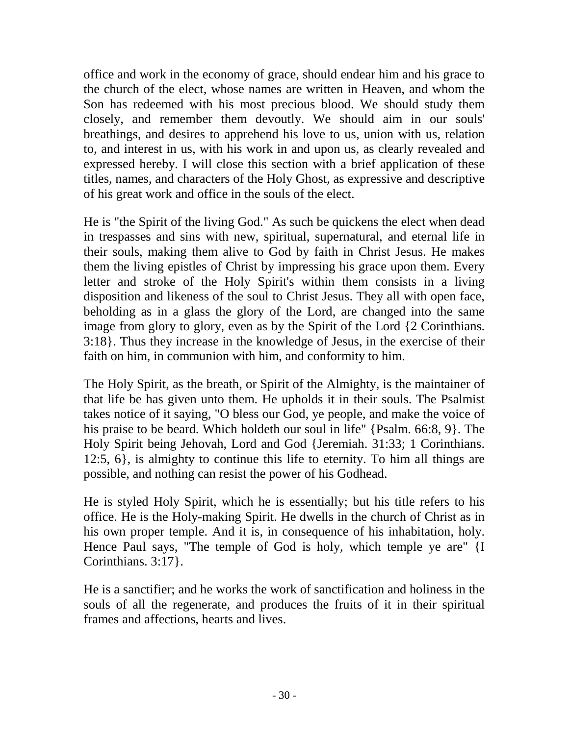office and work in the economy of grace, should endear him and his grace to the church of the elect, whose names are written in Heaven, and whom the Son has redeemed with his most precious blood. We should study them closely, and remember them devoutly. We should aim in our souls' breathings, and desires to apprehend his love to us, union with us, relation to, and interest in us, with his work in and upon us, as clearly revealed and expressed hereby. I will close this section with a brief application of these titles, names, and characters of the Holy Ghost, as expressive and descriptive of his great work and office in the souls of the elect.

He is "the Spirit of the living God." As such be quickens the elect when dead in trespasses and sins with new, spiritual, supernatural, and eternal life in their souls, making them alive to God by faith in Christ Jesus. He makes them the living epistles of Christ by impressing his grace upon them. Every letter and stroke of the Holy Spirit's within them consists in a living disposition and likeness of the soul to Christ Jesus. They all with open face, beholding as in a glass the glory of the Lord, are changed into the same image from glory to glory, even as by the Spirit of the Lord {2 Corinthians. 3:18}. Thus they increase in the knowledge of Jesus, in the exercise of their faith on him, in communion with him, and conformity to him.

The Holy Spirit, as the breath, or Spirit of the Almighty, is the maintainer of that life be has given unto them. He upholds it in their souls. The Psalmist takes notice of it saying, "O bless our God, ye people, and make the voice of his praise to be beard. Which holdeth our soul in life" {Psalm. 66:8, 9}. The Holy Spirit being Jehovah, Lord and God {Jeremiah. 31:33; 1 Corinthians. 12:5, 6}, is almighty to continue this life to eternity. To him all things are possible, and nothing can resist the power of his Godhead.

He is styled Holy Spirit, which he is essentially; but his title refers to his office. He is the Holy-making Spirit. He dwells in the church of Christ as in his own proper temple. And it is, in consequence of his inhabitation, holy. Hence Paul says, "The temple of God is holy, which temple ye are" {I Corinthians. 3:17}.

He is a sanctifier; and he works the work of sanctification and holiness in the souls of all the regenerate, and produces the fruits of it in their spiritual frames and affections, hearts and lives.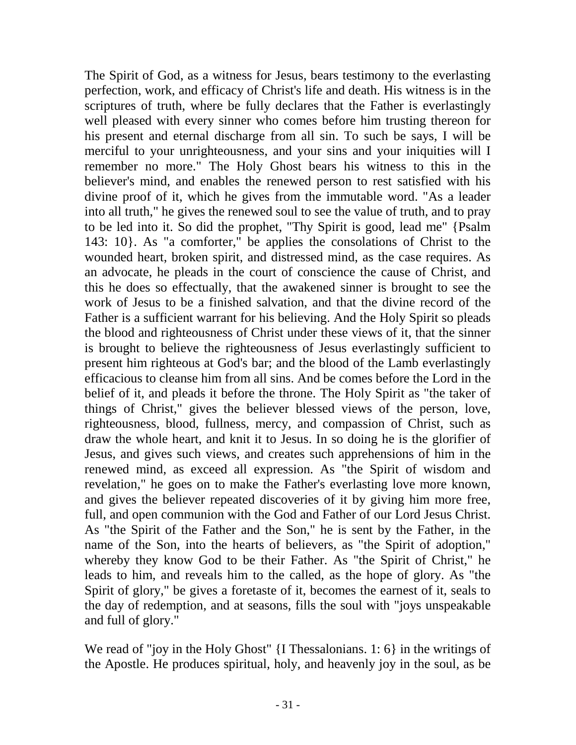The Spirit of God, as a witness for Jesus, bears testimony to the everlasting perfection, work, and efficacy of Christ's life and death. His witness is in the scriptures of truth, where be fully declares that the Father is everlastingly well pleased with every sinner who comes before him trusting thereon for his present and eternal discharge from all sin. To such be says, I will be merciful to your unrighteousness, and your sins and your iniquities will I remember no more." The Holy Ghost bears his witness to this in the believer's mind, and enables the renewed person to rest satisfied with his divine proof of it, which he gives from the immutable word. "As a leader into all truth," he gives the renewed soul to see the value of truth, and to pray to be led into it. So did the prophet, "Thy Spirit is good, lead me" {Psalm 143: 10}. As "a comforter," be applies the consolations of Christ to the wounded heart, broken spirit, and distressed mind, as the case requires. As an advocate, he pleads in the court of conscience the cause of Christ, and this he does so effectually, that the awakened sinner is brought to see the work of Jesus to be a finished salvation, and that the divine record of the Father is a sufficient warrant for his believing. And the Holy Spirit so pleads the blood and righteousness of Christ under these views of it, that the sinner is brought to believe the righteousness of Jesus everlastingly sufficient to present him righteous at God's bar; and the blood of the Lamb everlastingly efficacious to cleanse him from all sins. And be comes before the Lord in the belief of it, and pleads it before the throne. The Holy Spirit as "the taker of things of Christ," gives the believer blessed views of the person, love, righteousness, blood, fullness, mercy, and compassion of Christ, such as draw the whole heart, and knit it to Jesus. In so doing he is the glorifier of Jesus, and gives such views, and creates such apprehensions of him in the renewed mind, as exceed all expression. As "the Spirit of wisdom and revelation," he goes on to make the Father's everlasting love more known, and gives the believer repeated discoveries of it by giving him more free, full, and open communion with the God and Father of our Lord Jesus Christ. As "the Spirit of the Father and the Son," he is sent by the Father, in the name of the Son, into the hearts of believers, as "the Spirit of adoption," whereby they know God to be their Father. As "the Spirit of Christ," he leads to him, and reveals him to the called, as the hope of glory. As "the Spirit of glory," be gives a foretaste of it, becomes the earnest of it, seals to the day of redemption, and at seasons, fills the soul with "joys unspeakable and full of glory."

We read of "joy in the Holy Ghost" {I Thessalonians. 1: 6} in the writings of the Apostle. He produces spiritual, holy, and heavenly joy in the soul, as be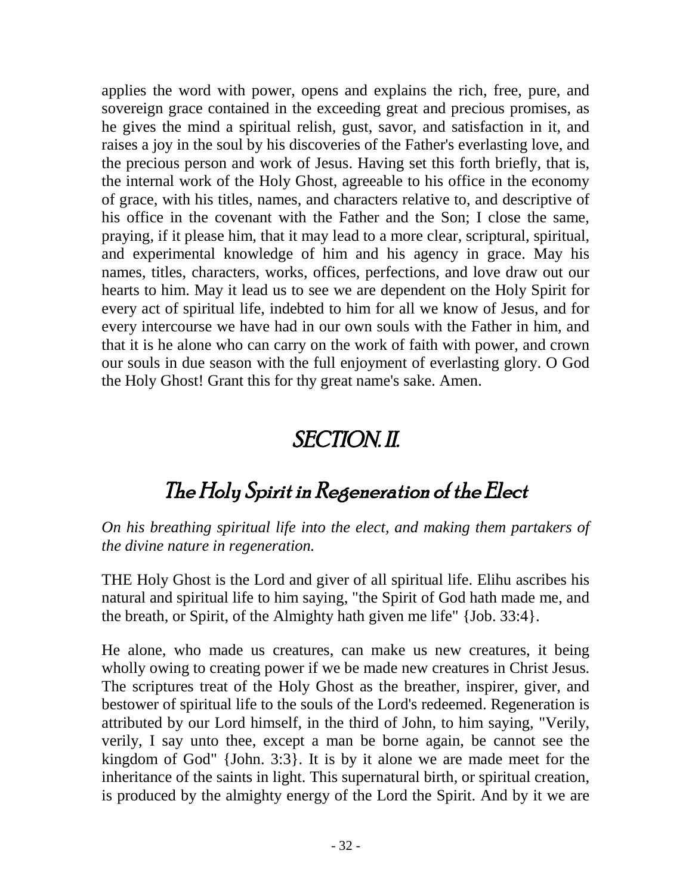applies the word with power, opens and explains the rich, free, pure, and sovereign grace contained in the exceeding great and precious promises, as he gives the mind a spiritual relish, gust, savor, and satisfaction in it, and raises a joy in the soul by his discoveries of the Father's everlasting love, and the precious person and work of Jesus. Having set this forth briefly, that is, the internal work of the Holy Ghost, agreeable to his office in the economy of grace, with his titles, names, and characters relative to, and descriptive of his office in the covenant with the Father and the Son; I close the same, praying, if it please him, that it may lead to a more clear, scriptural, spiritual, and experimental knowledge of him and his agency in grace. May his names, titles, characters, works, offices, perfections, and love draw out our hearts to him. May it lead us to see we are dependent on the Holy Spirit for every act of spiritual life, indebted to him for all we know of Jesus, and for every intercourse we have had in our own souls with the Father in him, and that it is he alone who can carry on the work of faith with power, and crown our souls in due season with the full enjoyment of everlasting glory. O God the Holy Ghost! Grant this for thy great name's sake. Amen.

# SECTION. II.

## The Holy Spirit in Regeneration of the Elect

*On his breathing spiritual life into the elect, and making them partakers of the divine nature in regeneration.*

THE Holy Ghost is the Lord and giver of all spiritual life. Elihu ascribes his natural and spiritual life to him saying, "the Spirit of God hath made me, and the breath, or Spirit, of the Almighty hath given me life" {Job. 33:4}.

He alone, who made us creatures, can make us new creatures, it being wholly owing to creating power if we be made new creatures in Christ Jesus. The scriptures treat of the Holy Ghost as the breather, inspirer, giver, and bestower of spiritual life to the souls of the Lord's redeemed. Regeneration is attributed by our Lord himself, in the third of John, to him saying, "Verily, verily, I say unto thee, except a man be borne again, be cannot see the kingdom of God" {John. 3:3}. It is by it alone we are made meet for the inheritance of the saints in light. This supernatural birth, or spiritual creation, is produced by the almighty energy of the Lord the Spirit. And by it we are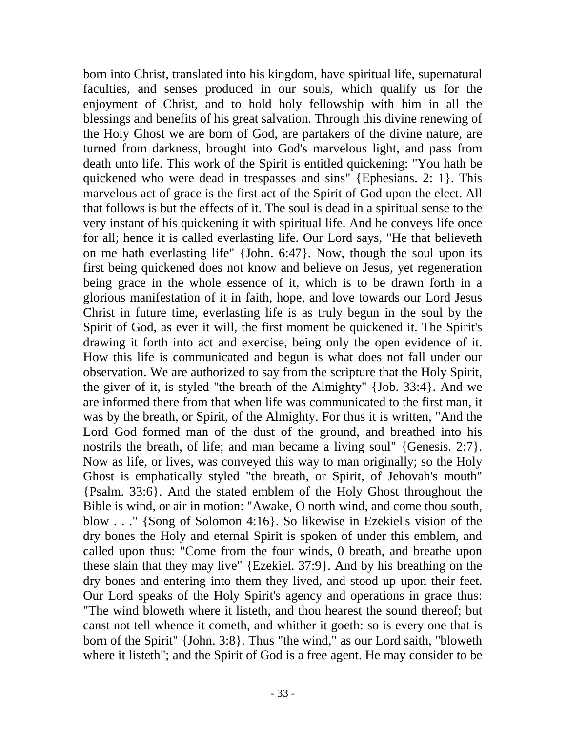born into Christ, translated into his kingdom, have spiritual life, supernatural faculties, and senses produced in our souls, which qualify us for the enjoyment of Christ, and to hold holy fellowship with him in all the blessings and benefits of his great salvation. Through this divine renewing of the Holy Ghost we are born of God, are partakers of the divine nature, are turned from darkness, brought into God's marvelous light, and pass from death unto life. This work of the Spirit is entitled quickening: "You hath be quickened who were dead in trespasses and sins" {Ephesians. 2: 1}. This marvelous act of grace is the first act of the Spirit of God upon the elect. All that follows is but the effects of it. The soul is dead in a spiritual sense to the very instant of his quickening it with spiritual life. And he conveys life once for all; hence it is called everlasting life. Our Lord says, "He that believeth on me hath everlasting life" {John. 6:47}. Now, though the soul upon its first being quickened does not know and believe on Jesus, yet regeneration being grace in the whole essence of it, which is to be drawn forth in a glorious manifestation of it in faith, hope, and love towards our Lord Jesus Christ in future time, everlasting life is as truly begun in the soul by the Spirit of God, as ever it will, the first moment be quickened it. The Spirit's drawing it forth into act and exercise, being only the open evidence of it. How this life is communicated and begun is what does not fall under our observation. We are authorized to say from the scripture that the Holy Spirit, the giver of it, is styled "the breath of the Almighty" {Job. 33:4}. And we are informed there from that when life was communicated to the first man, it was by the breath, or Spirit, of the Almighty. For thus it is written, "And the Lord God formed man of the dust of the ground, and breathed into his nostrils the breath, of life; and man became a living soul" {Genesis. 2:7}. Now as life, or lives, was conveyed this way to man originally; so the Holy Ghost is emphatically styled "the breath, or Spirit, of Jehovah's mouth" {Psalm. 33:6}. And the stated emblem of the Holy Ghost throughout the Bible is wind, or air in motion: "Awake, O north wind, and come thou south, blow . . ." {Song of Solomon 4:16}. So likewise in Ezekiel's vision of the dry bones the Holy and eternal Spirit is spoken of under this emblem, and called upon thus: "Come from the four winds, 0 breath, and breathe upon these slain that they may live" {Ezekiel. 37:9}. And by his breathing on the dry bones and entering into them they lived, and stood up upon their feet. Our Lord speaks of the Holy Spirit's agency and operations in grace thus: "The wind bloweth where it listeth, and thou hearest the sound thereof; but canst not tell whence it cometh, and whither it goeth: so is every one that is born of the Spirit" {John. 3:8}. Thus "the wind," as our Lord saith, "bloweth where it listeth"; and the Spirit of God is a free agent. He may consider to be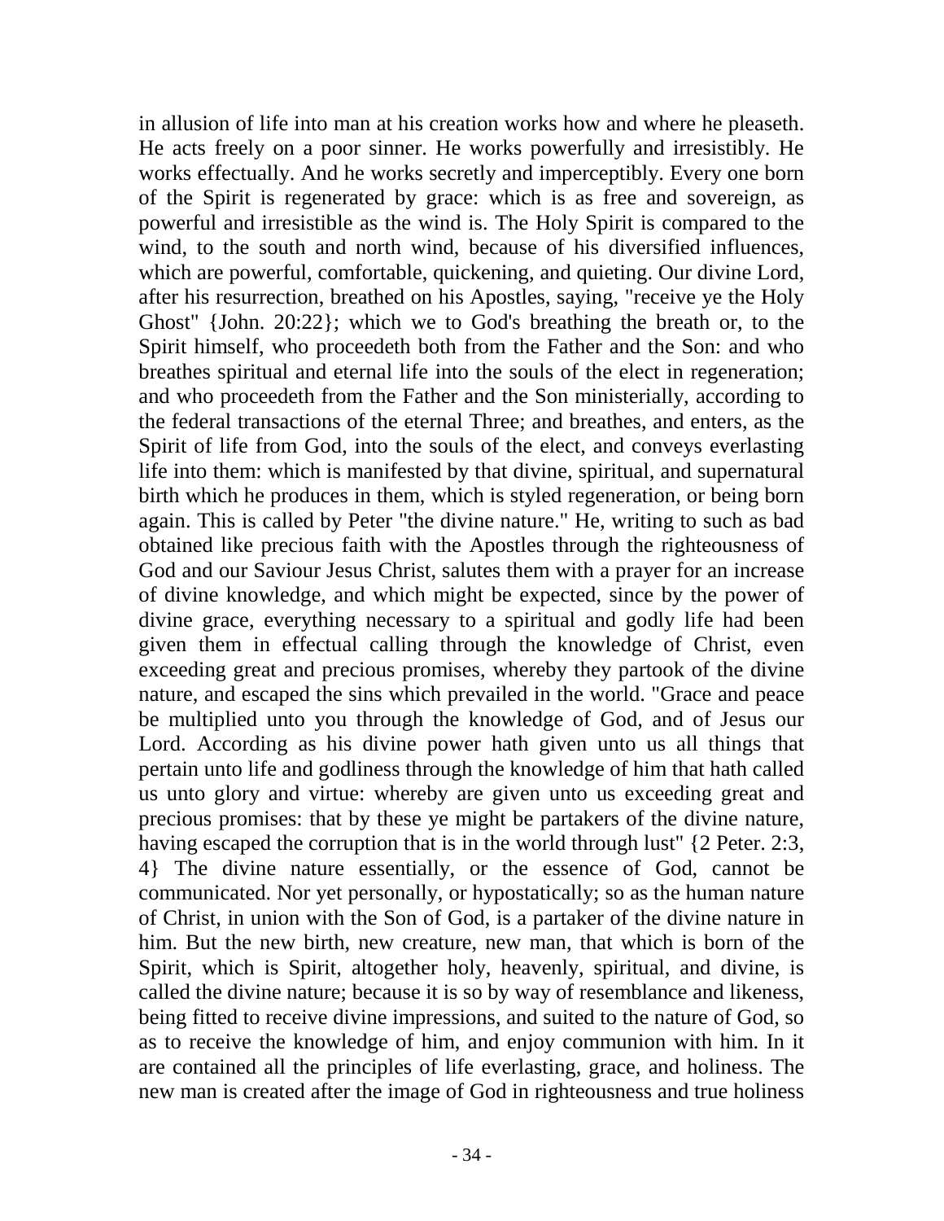in allusion of life into man at his creation works how and where he pleaseth. He acts freely on a poor sinner. He works powerfully and irresistibly. He works effectually. And he works secretly and imperceptibly. Every one born of the Spirit is regenerated by grace: which is as free and sovereign, as powerful and irresistible as the wind is. The Holy Spirit is compared to the wind, to the south and north wind, because of his diversified influences, which are powerful, comfortable, quickening, and quieting. Our divine Lord, after his resurrection, breathed on his Apostles, saying, "receive ye the Holy Ghost" {John. 20:22}; which we to God's breathing the breath or, to the Spirit himself, who proceedeth both from the Father and the Son: and who breathes spiritual and eternal life into the souls of the elect in regeneration; and who proceedeth from the Father and the Son ministerially, according to the federal transactions of the eternal Three; and breathes, and enters, as the Spirit of life from God, into the souls of the elect, and conveys everlasting life into them: which is manifested by that divine, spiritual, and supernatural birth which he produces in them, which is styled regeneration, or being born again. This is called by Peter "the divine nature." He, writing to such as bad obtained like precious faith with the Apostles through the righteousness of God and our Saviour Jesus Christ, salutes them with a prayer for an increase of divine knowledge, and which might be expected, since by the power of divine grace, everything necessary to a spiritual and godly life had been given them in effectual calling through the knowledge of Christ, even exceeding great and precious promises, whereby they partook of the divine nature, and escaped the sins which prevailed in the world. "Grace and peace be multiplied unto you through the knowledge of God, and of Jesus our Lord. According as his divine power hath given unto us all things that pertain unto life and godliness through the knowledge of him that hath called us unto glory and virtue: whereby are given unto us exceeding great and precious promises: that by these ye might be partakers of the divine nature, having escaped the corruption that is in the world through lust" {2 Peter. 2:3, 4} The divine nature essentially, or the essence of God, cannot be communicated. Nor yet personally, or hypostatically; so as the human nature of Christ, in union with the Son of God, is a partaker of the divine nature in him. But the new birth, new creature, new man, that which is born of the Spirit, which is Spirit, altogether holy, heavenly, spiritual, and divine, is called the divine nature; because it is so by way of resemblance and likeness, being fitted to receive divine impressions, and suited to the nature of God, so as to receive the knowledge of him, and enjoy communion with him. In it are contained all the principles of life everlasting, grace, and holiness. The new man is created after the image of God in righteousness and true holiness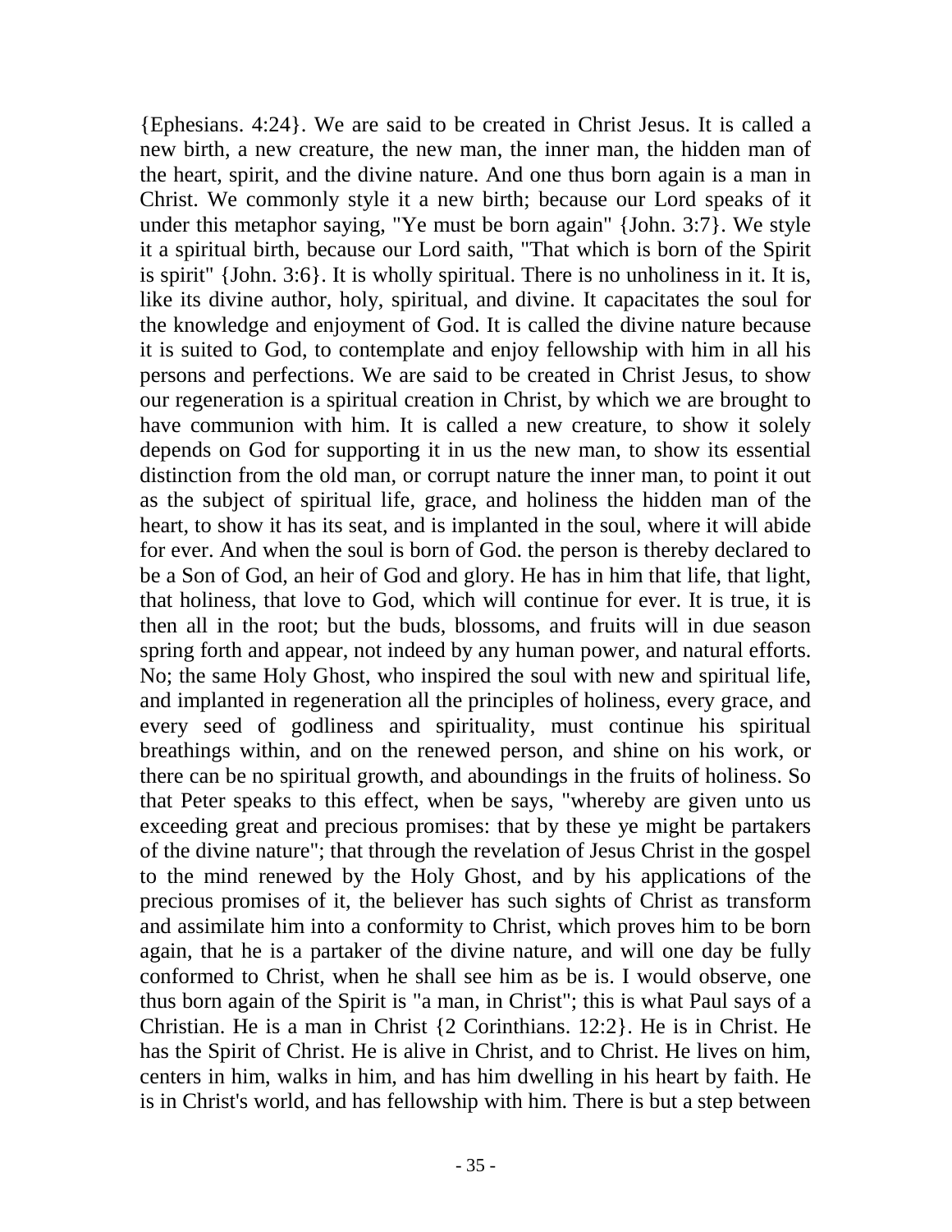{Ephesians. 4:24}. We are said to be created in Christ Jesus. It is called a new birth, a new creature, the new man, the inner man, the hidden man of the heart, spirit, and the divine nature. And one thus born again is a man in Christ. We commonly style it a new birth; because our Lord speaks of it under this metaphor saying, "Ye must be born again" {John. 3:7}. We style it a spiritual birth, because our Lord saith, "That which is born of the Spirit is spirit" {John. 3:6}. It is wholly spiritual. There is no unholiness in it. It is, like its divine author, holy, spiritual, and divine. It capacitates the soul for the knowledge and enjoyment of God. It is called the divine nature because it is suited to God, to contemplate and enjoy fellowship with him in all his persons and perfections. We are said to be created in Christ Jesus, to show our regeneration is a spiritual creation in Christ, by which we are brought to have communion with him. It is called a new creature, to show it solely depends on God for supporting it in us the new man, to show its essential distinction from the old man, or corrupt nature the inner man, to point it out as the subject of spiritual life, grace, and holiness the hidden man of the heart, to show it has its seat, and is implanted in the soul, where it will abide for ever. And when the soul is born of God. the person is thereby declared to be a Son of God, an heir of God and glory. He has in him that life, that light, that holiness, that love to God, which will continue for ever. It is true, it is then all in the root; but the buds, blossoms, and fruits will in due season spring forth and appear, not indeed by any human power, and natural efforts. No; the same Holy Ghost, who inspired the soul with new and spiritual life, and implanted in regeneration all the principles of holiness, every grace, and every seed of godliness and spirituality, must continue his spiritual breathings within, and on the renewed person, and shine on his work, or there can be no spiritual growth, and aboundings in the fruits of holiness. So that Peter speaks to this effect, when be says, "whereby are given unto us exceeding great and precious promises: that by these ye might be partakers of the divine nature"; that through the revelation of Jesus Christ in the gospel to the mind renewed by the Holy Ghost, and by his applications of the precious promises of it, the believer has such sights of Christ as transform and assimilate him into a conformity to Christ, which proves him to be born again, that he is a partaker of the divine nature, and will one day be fully conformed to Christ, when he shall see him as be is. I would observe, one thus born again of the Spirit is "a man, in Christ"; this is what Paul says of a Christian. He is a man in Christ {2 Corinthians. 12:2}. He is in Christ. He has the Spirit of Christ. He is alive in Christ, and to Christ. He lives on him, centers in him, walks in him, and has him dwelling in his heart by faith. He is in Christ's world, and has fellowship with him. There is but a step between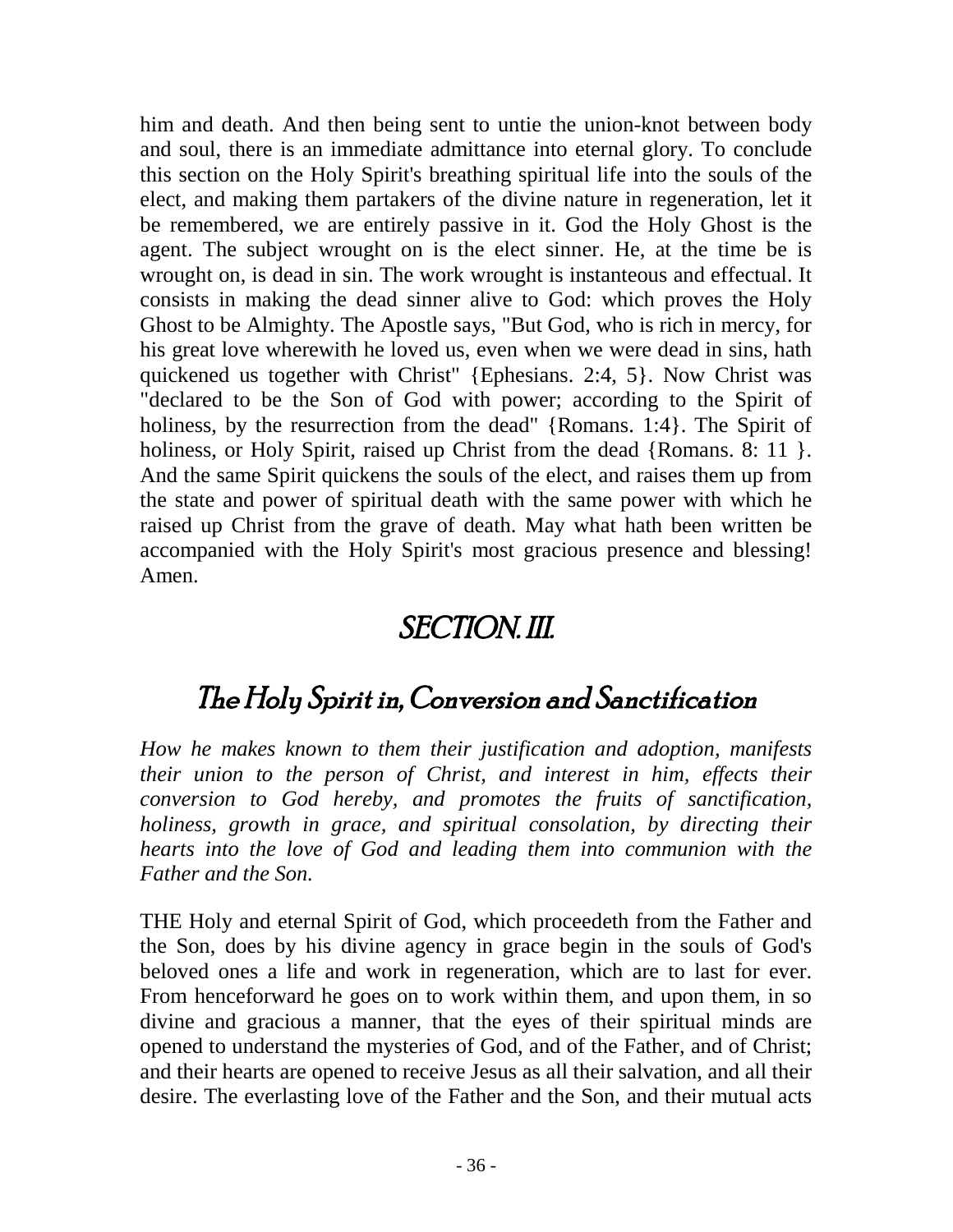him and death. And then being sent to untie the union-knot between body and soul, there is an immediate admittance into eternal glory. To conclude this section on the Holy Spirit's breathing spiritual life into the souls of the elect, and making them partakers of the divine nature in regeneration, let it be remembered, we are entirely passive in it. God the Holy Ghost is the agent. The subject wrought on is the elect sinner. He, at the time be is wrought on, is dead in sin. The work wrought is instanteous and effectual. It consists in making the dead sinner alive to God: which proves the Holy Ghost to be Almighty. The Apostle says, "But God, who is rich in mercy, for his great love wherewith he loved us, even when we were dead in sins, hath quickened us together with Christ" {Ephesians. 2:4, 5}. Now Christ was "declared to be the Son of God with power; according to the Spirit of holiness, by the resurrection from the dead" {Romans. 1:4}. The Spirit of holiness, or Holy Spirit, raised up Christ from the dead {Romans. 8: 11 }. And the same Spirit quickens the souls of the elect, and raises them up from the state and power of spiritual death with the same power with which he raised up Christ from the grave of death. May what hath been written be accompanied with the Holy Spirit's most gracious presence and blessing! Amen.

# SECTION. III.

## The Holy Spirit in, Conversion and Sanctification

*How he makes known to them their justification and adoption, manifests their union to the person of Christ, and interest in him, effects their conversion to God hereby, and promotes the fruits of sanctification, holiness, growth in grace, and spiritual consolation, by directing their hearts into the love of God and leading them into communion with the Father and the Son.*

THE Holy and eternal Spirit of God, which proceedeth from the Father and the Son, does by his divine agency in grace begin in the souls of God's beloved ones a life and work in regeneration, which are to last for ever. From henceforward he goes on to work within them, and upon them, in so divine and gracious a manner, that the eyes of their spiritual minds are opened to understand the mysteries of God, and of the Father, and of Christ; and their hearts are opened to receive Jesus as all their salvation, and all their desire. The everlasting love of the Father and the Son, and their mutual acts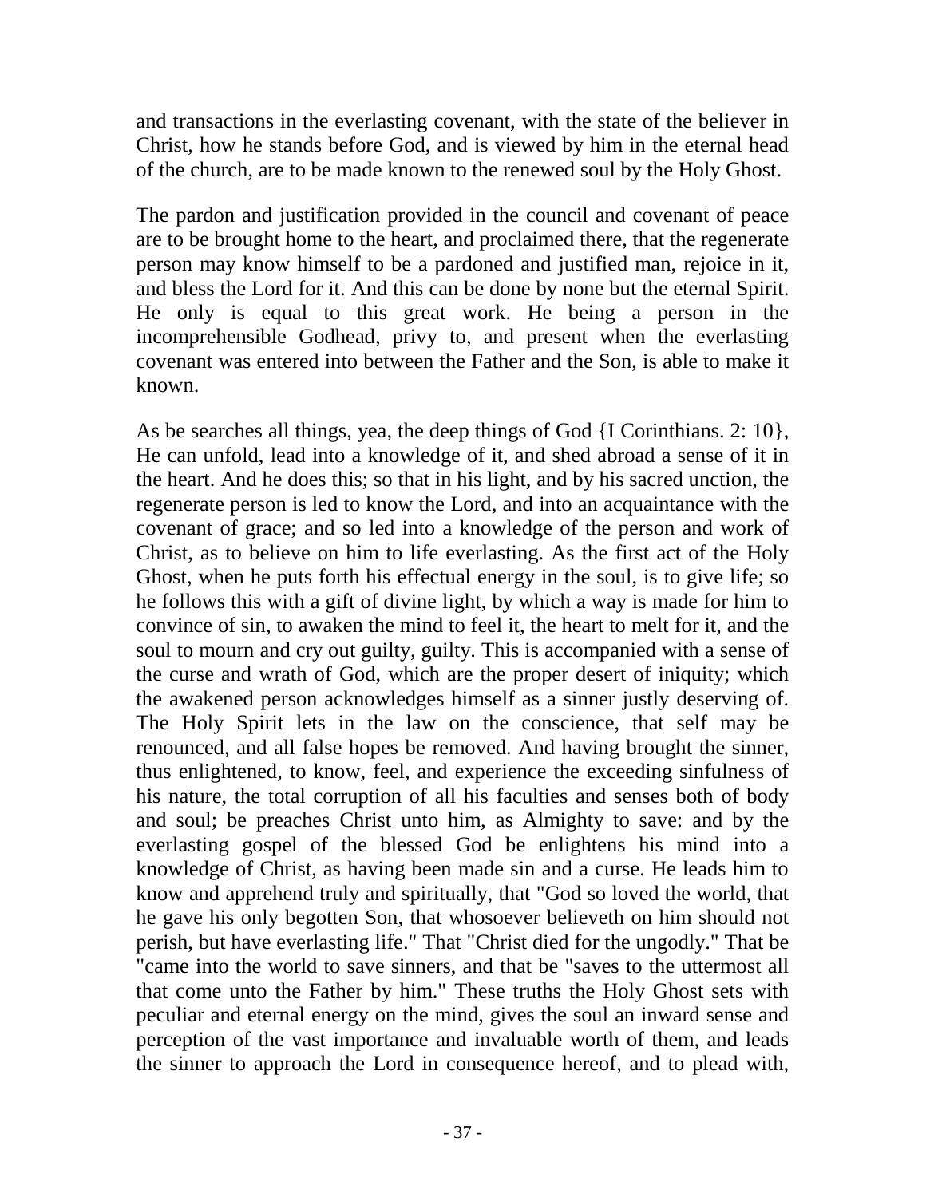and transactions in the everlasting covenant, with the state of the believer in Christ, how he stands before God, and is viewed by him in the eternal head of the church, are to be made known to the renewed soul by the Holy Ghost.

The pardon and justification provided in the council and covenant of peace are to be brought home to the heart, and proclaimed there, that the regenerate person may know himself to be a pardoned and justified man, rejoice in it, and bless the Lord for it. And this can be done by none but the eternal Spirit. He only is equal to this great work. He being a person in the incomprehensible Godhead, privy to, and present when the everlasting covenant was entered into between the Father and the Son, is able to make it known.

As be searches all things, yea, the deep things of God {I Corinthians. 2: 10}, He can unfold, lead into a knowledge of it, and shed abroad a sense of it in the heart. And he does this; so that in his light, and by his sacred unction, the regenerate person is led to know the Lord, and into an acquaintance with the covenant of grace; and so led into a knowledge of the person and work of Christ, as to believe on him to life everlasting. As the first act of the Holy Ghost, when he puts forth his effectual energy in the soul, is to give life; so he follows this with a gift of divine light, by which a way is made for him to convince of sin, to awaken the mind to feel it, the heart to melt for it, and the soul to mourn and cry out guilty, guilty. This is accompanied with a sense of the curse and wrath of God, which are the proper desert of iniquity; which the awakened person acknowledges himself as a sinner justly deserving of. The Holy Spirit lets in the law on the conscience, that self may be renounced, and all false hopes be removed. And having brought the sinner, thus enlightened, to know, feel, and experience the exceeding sinfulness of his nature, the total corruption of all his faculties and senses both of body and soul; be preaches Christ unto him, as Almighty to save: and by the everlasting gospel of the blessed God be enlightens his mind into a knowledge of Christ, as having been made sin and a curse. He leads him to know and apprehend truly and spiritually, that "God so loved the world, that he gave his only begotten Son, that whosoever believeth on him should not perish, but have everlasting life." That "Christ died for the ungodly." That be "came into the world to save sinners, and that be "saves to the uttermost all that come unto the Father by him." These truths the Holy Ghost sets with peculiar and eternal energy on the mind, gives the soul an inward sense and perception of the vast importance and invaluable worth of them, and leads the sinner to approach the Lord in consequence hereof, and to plead with,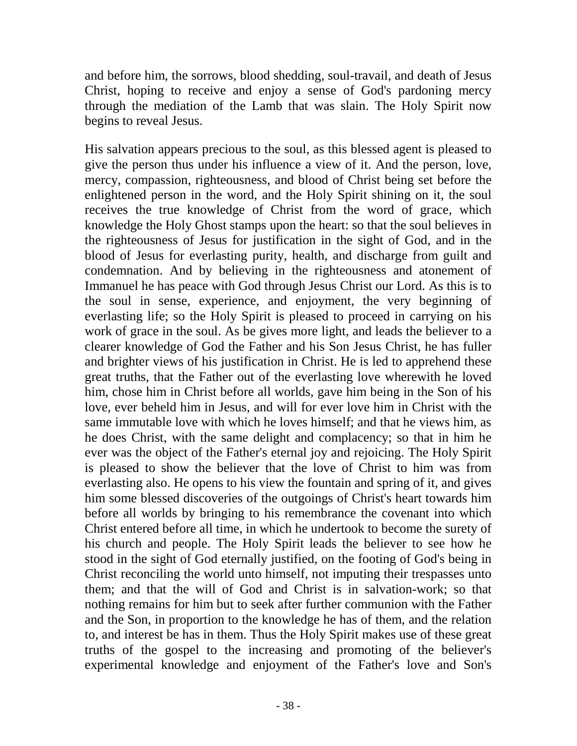and before him, the sorrows, blood shedding, soul-travail, and death of Jesus Christ, hoping to receive and enjoy a sense of God's pardoning mercy through the mediation of the Lamb that was slain. The Holy Spirit now begins to reveal Jesus.

His salvation appears precious to the soul, as this blessed agent is pleased to give the person thus under his influence a view of it. And the person, love, mercy, compassion, righteousness, and blood of Christ being set before the enlightened person in the word, and the Holy Spirit shining on it, the soul receives the true knowledge of Christ from the word of grace, which knowledge the Holy Ghost stamps upon the heart: so that the soul believes in the righteousness of Jesus for justification in the sight of God, and in the blood of Jesus for everlasting purity, health, and discharge from guilt and condemnation. And by believing in the righteousness and atonement of Immanuel he has peace with God through Jesus Christ our Lord. As this is to the soul in sense, experience, and enjoyment, the very beginning of everlasting life; so the Holy Spirit is pleased to proceed in carrying on his work of grace in the soul. As be gives more light, and leads the believer to a clearer knowledge of God the Father and his Son Jesus Christ, he has fuller and brighter views of his justification in Christ. He is led to apprehend these great truths, that the Father out of the everlasting love wherewith he loved him, chose him in Christ before all worlds, gave him being in the Son of his love, ever beheld him in Jesus, and will for ever love him in Christ with the same immutable love with which he loves himself; and that he views him, as he does Christ, with the same delight and complacency; so that in him he ever was the object of the Father's eternal joy and rejoicing. The Holy Spirit is pleased to show the believer that the love of Christ to him was from everlasting also. He opens to his view the fountain and spring of it, and gives him some blessed discoveries of the outgoings of Christ's heart towards him before all worlds by bringing to his remembrance the covenant into which Christ entered before all time, in which he undertook to become the surety of his church and people. The Holy Spirit leads the believer to see how he stood in the sight of God eternally justified, on the footing of God's being in Christ reconciling the world unto himself, not imputing their trespasses unto them; and that the will of God and Christ is in salvation-work; so that nothing remains for him but to seek after further communion with the Father and the Son, in proportion to the knowledge he has of them, and the relation to, and interest be has in them. Thus the Holy Spirit makes use of these great truths of the gospel to the increasing and promoting of the believer's experimental knowledge and enjoyment of the Father's love and Son's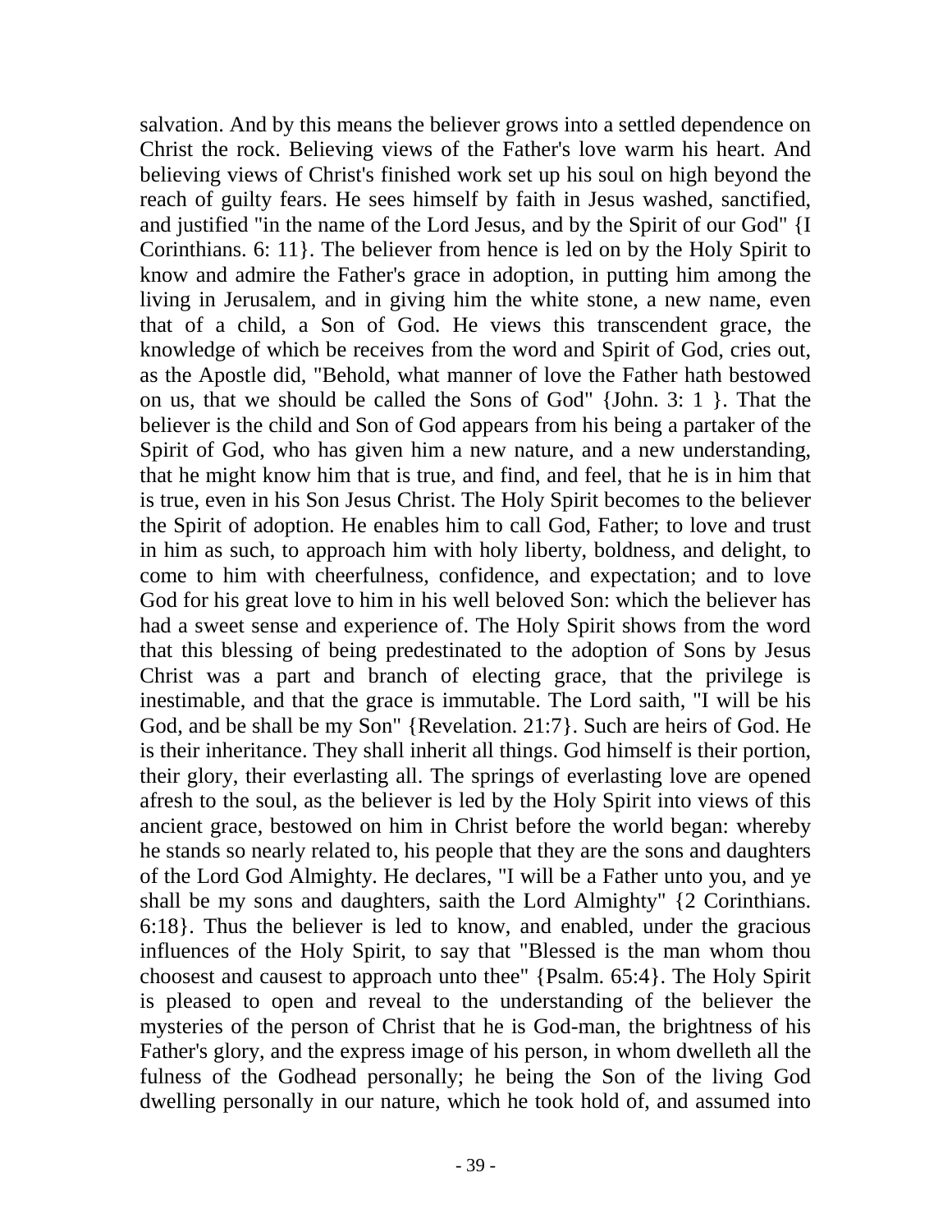salvation. And by this means the believer grows into a settled dependence on Christ the rock. Believing views of the Father's love warm his heart. And believing views of Christ's finished work set up his soul on high beyond the reach of guilty fears. He sees himself by faith in Jesus washed, sanctified, and justified "in the name of the Lord Jesus, and by the Spirit of our God" {I Corinthians. 6: 11}. The believer from hence is led on by the Holy Spirit to know and admire the Father's grace in adoption, in putting him among the living in Jerusalem, and in giving him the white stone, a new name, even that of a child, a Son of God. He views this transcendent grace, the knowledge of which be receives from the word and Spirit of God, cries out, as the Apostle did, "Behold, what manner of love the Father hath bestowed on us, that we should be called the Sons of God" {John. 3: 1 }. That the believer is the child and Son of God appears from his being a partaker of the Spirit of God, who has given him a new nature, and a new understanding, that he might know him that is true, and find, and feel, that he is in him that is true, even in his Son Jesus Christ. The Holy Spirit becomes to the believer the Spirit of adoption. He enables him to call God, Father; to love and trust in him as such, to approach him with holy liberty, boldness, and delight, to come to him with cheerfulness, confidence, and expectation; and to love God for his great love to him in his well beloved Son: which the believer has had a sweet sense and experience of. The Holy Spirit shows from the word that this blessing of being predestinated to the adoption of Sons by Jesus Christ was a part and branch of electing grace, that the privilege is inestimable, and that the grace is immutable. The Lord saith, "I will be his God, and be shall be my Son" {Revelation. 21:7}. Such are heirs of God. He is their inheritance. They shall inherit all things. God himself is their portion, their glory, their everlasting all. The springs of everlasting love are opened afresh to the soul, as the believer is led by the Holy Spirit into views of this ancient grace, bestowed on him in Christ before the world began: whereby he stands so nearly related to, his people that they are the sons and daughters of the Lord God Almighty. He declares, "I will be a Father unto you, and ye shall be my sons and daughters, saith the Lord Almighty" {2 Corinthians. 6:18}. Thus the believer is led to know, and enabled, under the gracious influences of the Holy Spirit, to say that "Blessed is the man whom thou choosest and causest to approach unto thee" {Psalm. 65:4}. The Holy Spirit is pleased to open and reveal to the understanding of the believer the mysteries of the person of Christ that he is God-man, the brightness of his Father's glory, and the express image of his person, in whom dwelleth all the fulness of the Godhead personally; he being the Son of the living God dwelling personally in our nature, which he took hold of, and assumed into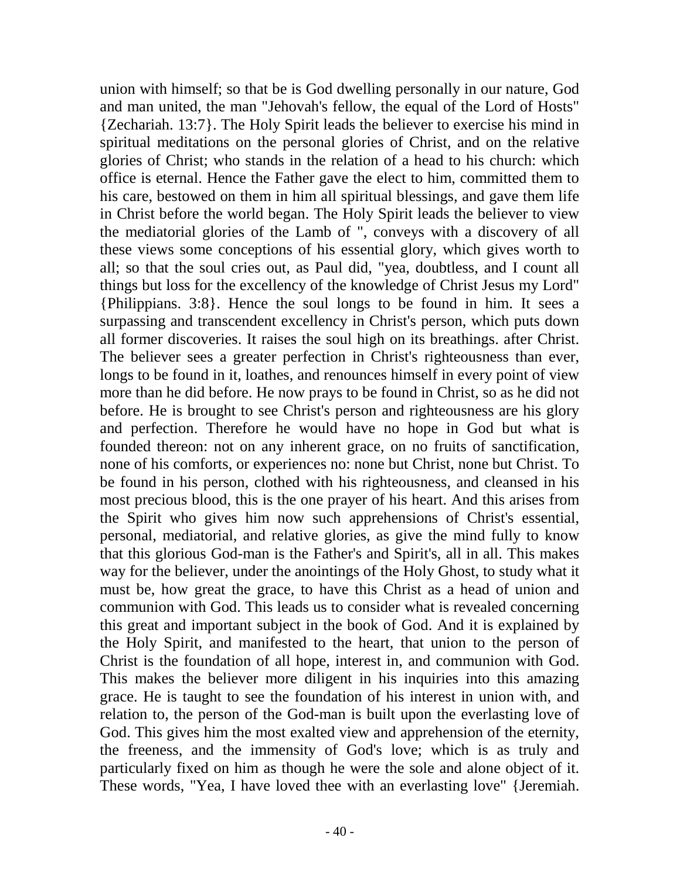union with himself; so that be is God dwelling personally in our nature, God and man united, the man "Jehovah's fellow, the equal of the Lord of Hosts" {Zechariah. 13:7}. The Holy Spirit leads the believer to exercise his mind in spiritual meditations on the personal glories of Christ, and on the relative glories of Christ; who stands in the relation of a head to his church: which office is eternal. Hence the Father gave the elect to him, committed them to his care, bestowed on them in him all spiritual blessings, and gave them life in Christ before the world began. The Holy Spirit leads the believer to view the mediatorial glories of the Lamb of ", conveys with a discovery of all these views some conceptions of his essential glory, which gives worth to all; so that the soul cries out, as Paul did, "yea, doubtless, and I count all things but loss for the excellency of the knowledge of Christ Jesus my Lord" {Philippians. 3:8}. Hence the soul longs to be found in him. It sees a surpassing and transcendent excellency in Christ's person, which puts down all former discoveries. It raises the soul high on its breathings. after Christ. The believer sees a greater perfection in Christ's righteousness than ever, longs to be found in it, loathes, and renounces himself in every point of view more than he did before. He now prays to be found in Christ, so as he did not before. He is brought to see Christ's person and righteousness are his glory and perfection. Therefore he would have no hope in God but what is founded thereon: not on any inherent grace, on no fruits of sanctification, none of his comforts, or experiences no: none but Christ, none but Christ. To be found in his person, clothed with his righteousness, and cleansed in his most precious blood, this is the one prayer of his heart. And this arises from the Spirit who gives him now such apprehensions of Christ's essential, personal, mediatorial, and relative glories, as give the mind fully to know that this glorious God-man is the Father's and Spirit's, all in all. This makes way for the believer, under the anointings of the Holy Ghost, to study what it must be, how great the grace, to have this Christ as a head of union and communion with God. This leads us to consider what is revealed concerning this great and important subject in the book of God. And it is explained by the Holy Spirit, and manifested to the heart, that union to the person of Christ is the foundation of all hope, interest in, and communion with God. This makes the believer more diligent in his inquiries into this amazing grace. He is taught to see the foundation of his interest in union with, and relation to, the person of the God-man is built upon the everlasting love of God. This gives him the most exalted view and apprehension of the eternity, the freeness, and the immensity of God's love; which is as truly and particularly fixed on him as though he were the sole and alone object of it. These words, "Yea, I have loved thee with an everlasting love" {Jeremiah.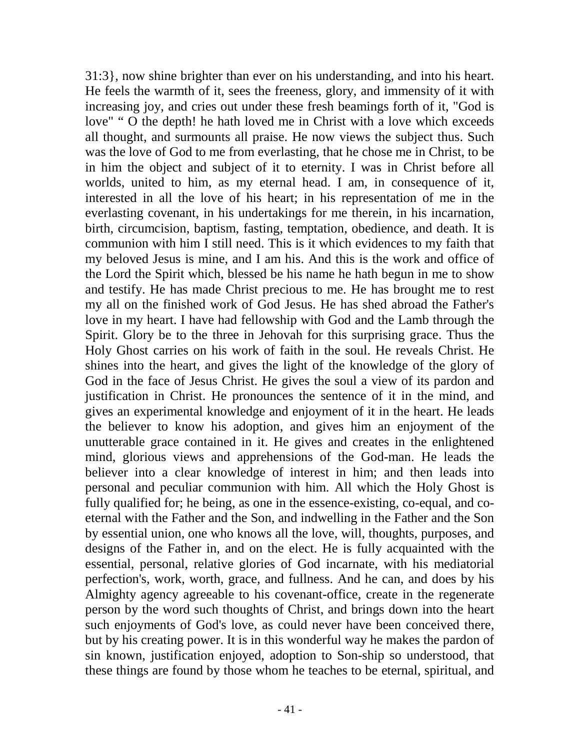31:3}, now shine brighter than ever on his understanding, and into his heart. He feels the warmth of it, sees the freeness, glory, and immensity of it with increasing joy, and cries out under these fresh beamings forth of it, "God is love" " O the depth! he hath loved me in Christ with a love which exceeds all thought, and surmounts all praise. He now views the subject thus. Such was the love of God to me from everlasting, that he chose me in Christ, to be in him the object and subject of it to eternity. I was in Christ before all worlds, united to him, as my eternal head. I am, in consequence of it, interested in all the love of his heart; in his representation of me in the everlasting covenant, in his undertakings for me therein, in his incarnation, birth, circumcision, baptism, fasting, temptation, obedience, and death. It is communion with him I still need. This is it which evidences to my faith that my beloved Jesus is mine, and I am his. And this is the work and office of the Lord the Spirit which, blessed be his name he hath begun in me to show and testify. He has made Christ precious to me. He has brought me to rest my all on the finished work of God Jesus. He has shed abroad the Father's love in my heart. I have had fellowship with God and the Lamb through the Spirit. Glory be to the three in Jehovah for this surprising grace. Thus the Holy Ghost carries on his work of faith in the soul. He reveals Christ. He shines into the heart, and gives the light of the knowledge of the glory of God in the face of Jesus Christ. He gives the soul a view of its pardon and justification in Christ. He pronounces the sentence of it in the mind, and gives an experimental knowledge and enjoyment of it in the heart. He leads the believer to know his adoption, and gives him an enjoyment of the unutterable grace contained in it. He gives and creates in the enlightened mind, glorious views and apprehensions of the God-man. He leads the believer into a clear knowledge of interest in him; and then leads into personal and peculiar communion with him. All which the Holy Ghost is fully qualified for; he being, as one in the essence-existing, co-equal, and co-eternal with the Father and the Son, and indwelling in the Father and the Son by essential union, one who knows all the love, will, thoughts, purposes, and designs of the Father in, and on the elect. He is fully acquainted with the essential, personal, relative glories of God incarnate, with his mediatorial perfection's, work, worth, grace, and fullness. And he can, and does by his Almighty agency agreeable to his covenant-office, create in the regenerate person by the word such thoughts of Christ, and brings down into the heart such enjoyments of God's love, as could never have been conceived there, but by his creating power. It is in this wonderful way he makes the pardon of sin known, justification enjoyed, adoption to Son-ship so understood, that these things are found by those whom he teaches to be eternal, spiritual, and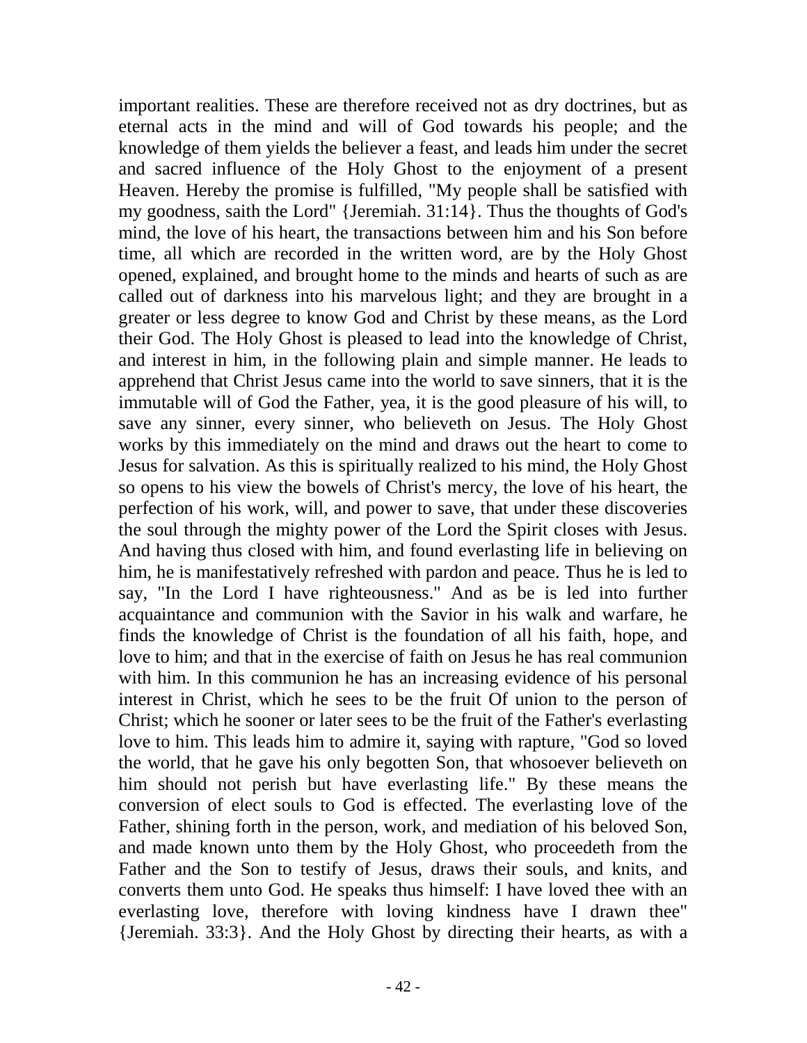important realities. These are therefore received not as dry doctrines, but as eternal acts in the mind and will of God towards his people; and the knowledge of them yields the believer a feast, and leads him under the secret and sacred influence of the Holy Ghost to the enjoyment of a present Heaven. Hereby the promise is fulfilled, "My people shall be satisfied with my goodness, saith the Lord" {Jeremiah. 31:14}. Thus the thoughts of God's mind, the love of his heart, the transactions between him and his Son before time, all which are recorded in the written word, are by the Holy Ghost opened, explained, and brought home to the minds and hearts of such as are called out of darkness into his marvelous light; and they are brought in a greater or less degree to know God and Christ by these means, as the Lord their God. The Holy Ghost is pleased to lead into the knowledge of Christ, and interest in him, in the following plain and simple manner. He leads to apprehend that Christ Jesus came into the world to save sinners, that it is the immutable will of God the Father, yea, it is the good pleasure of his will, to save any sinner, every sinner, who believeth on Jesus. The Holy Ghost works by this immediately on the mind and draws out the heart to come to Jesus for salvation. As this is spiritually realized to his mind, the Holy Ghost so opens to his view the bowels of Christ's mercy, the love of his heart, the perfection of his work, will, and power to save, that under these discoveries the soul through the mighty power of the Lord the Spirit closes with Jesus. And having thus closed with him, and found everlasting life in believing on him, he is manifestatively refreshed with pardon and peace. Thus he is led to say, "In the Lord I have righteousness." And as be is led into further acquaintance and communion with the Savior in his walk and warfare, he finds the knowledge of Christ is the foundation of all his faith, hope, and love to him; and that in the exercise of faith on Jesus he has real communion with him. In this communion he has an increasing evidence of his personal interest in Christ, which he sees to be the fruit Of union to the person of Christ; which he sooner or later sees to be the fruit of the Father's everlasting love to him. This leads him to admire it, saying with rapture, "God so loved the world, that he gave his only begotten Son, that whosoever believeth on him should not perish but have everlasting life." By these means the conversion of elect souls to God is effected. The everlasting love of the Father, shining forth in the person, work, and mediation of his beloved Son, and made known unto them by the Holy Ghost, who proceedeth from the Father and the Son to testify of Jesus, draws their souls, and knits, and converts them unto God. He speaks thus himself: I have loved thee with an everlasting love, therefore with loving kindness have I drawn thee" {Jeremiah. 33:3}. And the Holy Ghost by directing their hearts, as with a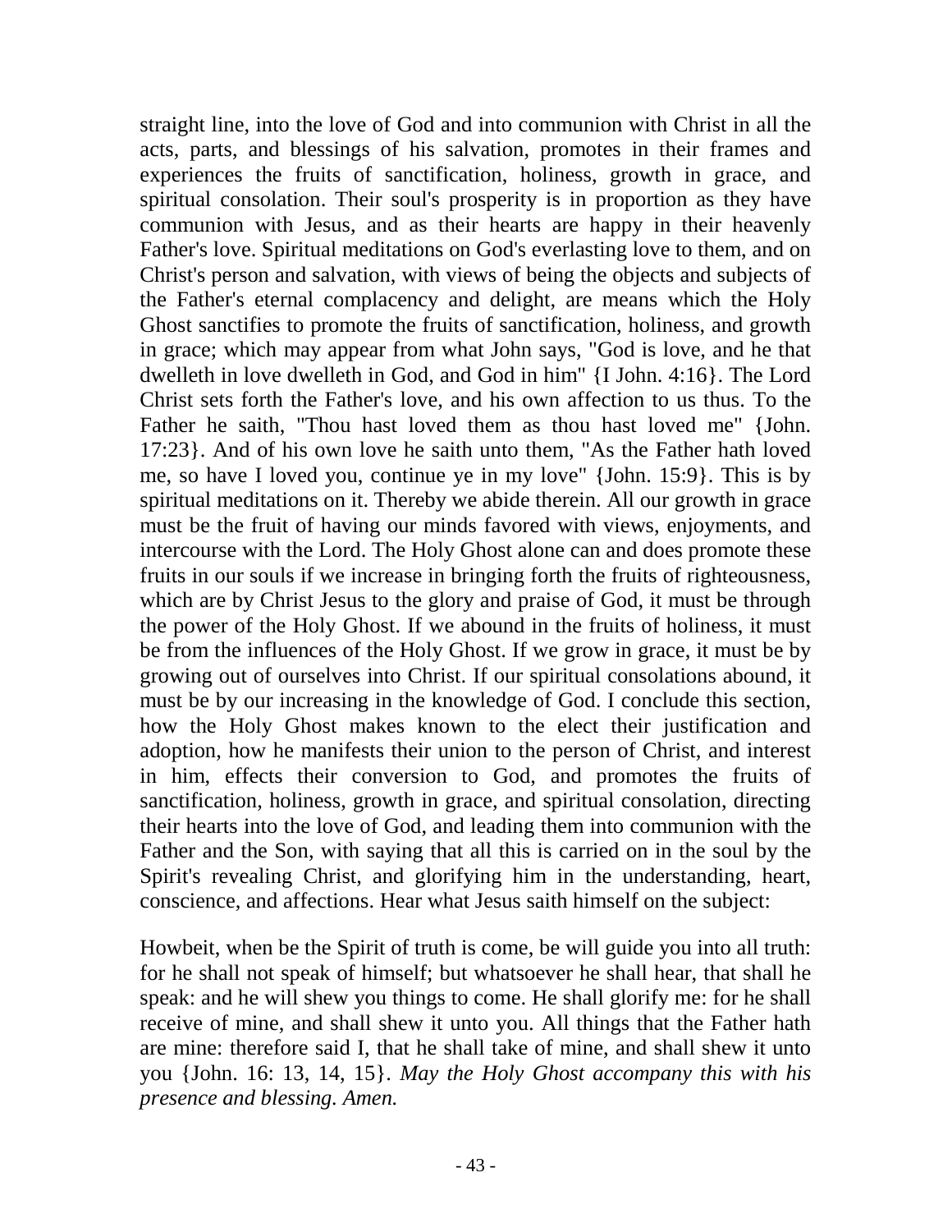straight line, into the love of God and into communion with Christ in all the acts, parts, and blessings of his salvation, promotes in their frames and experiences the fruits of sanctification, holiness, growth in grace, and spiritual consolation. Their soul's prosperity is in proportion as they have communion with Jesus, and as their hearts are happy in their heavenly Father's love. Spiritual meditations on God's everlasting love to them, and on Christ's person and salvation, with views of being the objects and subjects of the Father's eternal complacency and delight, are means which the Holy Ghost sanctifies to promote the fruits of sanctification, holiness, and growth in grace; which may appear from what John says, "God is love, and he that dwelleth in love dwelleth in God, and God in him" {I John. 4:16}. The Lord Christ sets forth the Father's love, and his own affection to us thus. To the Father he saith, "Thou hast loved them as thou hast loved me" {John. 17:23}. And of his own love he saith unto them, "As the Father hath loved me, so have I loved you, continue ye in my love" {John. 15:9}. This is by spiritual meditations on it. Thereby we abide therein. All our growth in grace must be the fruit of having our minds favored with views, enjoyments, and intercourse with the Lord. The Holy Ghost alone can and does promote these fruits in our souls if we increase in bringing forth the fruits of righteousness, which are by Christ Jesus to the glory and praise of God, it must be through the power of the Holy Ghost. If we abound in the fruits of holiness, it must be from the influences of the Holy Ghost. If we grow in grace, it must be by growing out of ourselves into Christ. If our spiritual consolations abound, it must be by our increasing in the knowledge of God. I conclude this section, how the Holy Ghost makes known to the elect their justification and adoption, how he manifests their union to the person of Christ, and interest in him, effects their conversion to God, and promotes the fruits of sanctification, holiness, growth in grace, and spiritual consolation, directing their hearts into the love of God, and leading them into communion with the Father and the Son, with saying that all this is carried on in the soul by the Spirit's revealing Christ, and glorifying him in the understanding, heart, conscience, and affections. Hear what Jesus saith himself on the subject:

Howbeit, when be the Spirit of truth is come, be will guide you into all truth: for he shall not speak of himself; but whatsoever he shall hear, that shall he speak: and he will shew you things to come. He shall glorify me: for he shall receive of mine, and shall shew it unto you. All things that the Father hath are mine: therefore said I, that he shall take of mine, and shall shew it unto you {John. 16: 13, 14, 15}. *May the Holy Ghost accompany this with his presence and blessing. Amen.*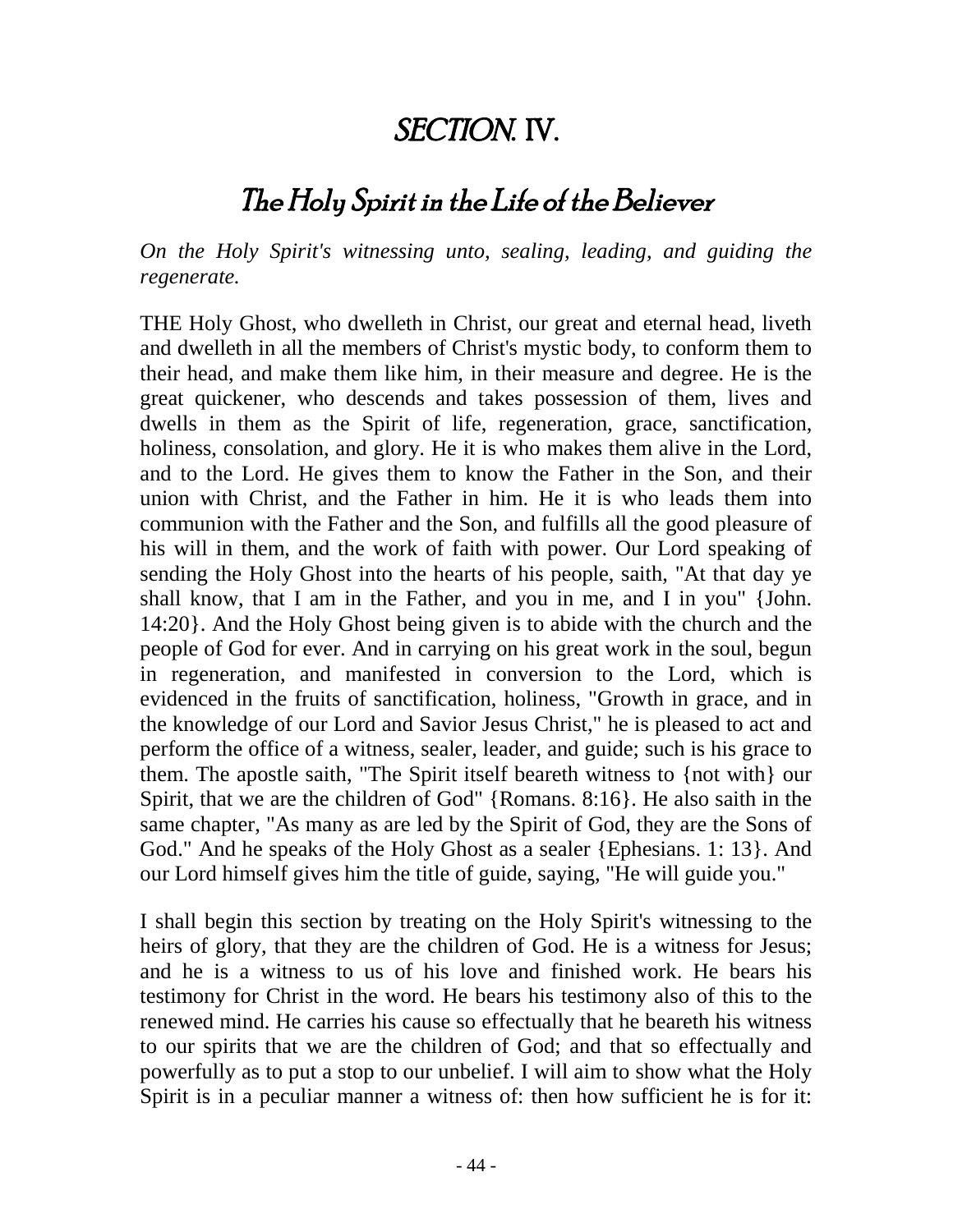# SECTION. IV.

## The Holy Spirit in the Life of the Believer

*On the Holy Spirit's witnessing unto, sealing, leading, and guiding the regenerate.*

THE Holy Ghost, who dwelleth in Christ, our great and eternal head, liveth and dwelleth in all the members of Christ's mystic body, to conform them to their head, and make them like him, in their measure and degree. He is the great quickener, who descends and takes possession of them, lives and dwells in them as the Spirit of life, regeneration, grace, sanctification, holiness, consolation, and glory. He it is who makes them alive in the Lord, and to the Lord. He gives them to know the Father in the Son, and their union with Christ, and the Father in him. He it is who leads them into communion with the Father and the Son, and fulfills all the good pleasure of his will in them, and the work of faith with power. Our Lord speaking of sending the Holy Ghost into the hearts of his people, saith, "At that day ye shall know, that I am in the Father, and you in me, and I in you" {John. 14:20}. And the Holy Ghost being given is to abide with the church and the people of God for ever. And in carrying on his great work in the soul, begun in regeneration, and manifested in conversion to the Lord, which is evidenced in the fruits of sanctification, holiness, "Growth in grace, and in the knowledge of our Lord and Savior Jesus Christ," he is pleased to act and perform the office of a witness, sealer, leader, and guide; such is his grace to them. The apostle saith, "The Spirit itself beareth witness to {not with} our Spirit, that we are the children of God" {Romans. 8:16}. He also saith in the same chapter, "As many as are led by the Spirit of God, they are the Sons of God." And he speaks of the Holy Ghost as a sealer {Ephesians. 1: 13}. And our Lord himself gives him the title of guide, saying, "He will guide you."

I shall begin this section by treating on the Holy Spirit's witnessing to the heirs of glory, that they are the children of God. He is a witness for Jesus; and he is a witness to us of his love and finished work. He bears his testimony for Christ in the word. He bears his testimony also of this to the renewed mind. He carries his cause so effectually that he beareth his witness to our spirits that we are the children of God; and that so effectually and powerfully as to put a stop to our unbelief. I will aim to show what the Holy Spirit is in a peculiar manner a witness of: then how sufficient he is for it: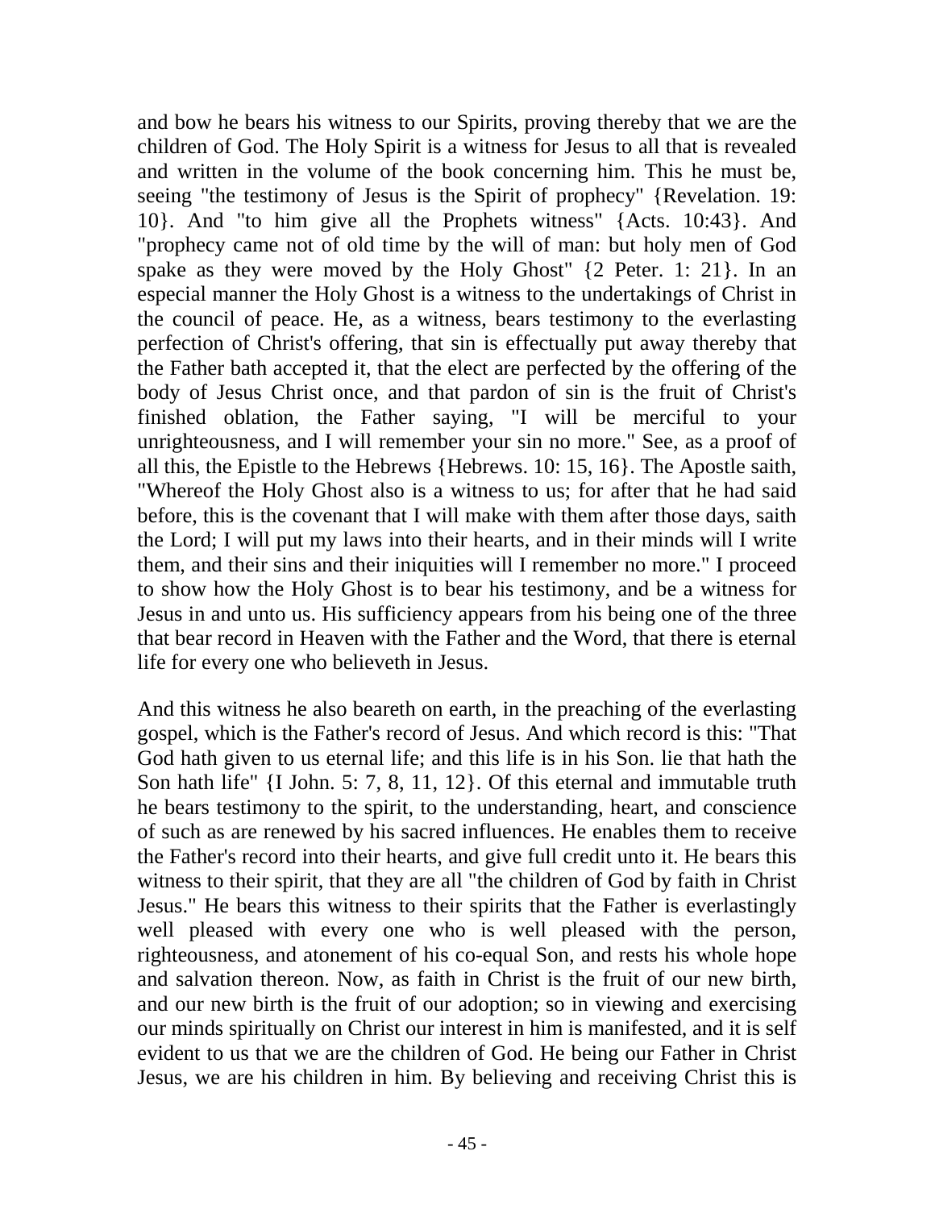and bow he bears his witness to our Spirits, proving thereby that we are the children of God. The Holy Spirit is a witness for Jesus to all that is revealed and written in the volume of the book concerning him. This he must be, seeing "the testimony of Jesus is the Spirit of prophecy" {Revelation. 19: 10}. And "to him give all the Prophets witness" {Acts. 10:43}. And "prophecy came not of old time by the will of man: but holy men of God spake as they were moved by the Holy Ghost" {2 Peter. 1: 21}. In an especial manner the Holy Ghost is a witness to the undertakings of Christ in the council of peace. He, as a witness, bears testimony to the everlasting perfection of Christ's offering, that sin is effectually put away thereby that the Father bath accepted it, that the elect are perfected by the offering of the body of Jesus Christ once, and that pardon of sin is the fruit of Christ's finished oblation, the Father saying, "I will be merciful to your unrighteousness, and I will remember your sin no more." See, as a proof of all this, the Epistle to the Hebrews {Hebrews. 10: 15, 16}. The Apostle saith, "Whereof the Holy Ghost also is a witness to us; for after that he had said before, this is the covenant that I will make with them after those days, saith the Lord; I will put my laws into their hearts, and in their minds will I write them, and their sins and their iniquities will I remember no more." I proceed to show how the Holy Ghost is to bear his testimony, and be a witness for Jesus in and unto us. His sufficiency appears from his being one of the three that bear record in Heaven with the Father and the Word, that there is eternal life for every one who believeth in Jesus.

And this witness he also beareth on earth, in the preaching of the everlasting gospel, which is the Father's record of Jesus. And which record is this: "That God hath given to us eternal life; and this life is in his Son. lie that hath the Son hath life" {I John. 5: 7, 8, 11, 12}. Of this eternal and immutable truth he bears testimony to the spirit, to the understanding, heart, and conscience of such as are renewed by his sacred influences. He enables them to receive the Father's record into their hearts, and give full credit unto it. He bears this witness to their spirit, that they are all "the children of God by faith in Christ Jesus." He bears this witness to their spirits that the Father is everlastingly well pleased with every one who is well pleased with the person, righteousness, and atonement of his co-equal Son, and rests his whole hope and salvation thereon. Now, as faith in Christ is the fruit of our new birth, and our new birth is the fruit of our adoption; so in viewing and exercising our minds spiritually on Christ our interest in him is manifested, and it is self evident to us that we are the children of God. He being our Father in Christ Jesus, we are his children in him. By believing and receiving Christ this is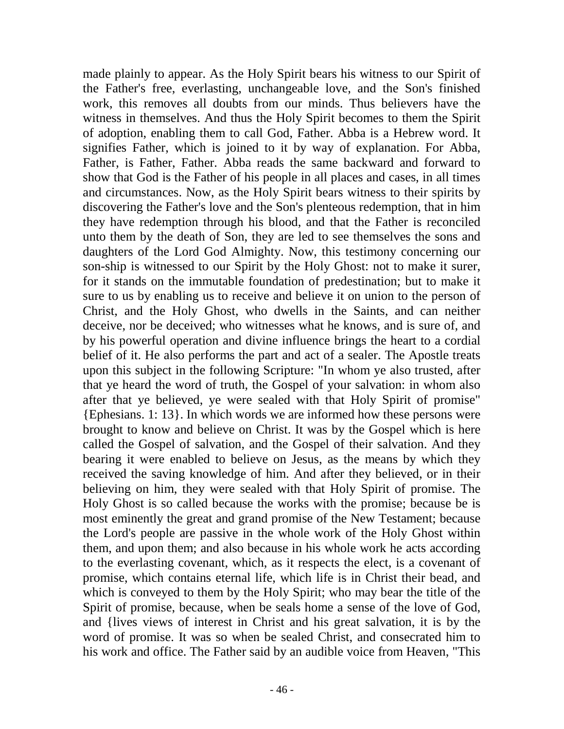made plainly to appear. As the Holy Spirit bears his witness to our Spirit of the Father's free, everlasting, unchangeable love, and the Son's finished work, this removes all doubts from our minds. Thus believers have the witness in themselves. And thus the Holy Spirit becomes to them the Spirit of adoption, enabling them to call God, Father. Abba is a Hebrew word. It signifies Father, which is joined to it by way of explanation. For Abba, Father, is Father, Father. Abba reads the same backward and forward to show that God is the Father of his people in all places and cases, in all times and circumstances. Now, as the Holy Spirit bears witness to their spirits by discovering the Father's love and the Son's plenteous redemption, that in him they have redemption through his blood, and that the Father is reconciled unto them by the death of Son, they are led to see themselves the sons and daughters of the Lord God Almighty. Now, this testimony concerning our son-ship is witnessed to our Spirit by the Holy Ghost: not to make it surer, for it stands on the immutable foundation of predestination; but to make it sure to us by enabling us to receive and believe it on union to the person of Christ, and the Holy Ghost, who dwells in the Saints, and can neither deceive, nor be deceived; who witnesses what he knows, and is sure of, and by his powerful operation and divine influence brings the heart to a cordial belief of it. He also performs the part and act of a sealer. The Apostle treats upon this subject in the following Scripture: "In whom ye also trusted, after that ye heard the word of truth, the Gospel of your salvation: in whom also after that ye believed, ye were sealed with that Holy Spirit of promise" {Ephesians. 1: 13}. In which words we are informed how these persons were brought to know and believe on Christ. It was by the Gospel which is here called the Gospel of salvation, and the Gospel of their salvation. And they bearing it were enabled to believe on Jesus, as the means by which they received the saving knowledge of him. And after they believed, or in their believing on him, they were sealed with that Holy Spirit of promise. The Holy Ghost is so called because the works with the promise; because be is most eminently the great and grand promise of the New Testament; because the Lord's people are passive in the whole work of the Holy Ghost within them, and upon them; and also because in his whole work he acts according to the everlasting covenant, which, as it respects the elect, is a covenant of promise, which contains eternal life, which life is in Christ their bead, and which is conveyed to them by the Holy Spirit; who may bear the title of the Spirit of promise, because, when be seals home a sense of the love of God, and {lives views of interest in Christ and his great salvation, it is by the word of promise. It was so when be sealed Christ, and consecrated him to his work and office. The Father said by an audible voice from Heaven, "This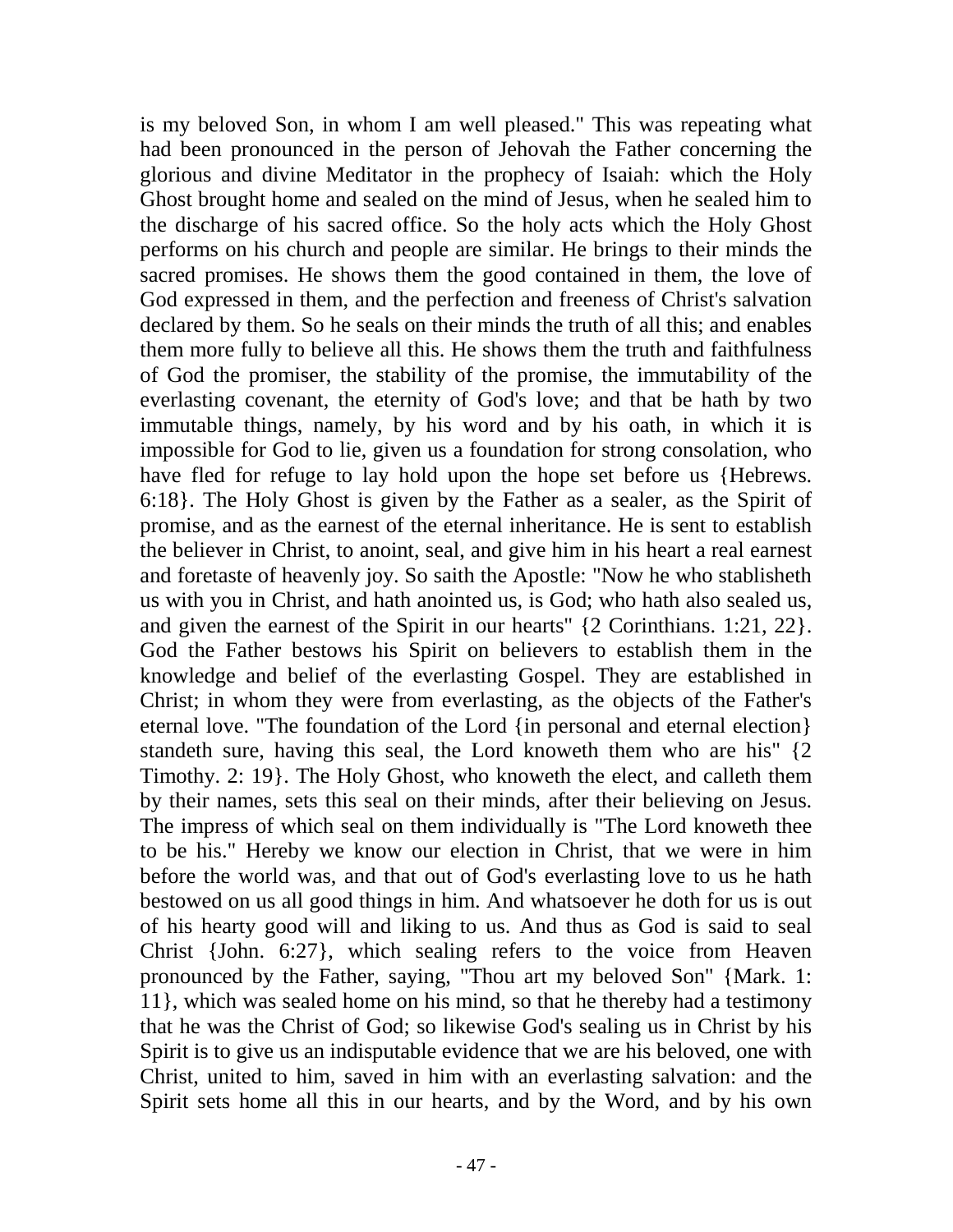is my beloved Son, in whom I am well pleased." This was repeating what had been pronounced in the person of Jehovah the Father concerning the glorious and divine Meditator in the prophecy of Isaiah: which the Holy Ghost brought home and sealed on the mind of Jesus, when he sealed him to the discharge of his sacred office. So the holy acts which the Holy Ghost performs on his church and people are similar. He brings to their minds the sacred promises. He shows them the good contained in them, the love of God expressed in them, and the perfection and freeness of Christ's salvation declared by them. So he seals on their minds the truth of all this; and enables them more fully to believe all this. He shows them the truth and faithfulness of God the promiser, the stability of the promise, the immutability of the everlasting covenant, the eternity of God's love; and that be hath by two immutable things, namely, by his word and by his oath, in which it is impossible for God to lie, given us a foundation for strong consolation, who have fled for refuge to lay hold upon the hope set before us {Hebrews. 6:18}. The Holy Ghost is given by the Father as a sealer, as the Spirit of promise, and as the earnest of the eternal inheritance. He is sent to establish the believer in Christ, to anoint, seal, and give him in his heart a real earnest and foretaste of heavenly joy. So saith the Apostle: "Now he who stablisheth us with you in Christ, and hath anointed us, is God; who hath also sealed us, and given the earnest of the Spirit in our hearts" {2 Corinthians. 1:21, 22}. God the Father bestows his Spirit on believers to establish them in the knowledge and belief of the everlasting Gospel. They are established in Christ; in whom they were from everlasting, as the objects of the Father's eternal love. "The foundation of the Lord {in personal and eternal election} standeth sure, having this seal, the Lord knoweth them who are his" {2 Timothy. 2: 19}. The Holy Ghost, who knoweth the elect, and calleth them by their names, sets this seal on their minds, after their believing on Jesus. The impress of which seal on them individually is "The Lord knoweth thee to be his." Hereby we know our election in Christ, that we were in him before the world was, and that out of God's everlasting love to us he hath bestowed on us all good things in him. And whatsoever he doth for us is out of his hearty good will and liking to us. And thus as God is said to seal Christ {John. 6:27}, which sealing refers to the voice from Heaven pronounced by the Father, saying, "Thou art my beloved Son" {Mark. 1: 11}, which was sealed home on his mind, so that he thereby had a testimony that he was the Christ of God; so likewise God's sealing us in Christ by his Spirit is to give us an indisputable evidence that we are his beloved, one with Christ, united to him, saved in him with an everlasting salvation: and the Spirit sets home all this in our hearts, and by the Word, and by his own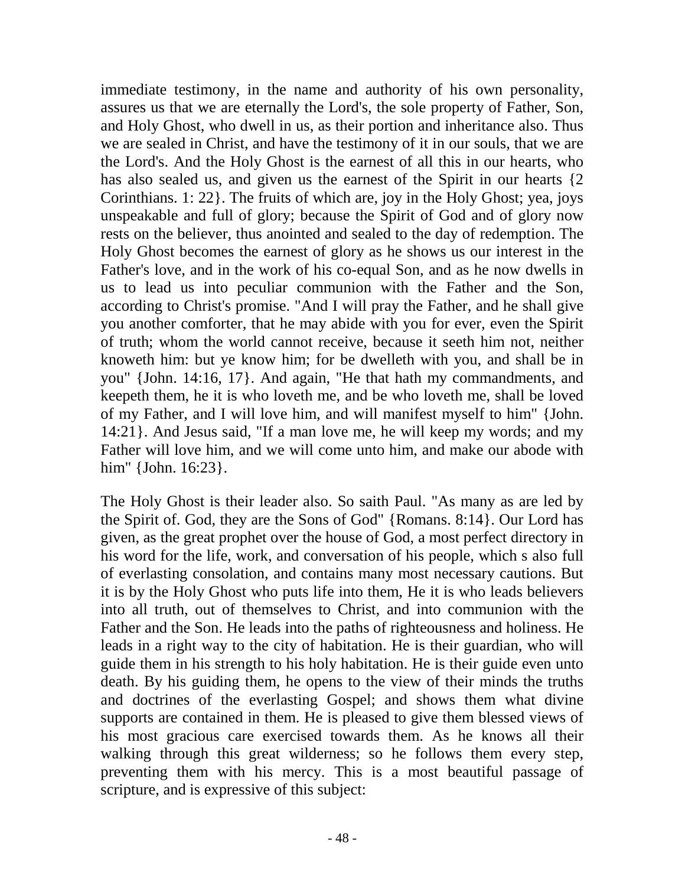immediate testimony, in the name and authority of his own personality, assures us that we are eternally the Lord's, the sole property of Father, Son, and Holy Ghost, who dwell in us, as their portion and inheritance also. Thus we are sealed in Christ, and have the testimony of it in our souls, that we are the Lord's. And the Holy Ghost is the earnest of all this in our hearts, who has also sealed us, and given us the earnest of the Spirit in our hearts {2 Corinthians. 1: 22}. The fruits of which are, joy in the Holy Ghost; yea, joys unspeakable and full of glory; because the Spirit of God and of glory now rests on the believer, thus anointed and sealed to the day of redemption. The Holy Ghost becomes the earnest of glory as he shows us our interest in the Father's love, and in the work of his co-equal Son, and as he now dwells in us to lead us into peculiar communion with the Father and the Son, according to Christ's promise. "And I will pray the Father, and he shall give you another comforter, that he may abide with you for ever, even the Spirit of truth; whom the world cannot receive, because it seeth him not, neither knoweth him: but ye know him; for be dwelleth with you, and shall be in you" {John. 14:16, 17}. And again, "He that hath my commandments, and keepeth them, he it is who loveth me, and be who loveth me, shall be loved of my Father, and I will love him, and will manifest myself to him" {John. 14:21}. And Jesus said, "If a man love me, he will keep my words; and my Father will love him, and we will come unto him, and make our abode with him" {John. 16:23}.

The Holy Ghost is their leader also. So saith Paul. "As many as are led by the Spirit of. God, they are the Sons of God" {Romans. 8:14}. Our Lord has given, as the great prophet over the house of God, a most perfect directory in his word for the life, work, and conversation of his people, which s also full of everlasting consolation, and contains many most necessary cautions. But it is by the Holy Ghost who puts life into them, He it is who leads believers into all truth, out of themselves to Christ, and into communion with the Father and the Son. He leads into the paths of righteousness and holiness. He leads in a right way to the city of habitation. He is their guardian, who will guide them in his strength to his holy habitation. He is their guide even unto death. By his guiding them, he opens to the view of their minds the truths and doctrines of the everlasting Gospel; and shows them what divine supports are contained in them. He is pleased to give them blessed views of his most gracious care exercised towards them. As he knows all their walking through this great wilderness; so he follows them every step, preventing them with his mercy. This is a most beautiful passage of scripture, and is expressive of this subject: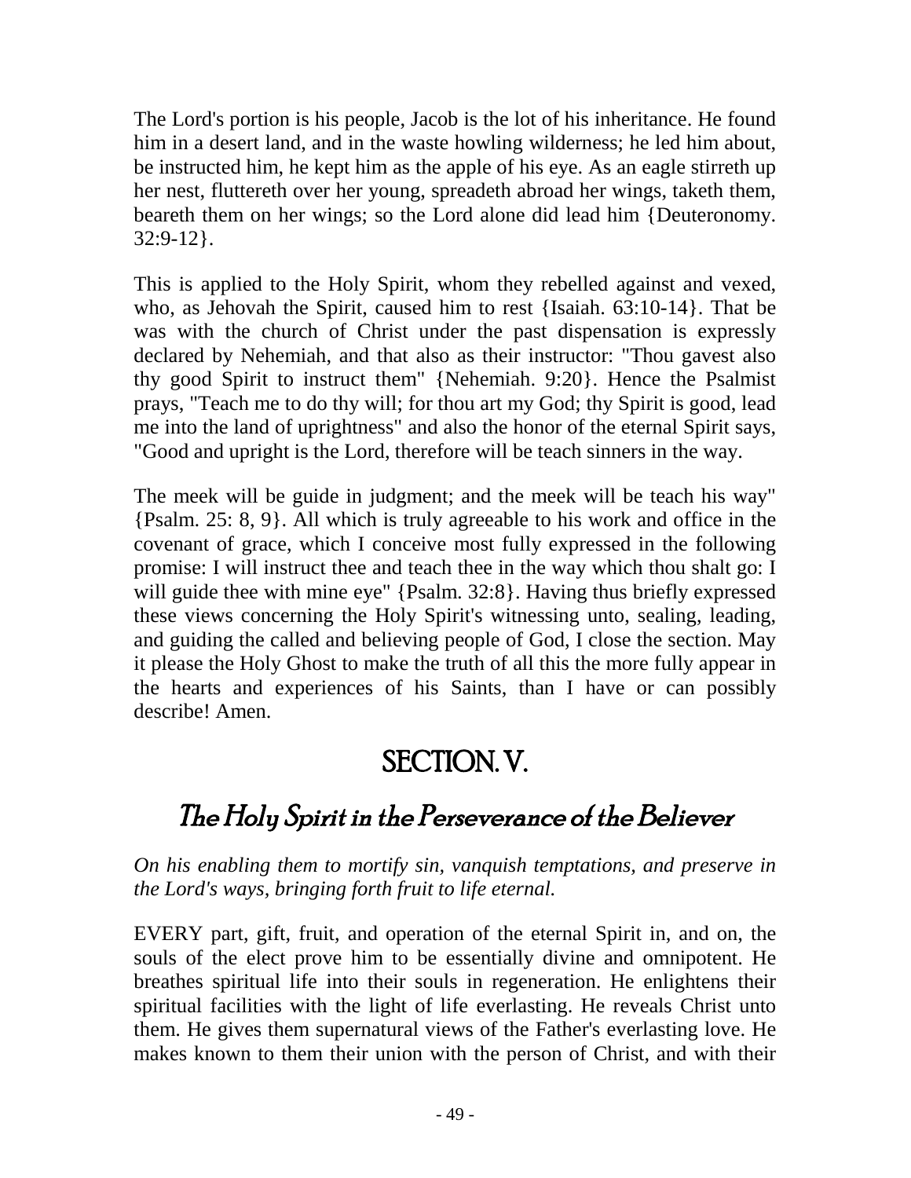The Lord's portion is his people, Jacob is the lot of his inheritance. He found him in a desert land, and in the waste howling wilderness; he led him about, be instructed him, he kept him as the apple of his eye. As an eagle stirreth up her nest, fluttereth over her young, spreadeth abroad her wings, taketh them, beareth them on her wings; so the Lord alone did lead him {Deuteronomy. 32:9-12}.

This is applied to the Holy Spirit, whom they rebelled against and vexed, who, as Jehovah the Spirit, caused him to rest {Isaiah. 63:10-14}. That be was with the church of Christ under the past dispensation is expressly declared by Nehemiah, and that also as their instructor: "Thou gavest also thy good Spirit to instruct them" {Nehemiah. 9:20}. Hence the Psalmist prays, "Teach me to do thy will; for thou art my God; thy Spirit is good, lead me into the land of uprightness" and also the honor of the eternal Spirit says, "Good and upright is the Lord, therefore will be teach sinners in the way.

The meek will be guide in judgment; and the meek will be teach his way" {Psalm. 25: 8, 9}. All which is truly agreeable to his work and office in the covenant of grace, which I conceive most fully expressed in the following promise: I will instruct thee and teach thee in the way which thou shalt go: I will guide thee with mine eye" {Psalm. 32:8}. Having thus briefly expressed these views concerning the Holy Spirit's witnessing unto, sealing, leading, and guiding the called and believing people of God, I close the section. May it please the Holy Ghost to make the truth of all this the more fully appear in the hearts and experiences of his Saints, than I have or can possibly describe! Amen.

# SECTION. V.

## The Holy Spirit in the Perseverance of the Believer

*On his enabling them to mortify sin, vanquish temptations, and preserve in the Lord's ways, bringing forth fruit to life eternal.*

EVERY part, gift, fruit, and operation of the eternal Spirit in, and on, the souls of the elect prove him to be essentially divine and omnipotent. He breathes spiritual life into their souls in regeneration. He enlightens their spiritual facilities with the light of life everlasting. He reveals Christ unto them. He gives them supernatural views of the Father's everlasting love. He makes known to them their union with the person of Christ, and with their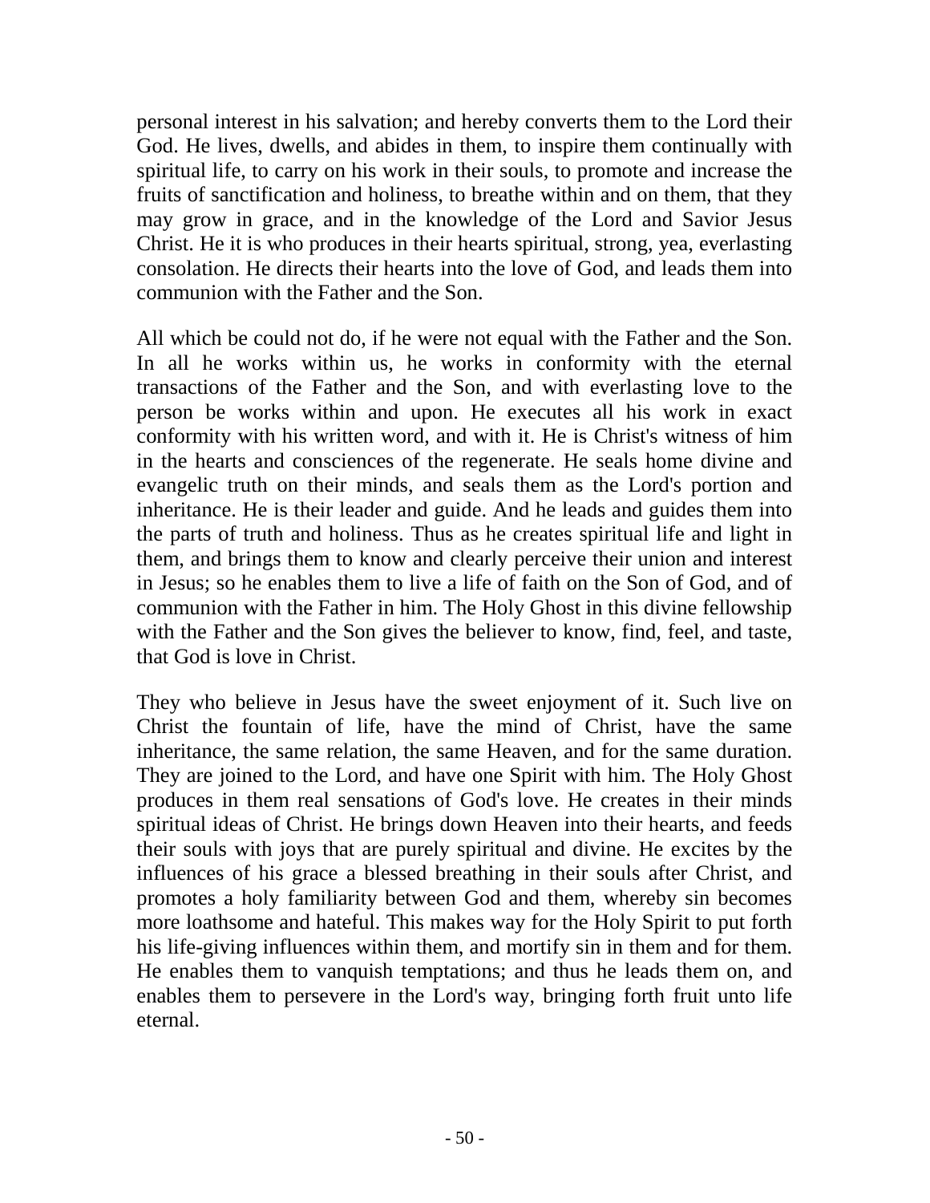personal interest in his salvation; and hereby converts them to the Lord their God. He lives, dwells, and abides in them, to inspire them continually with spiritual life, to carry on his work in their souls, to promote and increase the fruits of sanctification and holiness, to breathe within and on them, that they may grow in grace, and in the knowledge of the Lord and Savior Jesus Christ. He it is who produces in their hearts spiritual, strong, yea, everlasting consolation. He directs their hearts into the love of God, and leads them into communion with the Father and the Son.

All which be could not do, if he were not equal with the Father and the Son. In all he works within us, he works in conformity with the eternal transactions of the Father and the Son, and with everlasting love to the person be works within and upon. He executes all his work in exact conformity with his written word, and with it. He is Christ's witness of him in the hearts and consciences of the regenerate. He seals home divine and evangelic truth on their minds, and seals them as the Lord's portion and inheritance. He is their leader and guide. And he leads and guides them into the parts of truth and holiness. Thus as he creates spiritual life and light in them, and brings them to know and clearly perceive their union and interest in Jesus; so he enables them to live a life of faith on the Son of God, and of communion with the Father in him. The Holy Ghost in this divine fellowship with the Father and the Son gives the believer to know, find, feel, and taste, that God is love in Christ.

They who believe in Jesus have the sweet enjoyment of it. Such live on Christ the fountain of life, have the mind of Christ, have the same inheritance, the same relation, the same Heaven, and for the same duration. They are joined to the Lord, and have one Spirit with him. The Holy Ghost produces in them real sensations of God's love. He creates in their minds spiritual ideas of Christ. He brings down Heaven into their hearts, and feeds their souls with joys that are purely spiritual and divine. He excites by the influences of his grace a blessed breathing in their souls after Christ, and promotes a holy familiarity between God and them, whereby sin becomes more loathsome and hateful. This makes way for the Holy Spirit to put forth his life-giving influences within them, and mortify sin in them and for them. He enables them to vanquish temptations; and thus he leads them on, and enables them to persevere in the Lord's way, bringing forth fruit unto life eternal.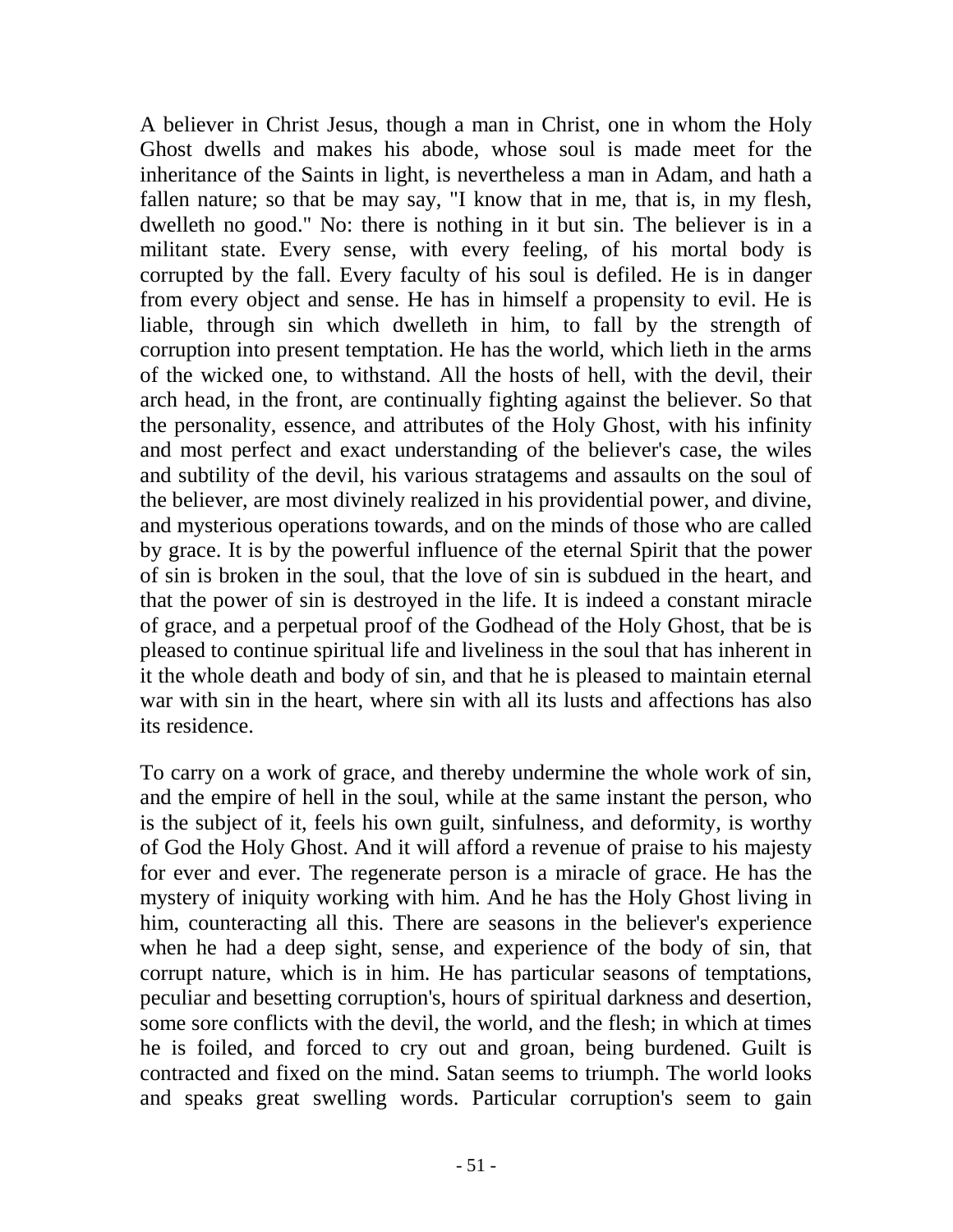A believer in Christ Jesus, though a man in Christ, one in whom the Holy Ghost dwells and makes his abode, whose soul is made meet for the inheritance of the Saints in light, is nevertheless a man in Adam, and hath a fallen nature; so that be may say, "I know that in me, that is, in my flesh, dwelleth no good." No: there is nothing in it but sin. The believer is in a militant state. Every sense, with every feeling, of his mortal body is corrupted by the fall. Every faculty of his soul is defiled. He is in danger from every object and sense. He has in himself a propensity to evil. He is liable, through sin which dwelleth in him, to fall by the strength of corruption into present temptation. He has the world, which lieth in the arms of the wicked one, to withstand. All the hosts of hell, with the devil, their arch head, in the front, are continually fighting against the believer. So that the personality, essence, and attributes of the Holy Ghost, with his infinity and most perfect and exact understanding of the believer's case, the wiles and subtility of the devil, his various stratagems and assaults on the soul of the believer, are most divinely realized in his providential power, and divine, and mysterious operations towards, and on the minds of those who are called by grace. It is by the powerful influence of the eternal Spirit that the power of sin is broken in the soul, that the love of sin is subdued in the heart, and that the power of sin is destroyed in the life. It is indeed a constant miracle of grace, and a perpetual proof of the Godhead of the Holy Ghost, that be is pleased to continue spiritual life and liveliness in the soul that has inherent in it the whole death and body of sin, and that he is pleased to maintain eternal war with sin in the heart, where sin with all its lusts and affections has also its residence.

To carry on a work of grace, and thereby undermine the whole work of sin, and the empire of hell in the soul, while at the same instant the person, who is the subject of it, feels his own guilt, sinfulness, and deformity, is worthy of God the Holy Ghost. And it will afford a revenue of praise to his majesty for ever and ever. The regenerate person is a miracle of grace. He has the mystery of iniquity working with him. And he has the Holy Ghost living in him, counteracting all this. There are seasons in the believer's experience when he had a deep sight, sense, and experience of the body of sin, that corrupt nature, which is in him. He has particular seasons of temptations, peculiar and besetting corruption's, hours of spiritual darkness and desertion, some sore conflicts with the devil, the world, and the flesh; in which at times he is foiled, and forced to cry out and groan, being burdened. Guilt is contracted and fixed on the mind. Satan seems to triumph. The world looks and speaks great swelling words. Particular corruption's seem to gain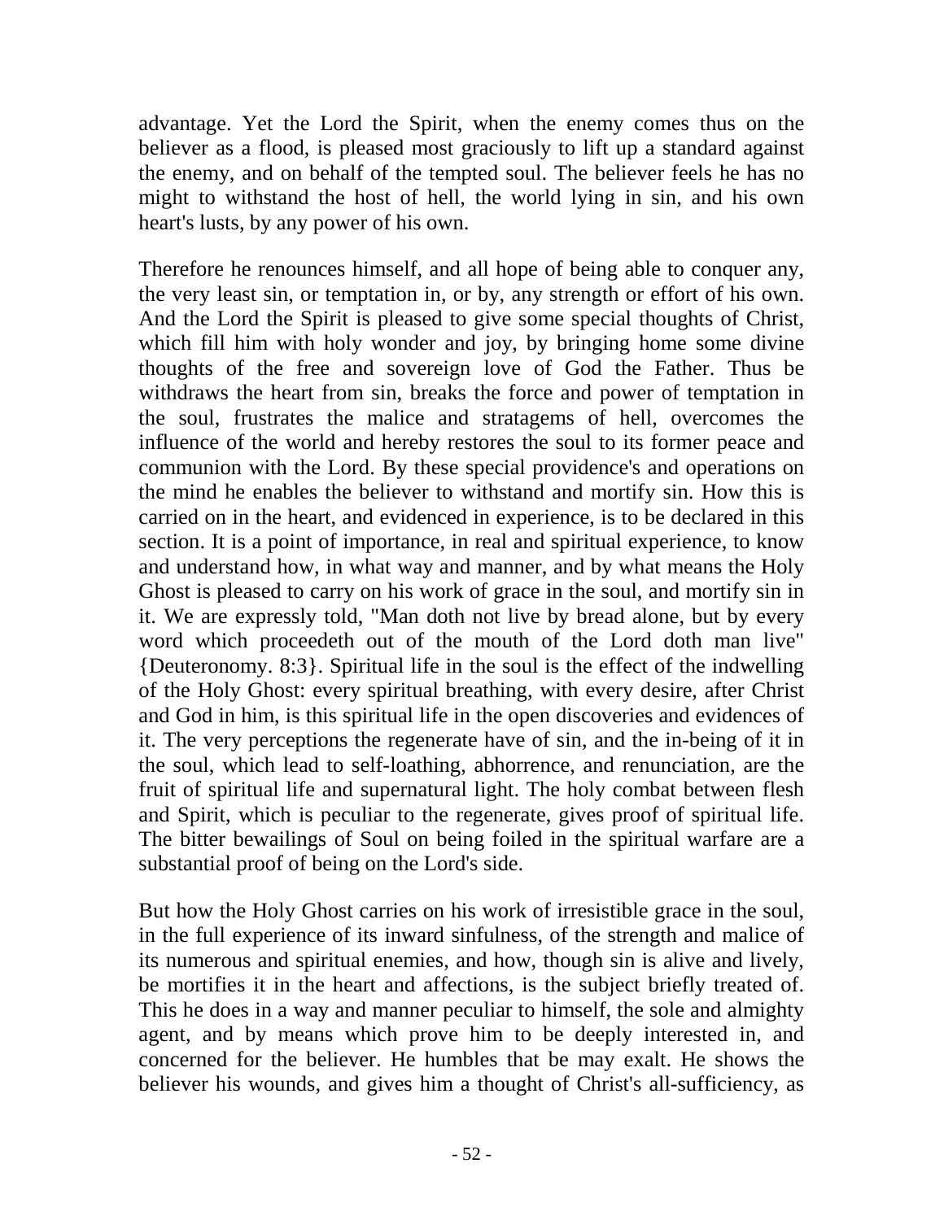advantage. Yet the Lord the Spirit, when the enemy comes thus on the believer as a flood, is pleased most graciously to lift up a standard against the enemy, and on behalf of the tempted soul. The believer feels he has no might to withstand the host of hell, the world lying in sin, and his own heart's lusts, by any power of his own.

Therefore he renounces himself, and all hope of being able to conquer any, the very least sin, or temptation in, or by, any strength or effort of his own. And the Lord the Spirit is pleased to give some special thoughts of Christ, which fill him with holy wonder and joy, by bringing home some divine thoughts of the free and sovereign love of God the Father. Thus be withdraws the heart from sin, breaks the force and power of temptation in the soul, frustrates the malice and stratagems of hell, overcomes the influence of the world and hereby restores the soul to its former peace and communion with the Lord. By these special providence's and operations on the mind he enables the believer to withstand and mortify sin. How this is carried on in the heart, and evidenced in experience, is to be declared in this section. It is a point of importance, in real and spiritual experience, to know and understand how, in what way and manner, and by what means the Holy Ghost is pleased to carry on his work of grace in the soul, and mortify sin in it. We are expressly told, "Man doth not live by bread alone, but by every word which proceedeth out of the mouth of the Lord doth man live" {Deuteronomy. 8:3}. Spiritual life in the soul is the effect of the indwelling of the Holy Ghost: every spiritual breathing, with every desire, after Christ and God in him, is this spiritual life in the open discoveries and evidences of it. The very perceptions the regenerate have of sin, and the in-being of it in the soul, which lead to self-loathing, abhorrence, and renunciation, are the fruit of spiritual life and supernatural light. The holy combat between flesh and Spirit, which is peculiar to the regenerate, gives proof of spiritual life. The bitter bewailings of Soul on being foiled in the spiritual warfare are a substantial proof of being on the Lord's side.

But how the Holy Ghost carries on his work of irresistible grace in the soul, in the full experience of its inward sinfulness, of the strength and malice of its numerous and spiritual enemies, and how, though sin is alive and lively, be mortifies it in the heart and affections, is the subject briefly treated of. This he does in a way and manner peculiar to himself, the sole and almighty agent, and by means which prove him to be deeply interested in, and concerned for the believer. He humbles that be may exalt. He shows the believer his wounds, and gives him a thought of Christ's all-sufficiency, as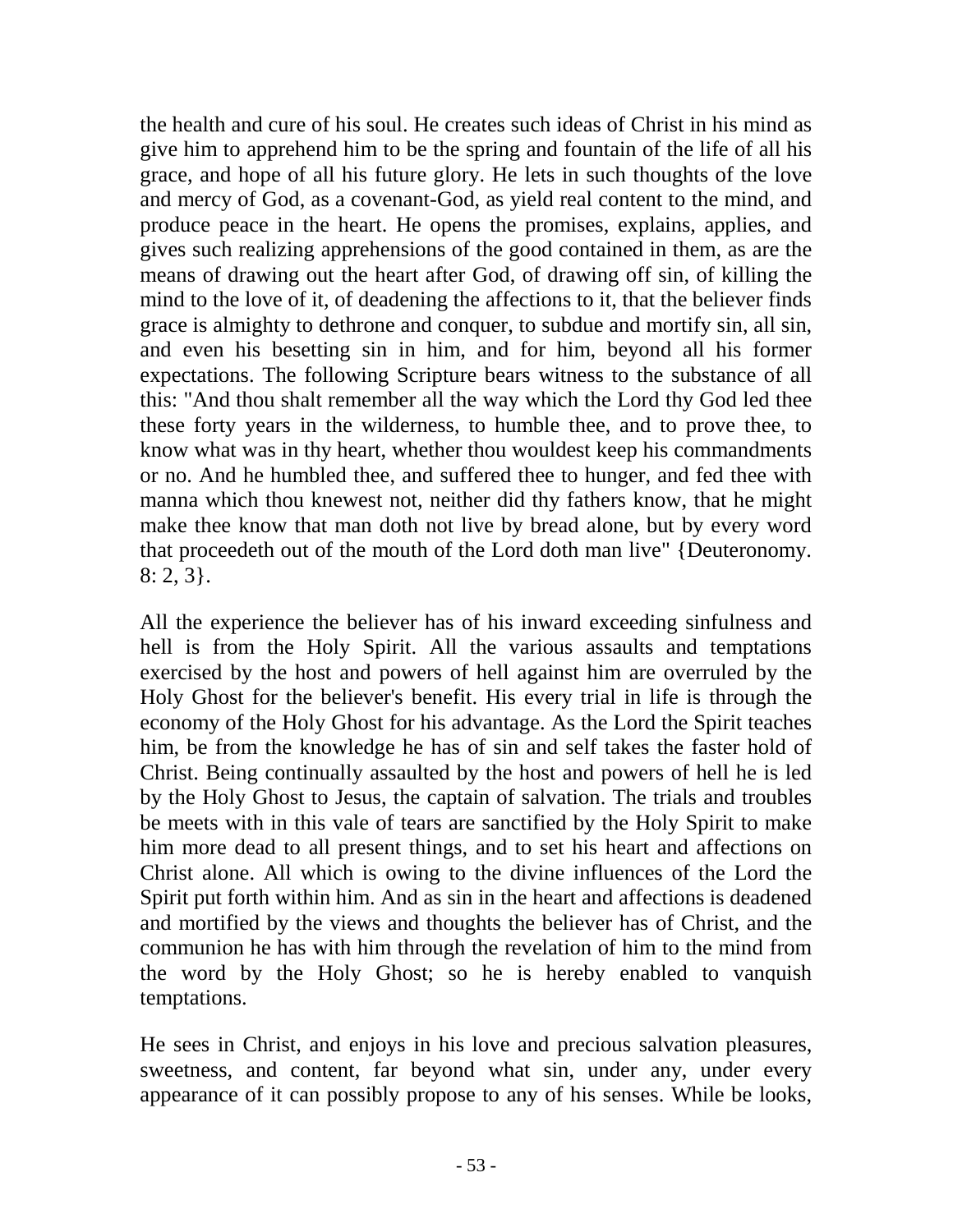the health and cure of his soul. He creates such ideas of Christ in his mind as give him to apprehend him to be the spring and fountain of the life of all his grace, and hope of all his future glory. He lets in such thoughts of the love and mercy of God, as a covenant-God, as yield real content to the mind, and produce peace in the heart. He opens the promises, explains, applies, and gives such realizing apprehensions of the good contained in them, as are the means of drawing out the heart after God, of drawing off sin, of killing the mind to the love of it, of deadening the affections to it, that the believer finds grace is almighty to dethrone and conquer, to subdue and mortify sin, all sin, and even his besetting sin in him, and for him, beyond all his former expectations. The following Scripture bears witness to the substance of all this: "And thou shalt remember all the way which the Lord thy God led thee these forty years in the wilderness, to humble thee, and to prove thee, to know what was in thy heart, whether thou wouldest keep his commandments or no. And he humbled thee, and suffered thee to hunger, and fed thee with manna which thou knewest not, neither did thy fathers know, that he might make thee know that man doth not live by bread alone, but by every word that proceedeth out of the mouth of the Lord doth man live" {Deuteronomy. 8: 2, 3}.

All the experience the believer has of his inward exceeding sinfulness and hell is from the Holy Spirit. All the various assaults and temptations exercised by the host and powers of hell against him are overruled by the Holy Ghost for the believer's benefit. His every trial in life is through the economy of the Holy Ghost for his advantage. As the Lord the Spirit teaches him, be from the knowledge he has of sin and self takes the faster hold of Christ. Being continually assaulted by the host and powers of hell he is led by the Holy Ghost to Jesus, the captain of salvation. The trials and troubles be meets with in this vale of tears are sanctified by the Holy Spirit to make him more dead to all present things, and to set his heart and affections on Christ alone. All which is owing to the divine influences of the Lord the Spirit put forth within him. And as sin in the heart and affections is deadened and mortified by the views and thoughts the believer has of Christ, and the communion he has with him through the revelation of him to the mind from the word by the Holy Ghost; so he is hereby enabled to vanquish temptations.

He sees in Christ, and enjoys in his love and precious salvation pleasures, sweetness, and content, far beyond what sin, under any, under every appearance of it can possibly propose to any of his senses. While be looks,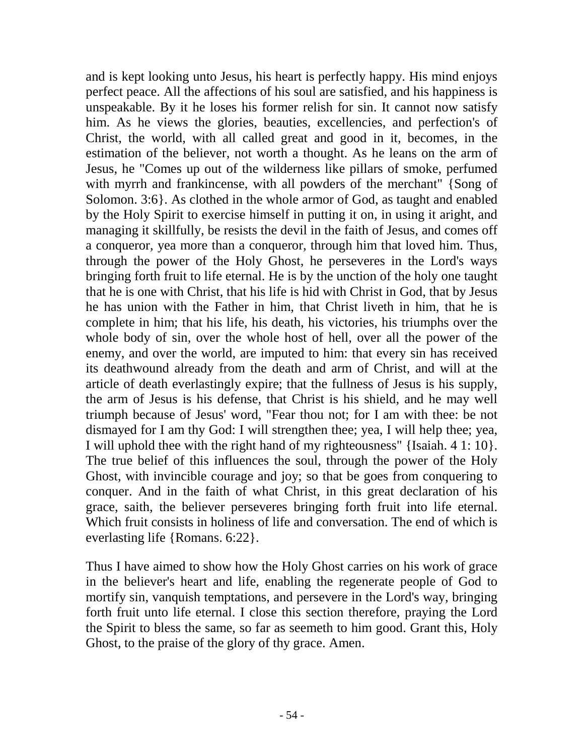and is kept looking unto Jesus, his heart is perfectly happy. His mind enjoys perfect peace. All the affections of his soul are satisfied, and his happiness is unspeakable. By it he loses his former relish for sin. It cannot now satisfy him. As he views the glories, beauties, excellencies, and perfection's of Christ, the world, with all called great and good in it, becomes, in the estimation of the believer, not worth a thought. As he leans on the arm of Jesus, he "Comes up out of the wilderness like pillars of smoke, perfumed with myrrh and frankincense, with all powders of the merchant" {Song of Solomon. 3:6}. As clothed in the whole armor of God, as taught and enabled by the Holy Spirit to exercise himself in putting it on, in using it aright, and managing it skillfully, be resists the devil in the faith of Jesus, and comes off a conqueror, yea more than a conqueror, through him that loved him. Thus, through the power of the Holy Ghost, he perseveres in the Lord's ways bringing forth fruit to life eternal. He is by the unction of the holy one taught that he is one with Christ, that his life is hid with Christ in God, that by Jesus he has union with the Father in him, that Christ liveth in him, that he is complete in him; that his life, his death, his victories, his triumphs over the whole body of sin, over the whole host of hell, over all the power of the enemy, and over the world, are imputed to him: that every sin has received its deathwound already from the death and arm of Christ, and will at the article of death everlastingly expire; that the fullness of Jesus is his supply, the arm of Jesus is his defense, that Christ is his shield, and he may well triumph because of Jesus' word, "Fear thou not; for I am with thee: be not dismayed for I am thy God: I will strengthen thee; yea, I will help thee; yea, I will uphold thee with the right hand of my righteousness" {Isaiah. 4 1: 10}. The true belief of this influences the soul, through the power of the Holy Ghost, with invincible courage and joy; so that be goes from conquering to conquer. And in the faith of what Christ, in this great declaration of his grace, saith, the believer perseveres bringing forth fruit into life eternal. Which fruit consists in holiness of life and conversation. The end of which is everlasting life {Romans. 6:22}.

Thus I have aimed to show how the Holy Ghost carries on his work of grace in the believer's heart and life, enabling the regenerate people of God to mortify sin, vanquish temptations, and persevere in the Lord's way, bringing forth fruit unto life eternal. I close this section therefore, praying the Lord the Spirit to bless the same, so far as seemeth to him good. Grant this, Holy Ghost, to the praise of the glory of thy grace. Amen.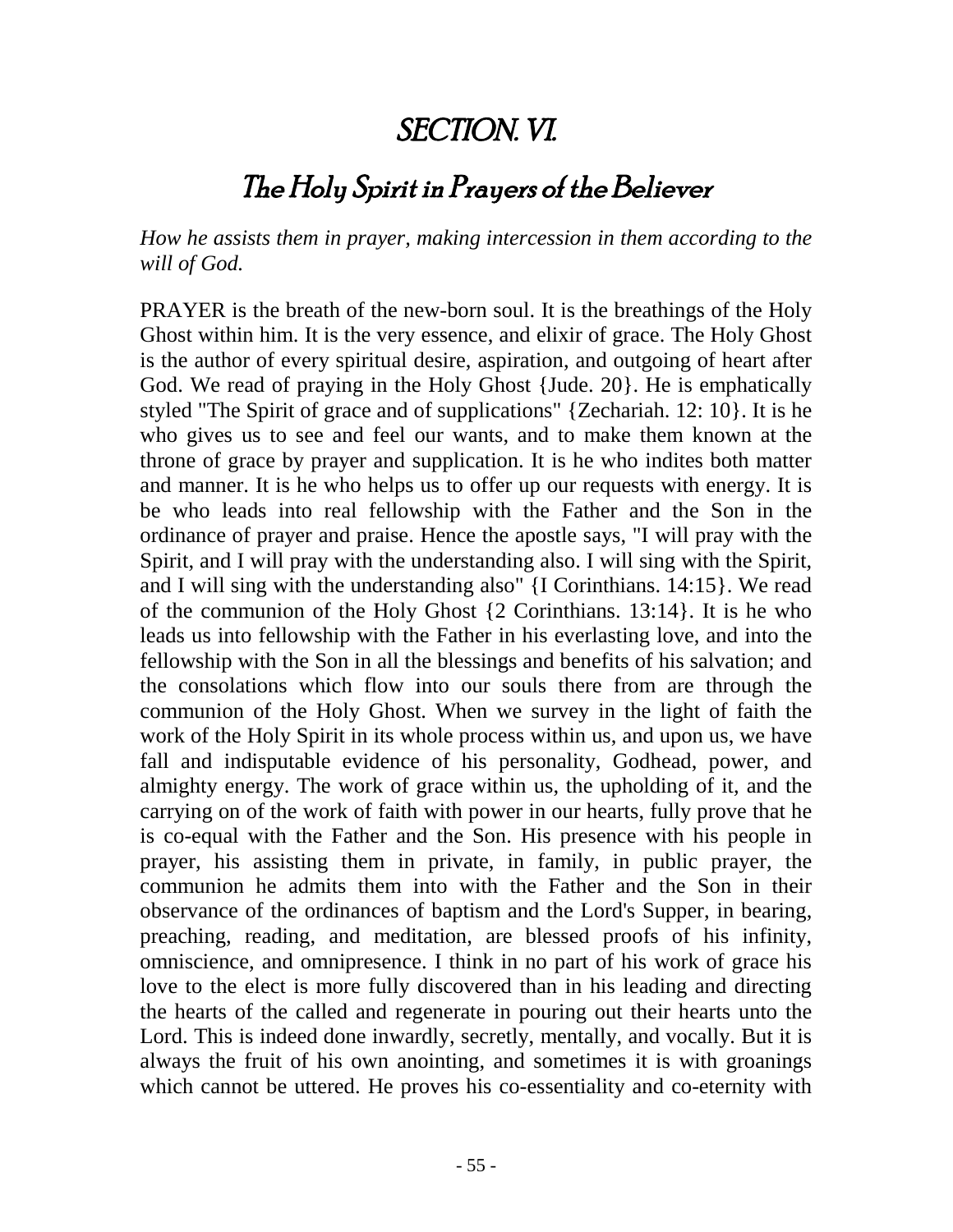# SECTION. VI.

## The Holy Spirit in Prayers of the Believer

*How he assists them in prayer, making intercession in them according to the will of God.*

PRAYER is the breath of the new-born soul. It is the breathings of the Holy Ghost within him. It is the very essence, and elixir of grace. The Holy Ghost is the author of every spiritual desire, aspiration, and outgoing of heart after God. We read of praying in the Holy Ghost {Jude. 20}. He is emphatically styled "The Spirit of grace and of supplications" {Zechariah. 12: 10}. It is he who gives us to see and feel our wants, and to make them known at the throne of grace by prayer and supplication. It is he who indites both matter and manner. It is he who helps us to offer up our requests with energy. It is be who leads into real fellowship with the Father and the Son in the ordinance of prayer and praise. Hence the apostle says, "I will pray with the Spirit, and I will pray with the understanding also. I will sing with the Spirit, and I will sing with the understanding also" {I Corinthians. 14:15}. We read of the communion of the Holy Ghost {2 Corinthians. 13:14}. It is he who leads us into fellowship with the Father in his everlasting love, and into the fellowship with the Son in all the blessings and benefits of his salvation; and the consolations which flow into our souls there from are through the communion of the Holy Ghost. When we survey in the light of faith the work of the Holy Spirit in its whole process within us, and upon us, we have fall and indisputable evidence of his personality, Godhead, power, and almighty energy. The work of grace within us, the upholding of it, and the carrying on of the work of faith with power in our hearts, fully prove that he is co-equal with the Father and the Son. His presence with his people in prayer, his assisting them in private, in family, in public prayer, the communion he admits them into with the Father and the Son in their observance of the ordinances of baptism and the Lord's Supper, in bearing, preaching, reading, and meditation, are blessed proofs of his infinity, omniscience, and omnipresence. I think in no part of his work of grace his love to the elect is more fully discovered than in his leading and directing the hearts of the called and regenerate in pouring out their hearts unto the Lord. This is indeed done inwardly, secretly, mentally, and vocally. But it is always the fruit of his own anointing, and sometimes it is with groanings which cannot be uttered. He proves his co-essentiality and co-eternity with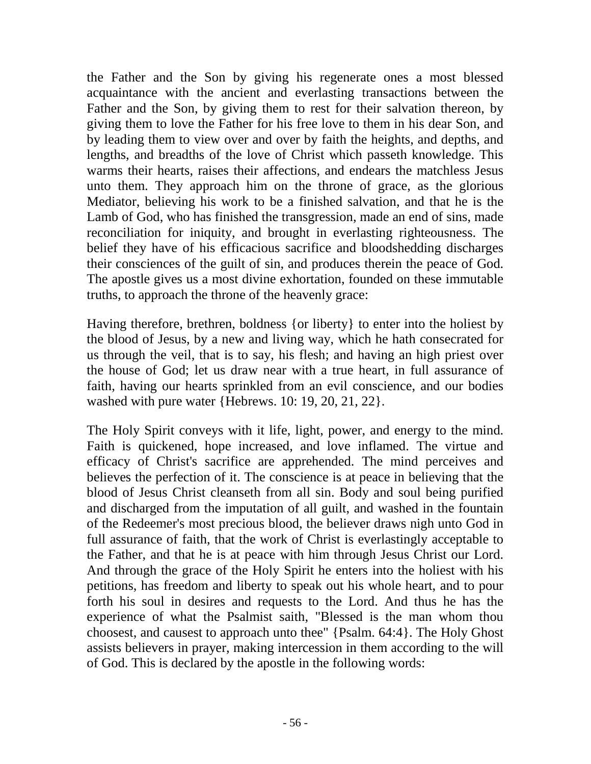the Father and the Son by giving his regenerate ones a most blessed acquaintance with the ancient and everlasting transactions between the Father and the Son, by giving them to rest for their salvation thereon, by giving them to love the Father for his free love to them in his dear Son, and by leading them to view over and over by faith the heights, and depths, and lengths, and breadths of the love of Christ which passeth knowledge. This warms their hearts, raises their affections, and endears the matchless Jesus unto them. They approach him on the throne of grace, as the glorious Mediator, believing his work to be a finished salvation, and that he is the Lamb of God, who has finished the transgression, made an end of sins, made reconciliation for iniquity, and brought in everlasting righteousness. The belief they have of his efficacious sacrifice and bloodshedding discharges their consciences of the guilt of sin, and produces therein the peace of God. The apostle gives us a most divine exhortation, founded on these immutable truths, to approach the throne of the heavenly grace:

Having therefore, brethren, boldness {or liberty} to enter into the holiest by the blood of Jesus, by a new and living way, which he hath consecrated for us through the veil, that is to say, his flesh; and having an high priest over the house of God; let us draw near with a true heart, in full assurance of faith, having our hearts sprinkled from an evil conscience, and our bodies washed with pure water {Hebrews. 10: 19, 20, 21, 22}.

The Holy Spirit conveys with it life, light, power, and energy to the mind. Faith is quickened, hope increased, and love inflamed. The virtue and efficacy of Christ's sacrifice are apprehended. The mind perceives and believes the perfection of it. The conscience is at peace in believing that the blood of Jesus Christ cleanseth from all sin. Body and soul being purified and discharged from the imputation of all guilt, and washed in the fountain of the Redeemer's most precious blood, the believer draws nigh unto God in full assurance of faith, that the work of Christ is everlastingly acceptable to the Father, and that he is at peace with him through Jesus Christ our Lord. And through the grace of the Holy Spirit he enters into the holiest with his petitions, has freedom and liberty to speak out his whole heart, and to pour forth his soul in desires and requests to the Lord. And thus he has the experience of what the Psalmist saith, "Blessed is the man whom thou choosest, and causest to approach unto thee" {Psalm. 64:4}. The Holy Ghost assists believers in prayer, making intercession in them according to the will of God. This is declared by the apostle in the following words: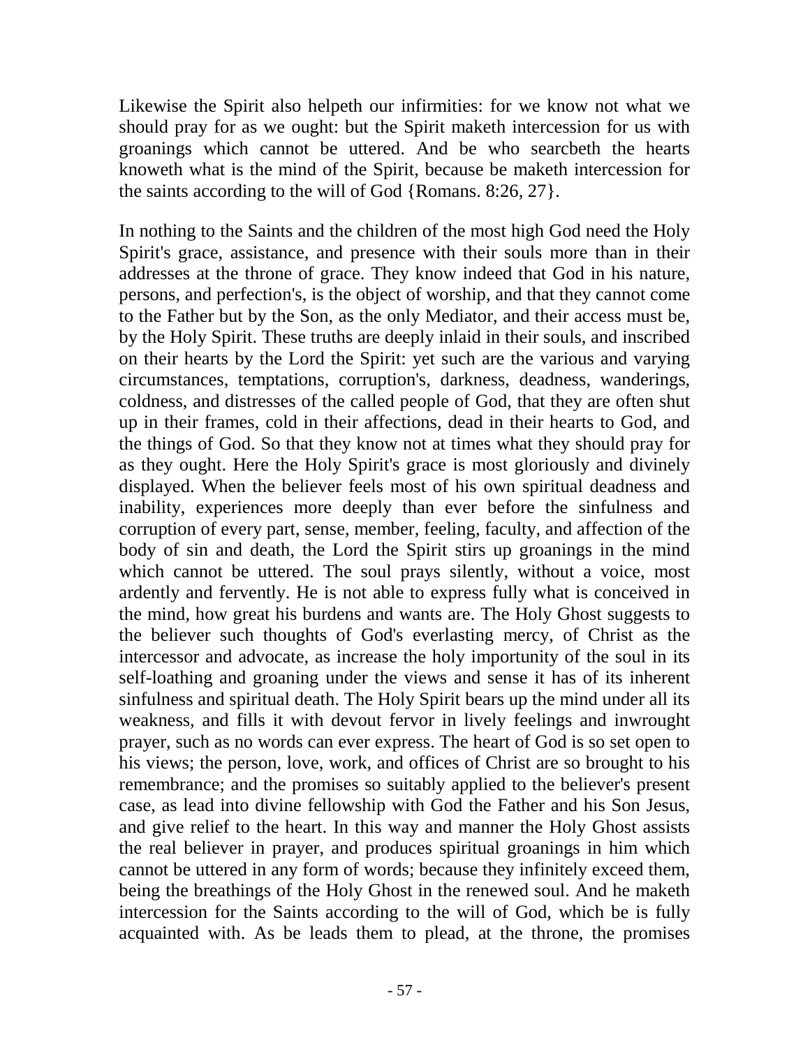Likewise the Spirit also helpeth our infirmities: for we know not what we should pray for as we ought: but the Spirit maketh intercession for us with groanings which cannot be uttered. And be who searcbeth the hearts knoweth what is the mind of the Spirit, because be maketh intercession for the saints according to the will of God {Romans. 8:26, 27}.

In nothing to the Saints and the children of the most high God need the Holy Spirit's grace, assistance, and presence with their souls more than in their addresses at the throne of grace. They know indeed that God in his nature, persons, and perfection's, is the object of worship, and that they cannot come to the Father but by the Son, as the only Mediator, and their access must be, by the Holy Spirit. These truths are deeply inlaid in their souls, and inscribed on their hearts by the Lord the Spirit: yet such are the various and varying circumstances, temptations, corruption's, darkness, deadness, wanderings, coldness, and distresses of the called people of God, that they are often shut up in their frames, cold in their affections, dead in their hearts to God, and the things of God. So that they know not at times what they should pray for as they ought. Here the Holy Spirit's grace is most gloriously and divinely displayed. When the believer feels most of his own spiritual deadness and inability, experiences more deeply than ever before the sinfulness and corruption of every part, sense, member, feeling, faculty, and affection of the body of sin and death, the Lord the Spirit stirs up groanings in the mind which cannot be uttered. The soul prays silently, without a voice, most ardently and fervently. He is not able to express fully what is conceived in the mind, how great his burdens and wants are. The Holy Ghost suggests to the believer such thoughts of God's everlasting mercy, of Christ as the intercessor and advocate, as increase the holy importunity of the soul in its self-loathing and groaning under the views and sense it has of its inherent sinfulness and spiritual death. The Holy Spirit bears up the mind under all its weakness, and fills it with devout fervor in lively feelings and inwrought prayer, such as no words can ever express. The heart of God is so set open to his views; the person, love, work, and offices of Christ are so brought to his remembrance; and the promises so suitably applied to the believer's present case, as lead into divine fellowship with God the Father and his Son Jesus, and give relief to the heart. In this way and manner the Holy Ghost assists the real believer in prayer, and produces spiritual groanings in him which cannot be uttered in any form of words; because they infinitely exceed them, being the breathings of the Holy Ghost in the renewed soul. And he maketh intercession for the Saints according to the will of God, which be is fully acquainted with. As be leads them to plead, at the throne, the promises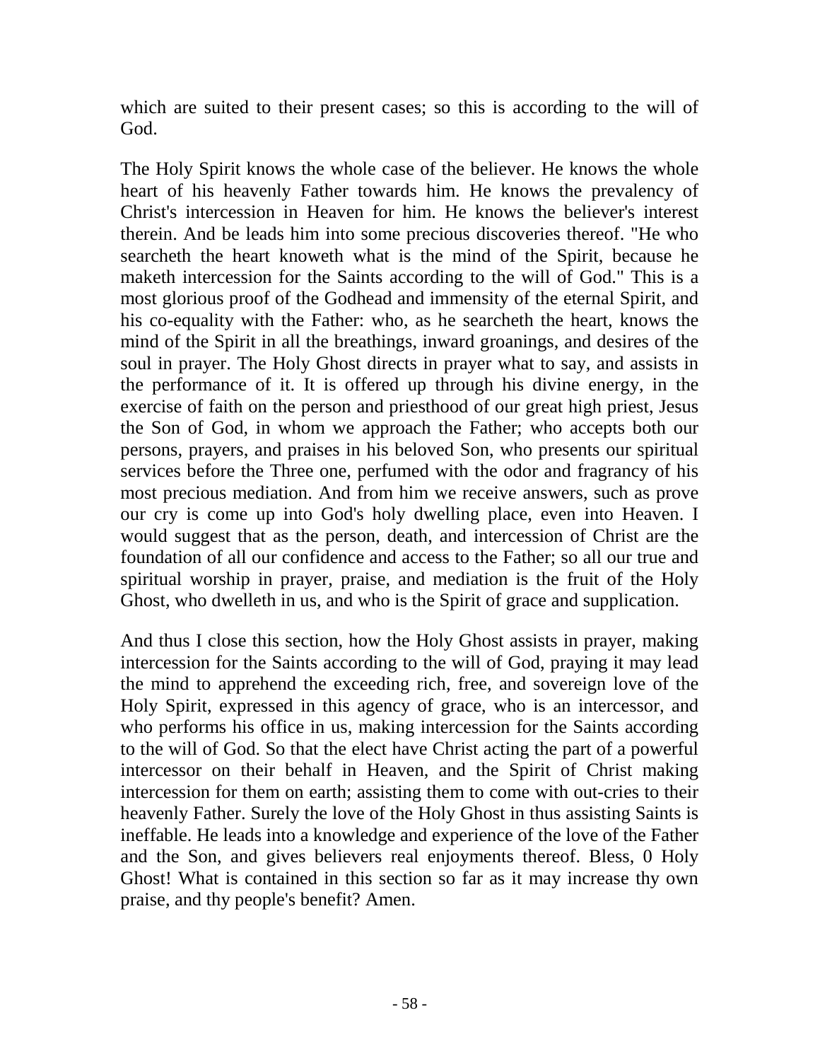which are suited to their present cases; so this is according to the will of God.

The Holy Spirit knows the whole case of the believer. He knows the whole heart of his heavenly Father towards him. He knows the prevalency of Christ's intercession in Heaven for him. He knows the believer's interest therein. And be leads him into some precious discoveries thereof. "He who searcheth the heart knoweth what is the mind of the Spirit, because he maketh intercession for the Saints according to the will of God." This is a most glorious proof of the Godhead and immensity of the eternal Spirit, and his co-equality with the Father: who, as he searcheth the heart, knows the mind of the Spirit in all the breathings, inward groanings, and desires of the soul in prayer. The Holy Ghost directs in prayer what to say, and assists in the performance of it. It is offered up through his divine energy, in the exercise of faith on the person and priesthood of our great high priest, Jesus the Son of God, in whom we approach the Father; who accepts both our persons, prayers, and praises in his beloved Son, who presents our spiritual services before the Three one, perfumed with the odor and fragrancy of his most precious mediation. And from him we receive answers, such as prove our cry is come up into God's holy dwelling place, even into Heaven. I would suggest that as the person, death, and intercession of Christ are the foundation of all our confidence and access to the Father; so all our true and spiritual worship in prayer, praise, and mediation is the fruit of the Holy Ghost, who dwelleth in us, and who is the Spirit of grace and supplication.

And thus I close this section, how the Holy Ghost assists in prayer, making intercession for the Saints according to the will of God, praying it may lead the mind to apprehend the exceeding rich, free, and sovereign love of the Holy Spirit, expressed in this agency of grace, who is an intercessor, and who performs his office in us, making intercession for the Saints according to the will of God. So that the elect have Christ acting the part of a powerful intercessor on their behalf in Heaven, and the Spirit of Christ making intercession for them on earth; assisting them to come with out-cries to their heavenly Father. Surely the love of the Holy Ghost in thus assisting Saints is ineffable. He leads into a knowledge and experience of the love of the Father and the Son, and gives believers real enjoyments thereof. Bless, 0 Holy Ghost! What is contained in this section so far as it may increase thy own praise, and thy people's benefit? Amen.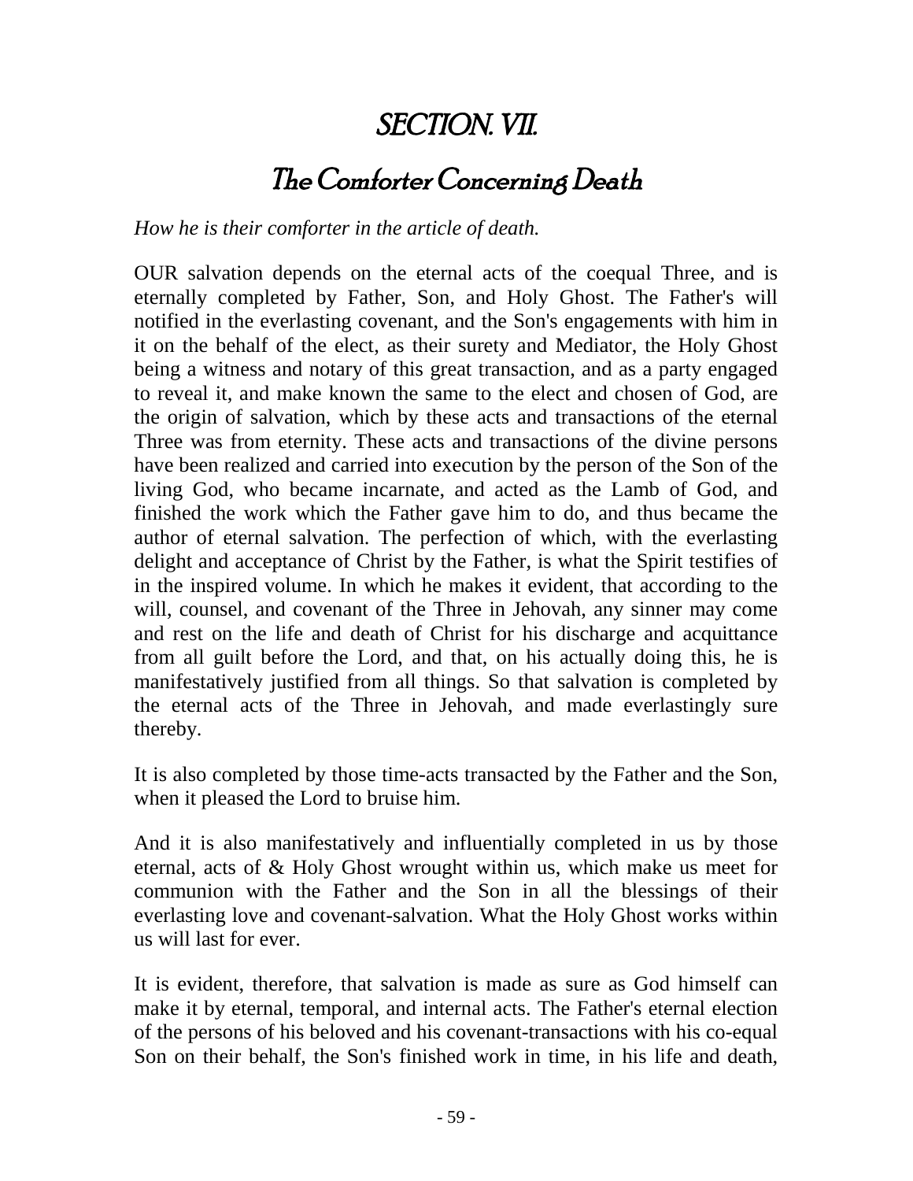# SECTION. VII.

## The Comforter Concerning Death

*How he is their comforter in the article of death.*

OUR salvation depends on the eternal acts of the coequal Three, and is eternally completed by Father, Son, and Holy Ghost. The Father's will notified in the everlasting covenant, and the Son's engagements with him in it on the behalf of the elect, as their surety and Mediator, the Holy Ghost being a witness and notary of this great transaction, and as a party engaged to reveal it, and make known the same to the elect and chosen of God, are the origin of salvation, which by these acts and transactions of the eternal Three was from eternity. These acts and transactions of the divine persons have been realized and carried into execution by the person of the Son of the living God, who became incarnate, and acted as the Lamb of God, and finished the work which the Father gave him to do, and thus became the author of eternal salvation. The perfection of which, with the everlasting delight and acceptance of Christ by the Father, is what the Spirit testifies of in the inspired volume. In which he makes it evident, that according to the will, counsel, and covenant of the Three in Jehovah, any sinner may come and rest on the life and death of Christ for his discharge and acquittance from all guilt before the Lord, and that, on his actually doing this, he is manifestatively justified from all things. So that salvation is completed by the eternal acts of the Three in Jehovah, and made everlastingly sure thereby.

It is also completed by those time-acts transacted by the Father and the Son, when it pleased the Lord to bruise him.

And it is also manifestatively and influentially completed in us by those eternal, acts of & Holy Ghost wrought within us, which make us meet for communion with the Father and the Son in all the blessings of their everlasting love and covenant-salvation. What the Holy Ghost works within us will last for ever.

It is evident, therefore, that salvation is made as sure as God himself can make it by eternal, temporal, and internal acts. The Father's eternal election of the persons of his beloved and his covenant-transactions with his co-equal Son on their behalf, the Son's finished work in time, in his life and death,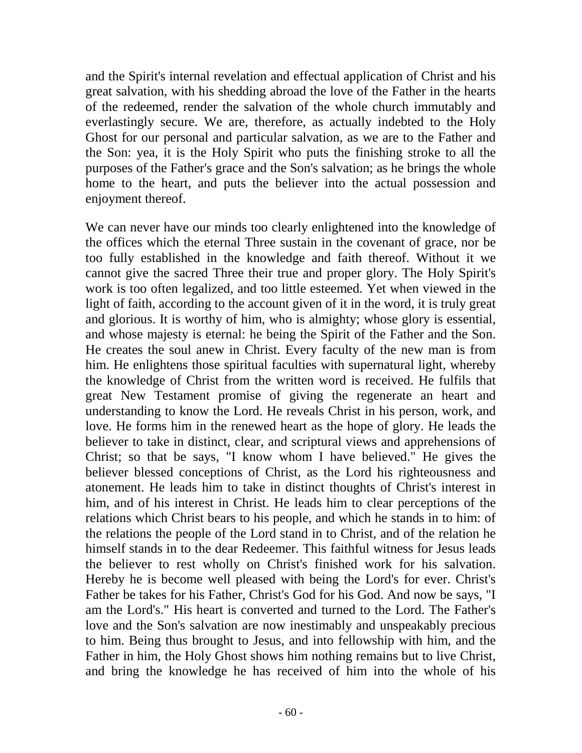and the Spirit's internal revelation and effectual application of Christ and his great salvation, with his shedding abroad the love of the Father in the hearts of the redeemed, render the salvation of the whole church immutably and everlastingly secure. We are, therefore, as actually indebted to the Holy Ghost for our personal and particular salvation, as we are to the Father and the Son: yea, it is the Holy Spirit who puts the finishing stroke to all the purposes of the Father's grace and the Son's salvation; as he brings the whole home to the heart, and puts the believer into the actual possession and enjoyment thereof.

We can never have our minds too clearly enlightened into the knowledge of the offices which the eternal Three sustain in the covenant of grace, nor be too fully established in the knowledge and faith thereof. Without it we cannot give the sacred Three their true and proper glory. The Holy Spirit's work is too often legalized, and too little esteemed. Yet when viewed in the light of faith, according to the account given of it in the word, it is truly great and glorious. It is worthy of him, who is almighty; whose glory is essential, and whose majesty is eternal: he being the Spirit of the Father and the Son. He creates the soul anew in Christ. Every faculty of the new man is from him. He enlightens those spiritual faculties with supernatural light, whereby the knowledge of Christ from the written word is received. He fulfils that great New Testament promise of giving the regenerate an heart and understanding to know the Lord. He reveals Christ in his person, work, and love. He forms him in the renewed heart as the hope of glory. He leads the believer to take in distinct, clear, and scriptural views and apprehensions of Christ; so that be says, "I know whom I have believed." He gives the believer blessed conceptions of Christ, as the Lord his righteousness and atonement. He leads him to take in distinct thoughts of Christ's interest in him, and of his interest in Christ. He leads him to clear perceptions of the relations which Christ bears to his people, and which he stands in to him: of the relations the people of the Lord stand in to Christ, and of the relation he himself stands in to the dear Redeemer. This faithful witness for Jesus leads the believer to rest wholly on Christ's finished work for his salvation. Hereby he is become well pleased with being the Lord's for ever. Christ's Father be takes for his Father, Christ's God for his God. And now be says, "I am the Lord's." His heart is converted and turned to the Lord. The Father's love and the Son's salvation are now inestimably and unspeakably precious to him. Being thus brought to Jesus, and into fellowship with him, and the Father in him, the Holy Ghost shows him nothing remains but to live Christ, and bring the knowledge he has received of him into the whole of his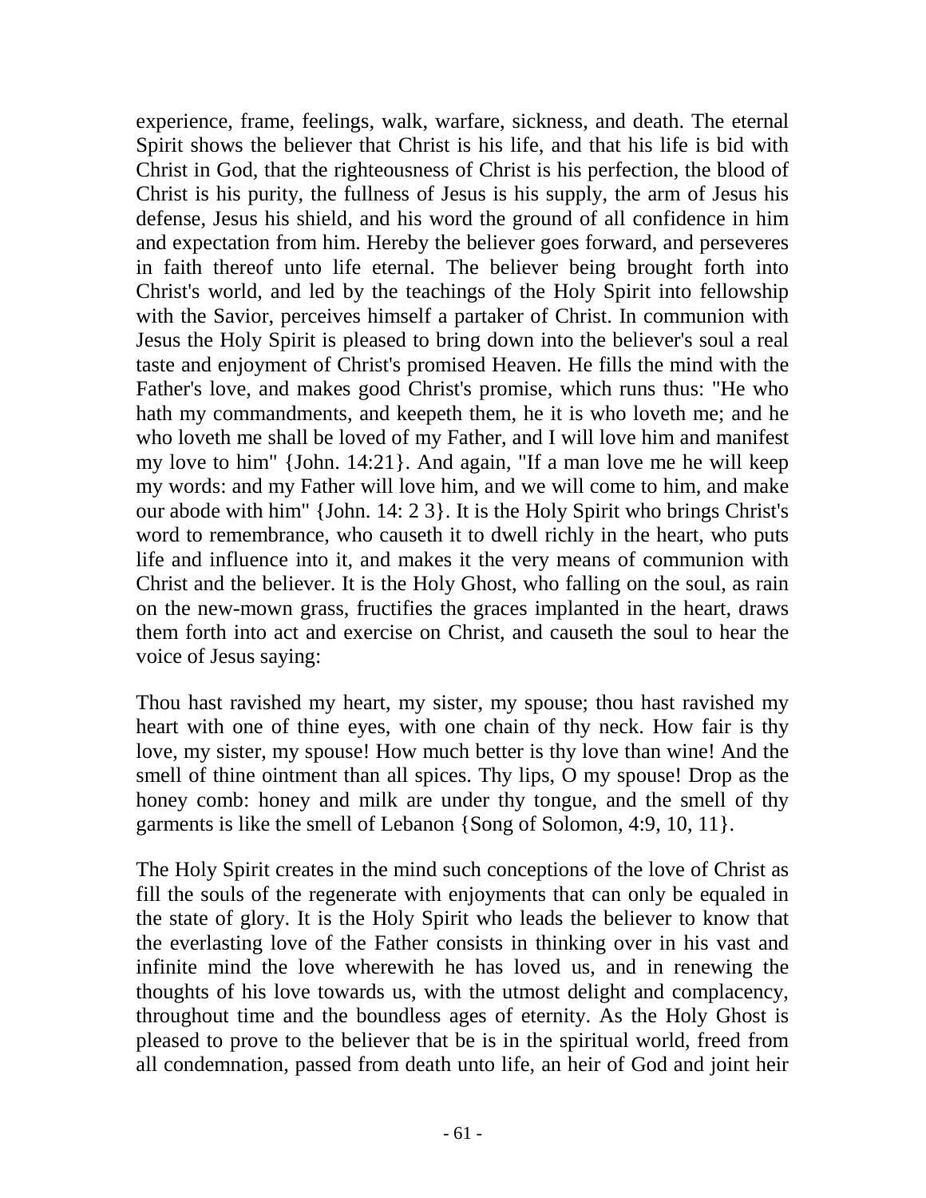experience, frame, feelings, walk, warfare, sickness, and death. The eternal Spirit shows the believer that Christ is his life, and that his life is bid with Christ in God, that the righteousness of Christ is his perfection, the blood of Christ is his purity, the fullness of Jesus is his supply, the arm of Jesus his defense, Jesus his shield, and his word the ground of all confidence in him and expectation from him. Hereby the believer goes forward, and perseveres in faith thereof unto life eternal. The believer being brought forth into Christ's world, and led by the teachings of the Holy Spirit into fellowship with the Savior, perceives himself a partaker of Christ. In communion with Jesus the Holy Spirit is pleased to bring down into the believer's soul a real taste and enjoyment of Christ's promised Heaven. He fills the mind with the Father's love, and makes good Christ's promise, which runs thus: "He who hath my commandments, and keepeth them, he it is who loveth me; and he who loveth me shall be loved of my Father, and I will love him and manifest my love to him" {John. 14:21}. And again, "If a man love me he will keep my words: and my Father will love him, and we will come to him, and make our abode with him" {John. 14: 2 3}. It is the Holy Spirit who brings Christ's word to remembrance, who causeth it to dwell richly in the heart, who puts life and influence into it, and makes it the very means of communion with Christ and the believer. It is the Holy Ghost, who falling on the soul, as rain on the new-mown grass, fructifies the graces implanted in the heart, draws them forth into act and exercise on Christ, and causeth the soul to hear the voice of Jesus saying:

Thou hast ravished my heart, my sister, my spouse; thou hast ravished my heart with one of thine eyes, with one chain of thy neck. How fair is thy love, my sister, my spouse! How much better is thy love than wine! And the smell of thine ointment than all spices. Thy lips, O my spouse! Drop as the honey comb: honey and milk are under thy tongue, and the smell of thy garments is like the smell of Lebanon {Song of Solomon, 4:9, 10, 11}.

The Holy Spirit creates in the mind such conceptions of the love of Christ as fill the souls of the regenerate with enjoyments that can only be equaled in the state of glory. It is the Holy Spirit who leads the believer to know that the everlasting love of the Father consists in thinking over in his vast and infinite mind the love wherewith he has loved us, and in renewing the thoughts of his love towards us, with the utmost delight and complacency, throughout time and the boundless ages of eternity. As the Holy Ghost is pleased to prove to the believer that be is in the spiritual world, freed from all condemnation, passed from death unto life, an heir of God and joint heir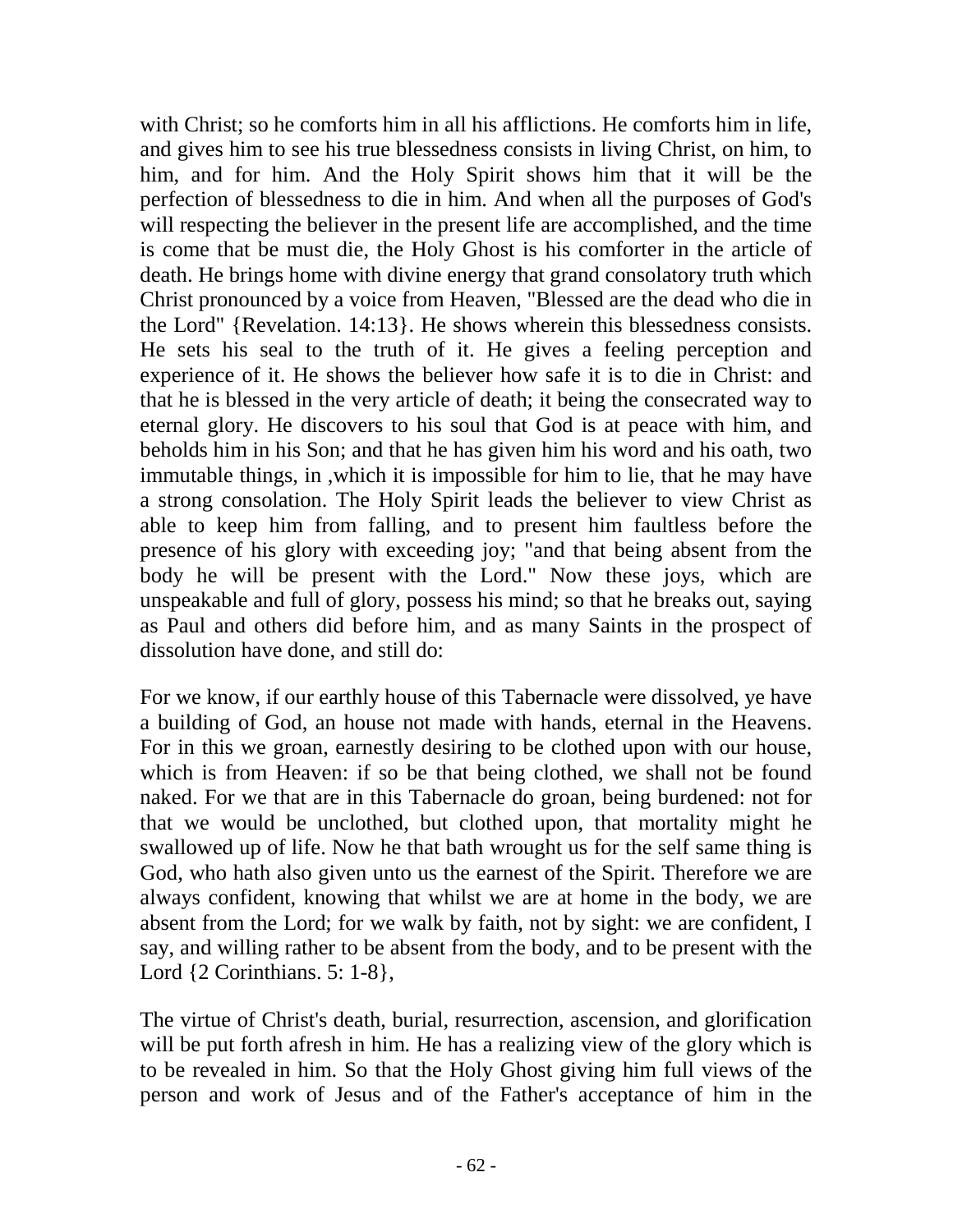with Christ; so he comforts him in all his afflictions. He comforts him in life, and gives him to see his true blessedness consists in living Christ, on him, to him, and for him. And the Holy Spirit shows him that it will be the perfection of blessedness to die in him. And when all the purposes of God's will respecting the believer in the present life are accomplished, and the time is come that be must die, the Holy Ghost is his comforter in the article of death. He brings home with divine energy that grand consolatory truth which Christ pronounced by a voice from Heaven, "Blessed are the dead who die in the Lord" {Revelation. 14:13}. He shows wherein this blessedness consists. He sets his seal to the truth of it. He gives a feeling perception and experience of it. He shows the believer how safe it is to die in Christ: and that he is blessed in the very article of death; it being the consecrated way to eternal glory. He discovers to his soul that God is at peace with him, and beholds him in his Son; and that he has given him his word and his oath, two immutable things, in ,which it is impossible for him to lie, that he may have a strong consolation. The Holy Spirit leads the believer to view Christ as able to keep him from falling, and to present him faultless before the presence of his glory with exceeding joy; "and that being absent from the body he will be present with the Lord." Now these joys, which are unspeakable and full of glory, possess his mind; so that he breaks out, saying as Paul and others did before him, and as many Saints in the prospect of dissolution have done, and still do:

For we know, if our earthly house of this Tabernacle were dissolved, ye have a building of God, an house not made with hands, eternal in the Heavens. For in this we groan, earnestly desiring to be clothed upon with our house, which is from Heaven: if so be that being clothed, we shall not be found naked. For we that are in this Tabernacle do groan, being burdened: not for that we would be unclothed, but clothed upon, that mortality might he swallowed up of life. Now he that bath wrought us for the self same thing is God, who hath also given unto us the earnest of the Spirit. Therefore we are always confident, knowing that whilst we are at home in the body, we are absent from the Lord; for we walk by faith, not by sight: we are confident, I say, and willing rather to be absent from the body, and to be present with the Lord {2 Corinthians. 5: 1-8},

The virtue of Christ's death, burial, resurrection, ascension, and glorification will be put forth afresh in him. He has a realizing view of the glory which is to be revealed in him. So that the Holy Ghost giving him full views of the person and work of Jesus and of the Father's acceptance of him in the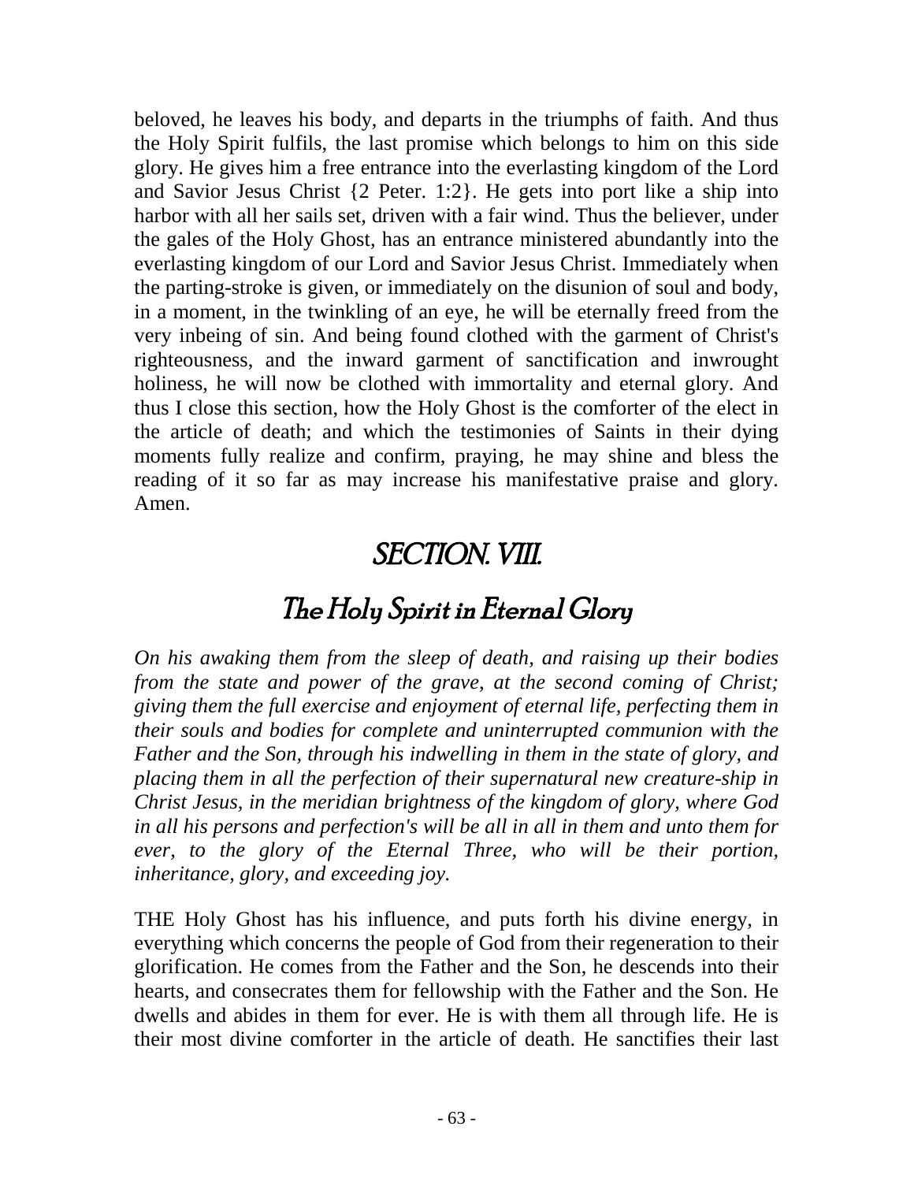beloved, he leaves his body, and departs in the triumphs of faith. And thus the Holy Spirit fulfils, the last promise which belongs to him on this side glory. He gives him a free entrance into the everlasting kingdom of the Lord and Savior Jesus Christ {2 Peter. 1:2}. He gets into port like a ship into harbor with all her sails set, driven with a fair wind. Thus the believer, under the gales of the Holy Ghost, has an entrance ministered abundantly into the everlasting kingdom of our Lord and Savior Jesus Christ. Immediately when the parting-stroke is given, or immediately on the disunion of soul and body, in a moment, in the twinkling of an eye, he will be eternally freed from the very inbeing of sin. And being found clothed with the garment of Christ's righteousness, and the inward garment of sanctification and inwrought holiness, he will now be clothed with immortality and eternal glory. And thus I close this section, how the Holy Ghost is the comforter of the elect in the article of death; and which the testimonies of Saints in their dying moments fully realize and confirm, praying, he may shine and bless the reading of it so far as may increase his manifestative praise and glory. Amen.

# SECTION. VIII.

## The Holy Spirit in Eternal Glory

*On his awaking them from the sleep of death, and raising up their bodies from the state and power of the grave, at the second coming of Christ; giving them the full exercise and enjoyment of eternal life, perfecting them in their souls and bodies for complete and uninterrupted communion with the Father and the Son, through his indwelling in them in the state of glory, and placing them in all the perfection of their supernatural new creature-ship in Christ Jesus, in the meridian brightness of the kingdom of glory, where God in all his persons and perfection's will be all in all in them and unto them for ever, to the glory of the Eternal Three, who will be their portion, inheritance, glory, and exceeding joy.*

THE Holy Ghost has his influence, and puts forth his divine energy, in everything which concerns the people of God from their regeneration to their glorification. He comes from the Father and the Son, he descends into their hearts, and consecrates them for fellowship with the Father and the Son. He dwells and abides in them for ever. He is with them all through life. He is their most divine comforter in the article of death. He sanctifies their last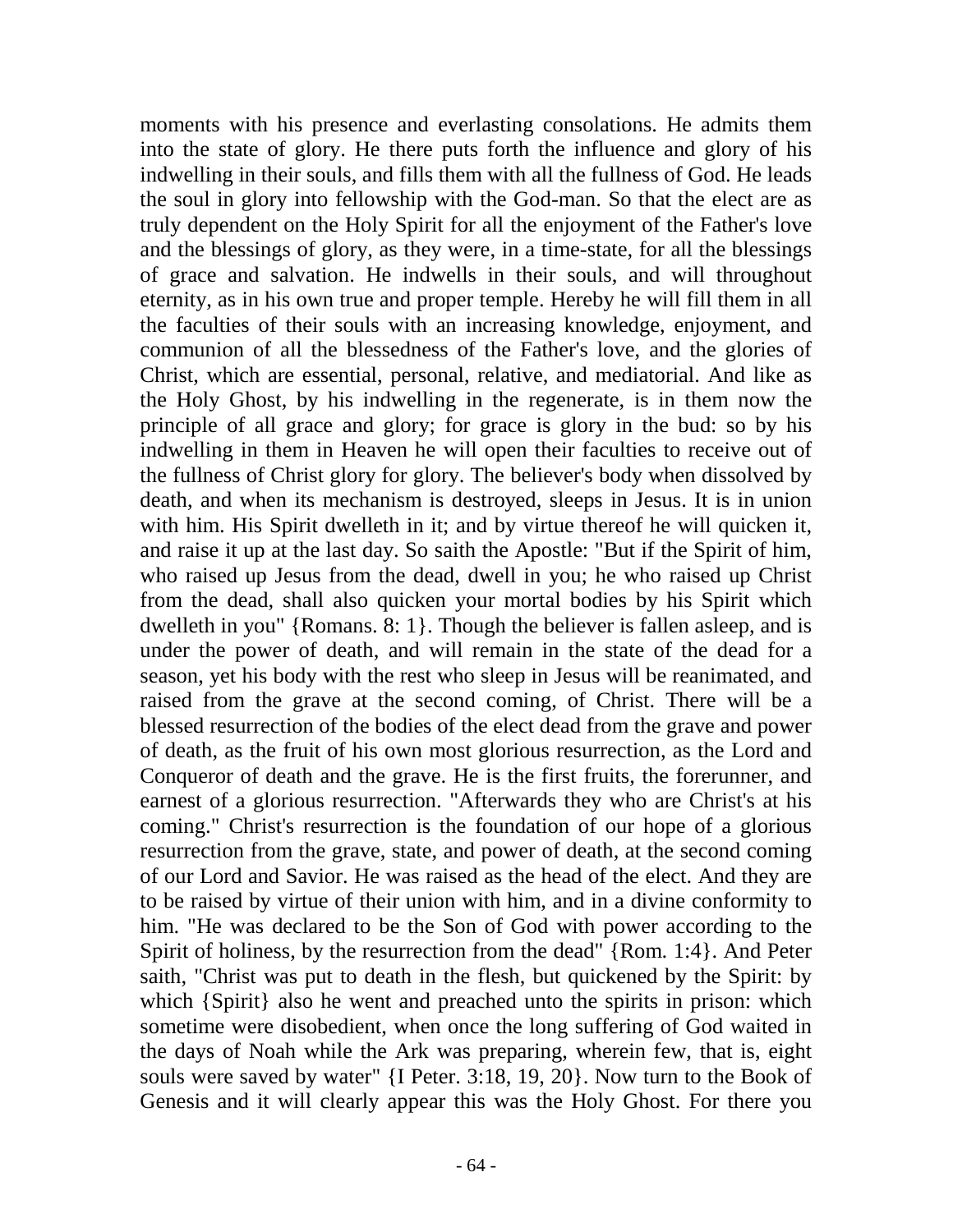moments with his presence and everlasting consolations. He admits them into the state of glory. He there puts forth the influence and glory of his indwelling in their souls, and fills them with all the fullness of God. He leads the soul in glory into fellowship with the God-man. So that the elect are as truly dependent on the Holy Spirit for all the enjoyment of the Father's love and the blessings of glory, as they were, in a time-state, for all the blessings of grace and salvation. He indwells in their souls, and will throughout eternity, as in his own true and proper temple. Hereby he will fill them in all the faculties of their souls with an increasing knowledge, enjoyment, and communion of all the blessedness of the Father's love, and the glories of Christ, which are essential, personal, relative, and mediatorial. And like as the Holy Ghost, by his indwelling in the regenerate, is in them now the principle of all grace and glory; for grace is glory in the bud: so by his indwelling in them in Heaven he will open their faculties to receive out of the fullness of Christ glory for glory. The believer's body when dissolved by death, and when its mechanism is destroyed, sleeps in Jesus. It is in union with him. His Spirit dwelleth in it; and by virtue thereof he will quicken it, and raise it up at the last day. So saith the Apostle: "But if the Spirit of him, who raised up Jesus from the dead, dwell in you; he who raised up Christ from the dead, shall also quicken your mortal bodies by his Spirit which dwelleth in you" {Romans. 8: 1}. Though the believer is fallen asleep, and is under the power of death, and will remain in the state of the dead for a season, yet his body with the rest who sleep in Jesus will be reanimated, and raised from the grave at the second coming, of Christ. There will be a blessed resurrection of the bodies of the elect dead from the grave and power of death, as the fruit of his own most glorious resurrection, as the Lord and Conqueror of death and the grave. He is the first fruits, the forerunner, and earnest of a glorious resurrection. "Afterwards they who are Christ's at his coming." Christ's resurrection is the foundation of our hope of a glorious resurrection from the grave, state, and power of death, at the second coming of our Lord and Savior. He was raised as the head of the elect. And they are to be raised by virtue of their union with him, and in a divine conformity to him. "He was declared to be the Son of God with power according to the Spirit of holiness, by the resurrection from the dead" {Rom. 1:4}. And Peter saith, "Christ was put to death in the flesh, but quickened by the Spirit: by which {Spirit} also he went and preached unto the spirits in prison: which sometime were disobedient, when once the long suffering of God waited in the days of Noah while the Ark was preparing, wherein few, that is, eight souls were saved by water" {I Peter. 3:18, 19, 20}. Now turn to the Book of Genesis and it will clearly appear this was the Holy Ghost. For there you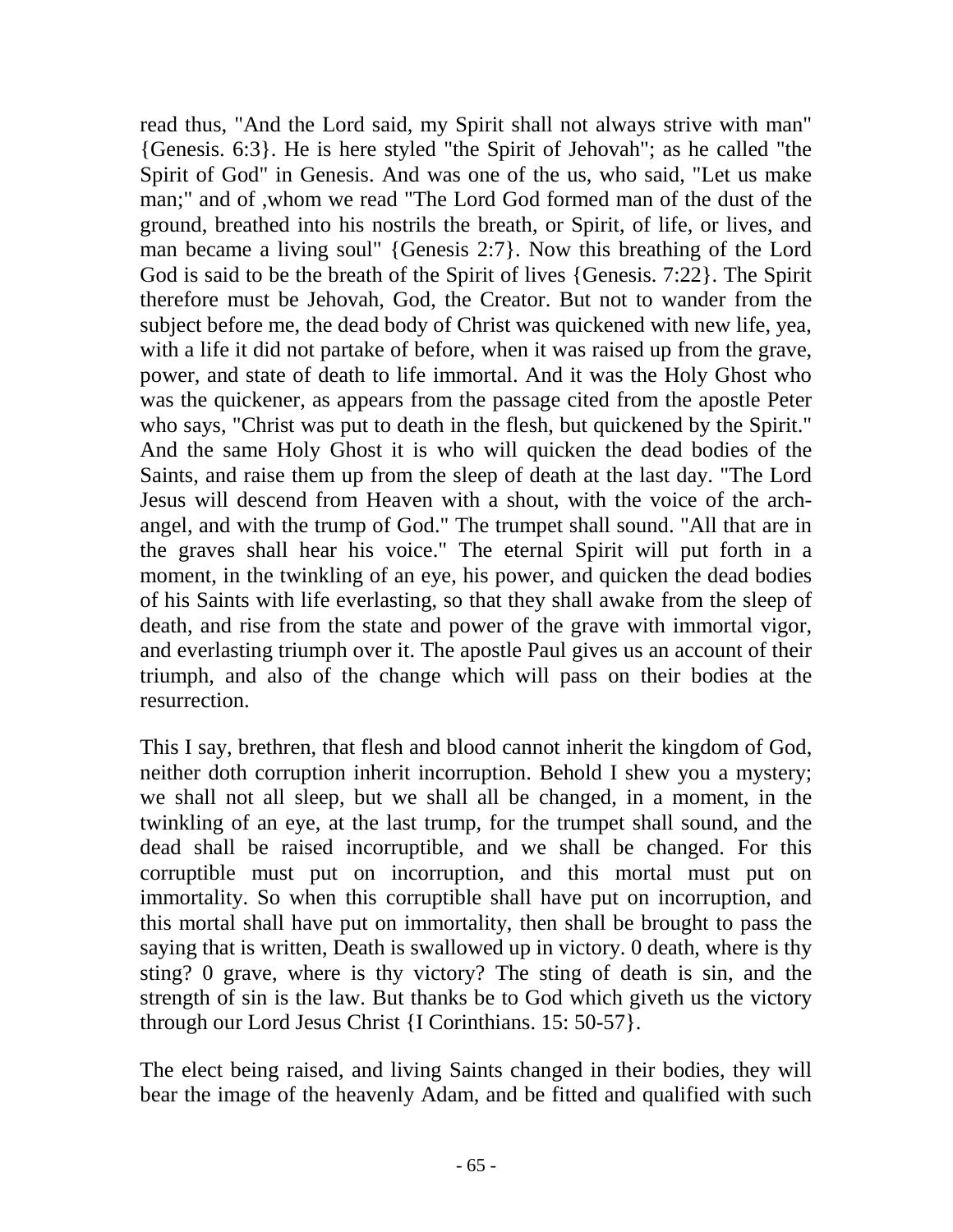read thus, "And the Lord said, my Spirit shall not always strive with man" {Genesis. 6:3}. He is here styled "the Spirit of Jehovah"; as he called "the Spirit of God" in Genesis. And was one of the us, who said, "Let us make man;" and of ,whom we read "The Lord God formed man of the dust of the ground, breathed into his nostrils the breath, or Spirit, of life, or lives, and man became a living soul" {Genesis 2:7}. Now this breathing of the Lord God is said to be the breath of the Spirit of lives {Genesis. 7:22}. The Spirit therefore must be Jehovah, God, the Creator. But not to wander from the subject before me, the dead body of Christ was quickened with new life, yea, with a life it did not partake of before, when it was raised up from the grave, power, and state of death to life immortal. And it was the Holy Ghost who was the quickener, as appears from the passage cited from the apostle Peter who says, "Christ was put to death in the flesh, but quickened by the Spirit." And the same Holy Ghost it is who will quicken the dead bodies of the Saints, and raise them up from the sleep of death at the last day. "The Lord Jesus will descend from Heaven with a shout, with the voice of the arch-angel, and with the trump of God." The trumpet shall sound. "All that are in the graves shall hear his voice." The eternal Spirit will put forth in a moment, in the twinkling of an eye, his power, and quicken the dead bodies of his Saints with life everlasting, so that they shall awake from the sleep of death, and rise from the state and power of the grave with immortal vigor, and everlasting triumph over it. The apostle Paul gives us an account of their triumph, and also of the change which will pass on their bodies at the resurrection.

This I say, brethren, that flesh and blood cannot inherit the kingdom of God, neither doth corruption inherit incorruption. Behold I shew you a mystery; we shall not all sleep, but we shall all be changed, in a moment, in the twinkling of an eye, at the last trump, for the trumpet shall sound, and the dead shall be raised incorruptible, and we shall be changed. For this corruptible must put on incorruption, and this mortal must put on immortality. So when this corruptible shall have put on incorruption, and this mortal shall have put on immortality, then shall be brought to pass the saying that is written, Death is swallowed up in victory. 0 death, where is thy sting? 0 grave, where is thy victory? The sting of death is sin, and the strength of sin is the law. But thanks be to God which giveth us the victory through our Lord Jesus Christ {I Corinthians. 15: 50-57}.

The elect being raised, and living Saints changed in their bodies, they will bear the image of the heavenly Adam, and be fitted and qualified with such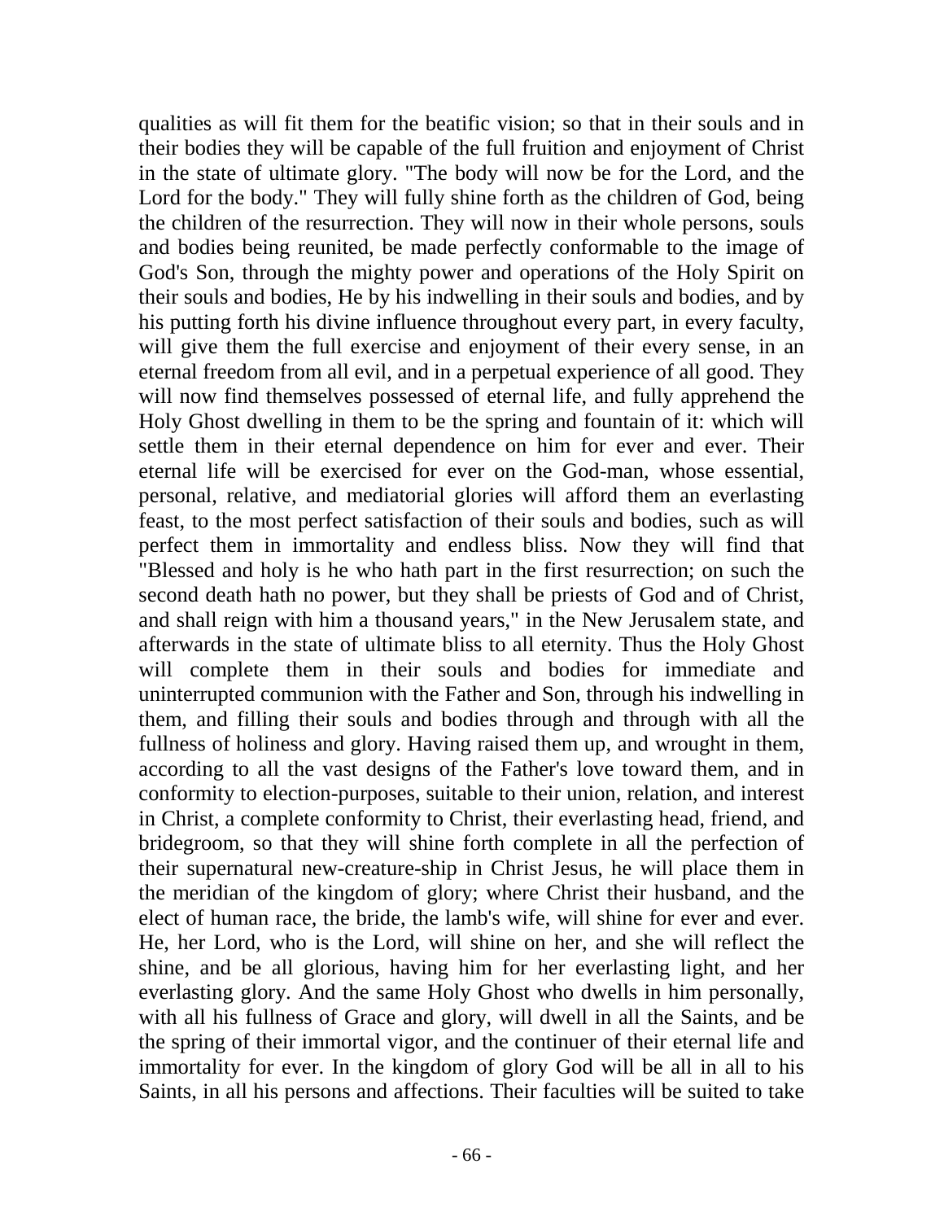qualities as will fit them for the beatific vision; so that in their souls and in their bodies they will be capable of the full fruition and enjoyment of Christ in the state of ultimate glory. "The body will now be for the Lord, and the Lord for the body." They will fully shine forth as the children of God, being the children of the resurrection. They will now in their whole persons, souls and bodies being reunited, be made perfectly conformable to the image of God's Son, through the mighty power and operations of the Holy Spirit on their souls and bodies, He by his indwelling in their souls and bodies, and by his putting forth his divine influence throughout every part, in every faculty, will give them the full exercise and enjoyment of their every sense, in an eternal freedom from all evil, and in a perpetual experience of all good. They will now find themselves possessed of eternal life, and fully apprehend the Holy Ghost dwelling in them to be the spring and fountain of it: which will settle them in their eternal dependence on him for ever and ever. Their eternal life will be exercised for ever on the God-man, whose essential, personal, relative, and mediatorial glories will afford them an everlasting feast, to the most perfect satisfaction of their souls and bodies, such as will perfect them in immortality and endless bliss. Now they will find that "Blessed and holy is he who hath part in the first resurrection; on such the second death hath no power, but they shall be priests of God and of Christ, and shall reign with him a thousand years," in the New Jerusalem state, and afterwards in the state of ultimate bliss to all eternity. Thus the Holy Ghost will complete them in their souls and bodies for immediate and uninterrupted communion with the Father and Son, through his indwelling in them, and filling their souls and bodies through and through with all the fullness of holiness and glory. Having raised them up, and wrought in them, according to all the vast designs of the Father's love toward them, and in conformity to election-purposes, suitable to their union, relation, and interest in Christ, a complete conformity to Christ, their everlasting head, friend, and bridegroom, so that they will shine forth complete in all the perfection of their supernatural new-creature-ship in Christ Jesus, he will place them in the meridian of the kingdom of glory; where Christ their husband, and the elect of human race, the bride, the lamb's wife, will shine for ever and ever. He, her Lord, who is the Lord, will shine on her, and she will reflect the shine, and be all glorious, having him for her everlasting light, and her everlasting glory. And the same Holy Ghost who dwells in him personally, with all his fullness of Grace and glory, will dwell in all the Saints, and be the spring of their immortal vigor, and the continuer of their eternal life and immortality for ever. In the kingdom of glory God will be all in all to his Saints, in all his persons and affections. Their faculties will be suited to take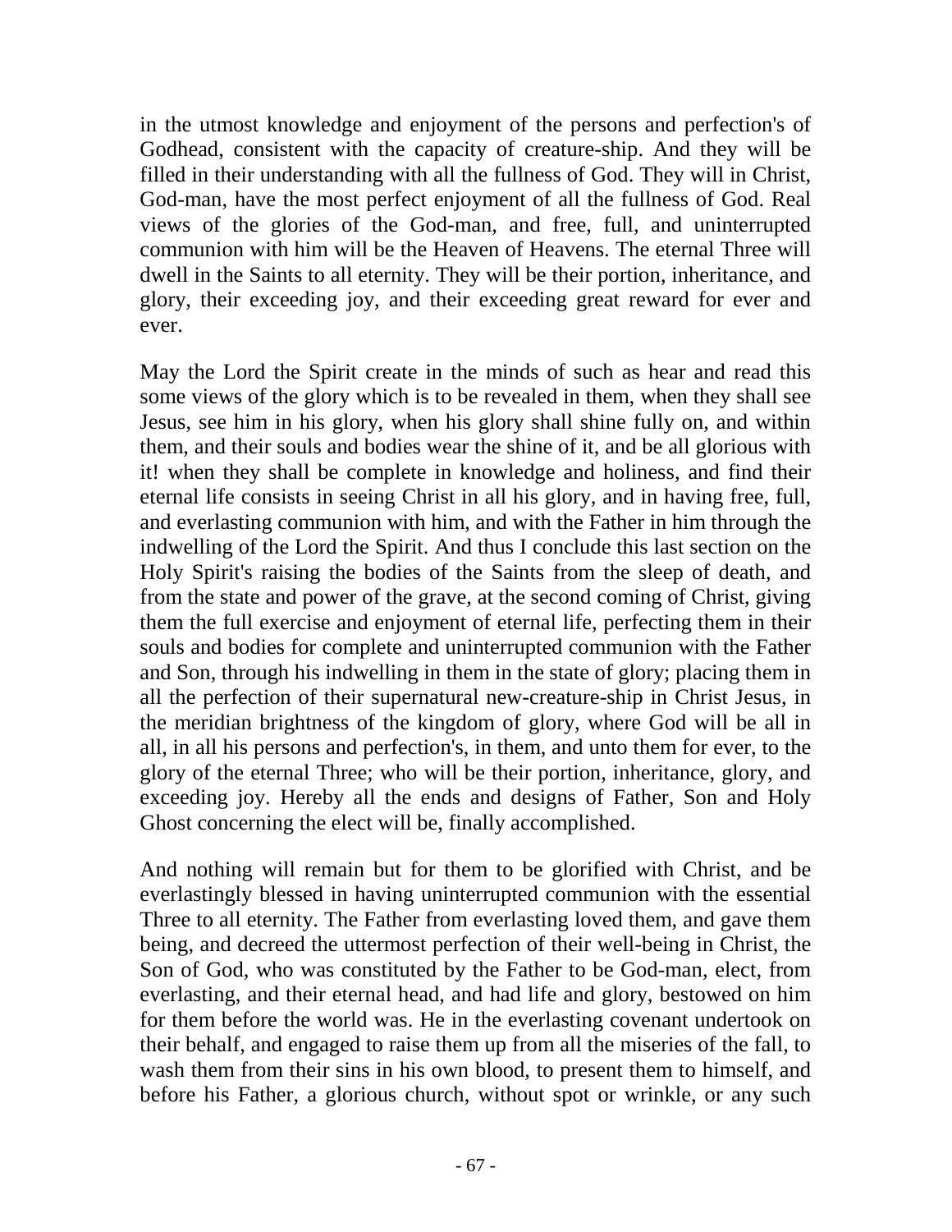in the utmost knowledge and enjoyment of the persons and perfection's of Godhead, consistent with the capacity of creature-ship. And they will be filled in their understanding with all the fullness of God. They will in Christ, God-man, have the most perfect enjoyment of all the fullness of God. Real views of the glories of the God-man, and free, full, and uninterrupted communion with him will be the Heaven of Heavens. The eternal Three will dwell in the Saints to all eternity. They will be their portion, inheritance, and glory, their exceeding joy, and their exceeding great reward for ever and ever.

May the Lord the Spirit create in the minds of such as hear and read this some views of the glory which is to be revealed in them, when they shall see Jesus, see him in his glory, when his glory shall shine fully on, and within them, and their souls and bodies wear the shine of it, and be all glorious with it! when they shall be complete in knowledge and holiness, and find their eternal life consists in seeing Christ in all his glory, and in having free, full, and everlasting communion with him, and with the Father in him through the indwelling of the Lord the Spirit. And thus I conclude this last section on the Holy Spirit's raising the bodies of the Saints from the sleep of death, and from the state and power of the grave, at the second coming of Christ, giving them the full exercise and enjoyment of eternal life, perfecting them in their souls and bodies for complete and uninterrupted communion with the Father and Son, through his indwelling in them in the state of glory; placing them in all the perfection of their supernatural new-creature-ship in Christ Jesus, in the meridian brightness of the kingdom of glory, where God will be all in all, in all his persons and perfection's, in them, and unto them for ever, to the glory of the eternal Three; who will be their portion, inheritance, glory, and exceeding joy. Hereby all the ends and designs of Father, Son and Holy Ghost concerning the elect will be, finally accomplished.

And nothing will remain but for them to be glorified with Christ, and be everlastingly blessed in having uninterrupted communion with the essential Three to all eternity. The Father from everlasting loved them, and gave them being, and decreed the uttermost perfection of their well-being in Christ, the Son of God, who was constituted by the Father to be God-man, elect, from everlasting, and their eternal head, and had life and glory, bestowed on him for them before the world was. He in the everlasting covenant undertook on their behalf, and engaged to raise them up from all the miseries of the fall, to wash them from their sins in his own blood, to present them to himself, and before his Father, a glorious church, without spot or wrinkle, or any such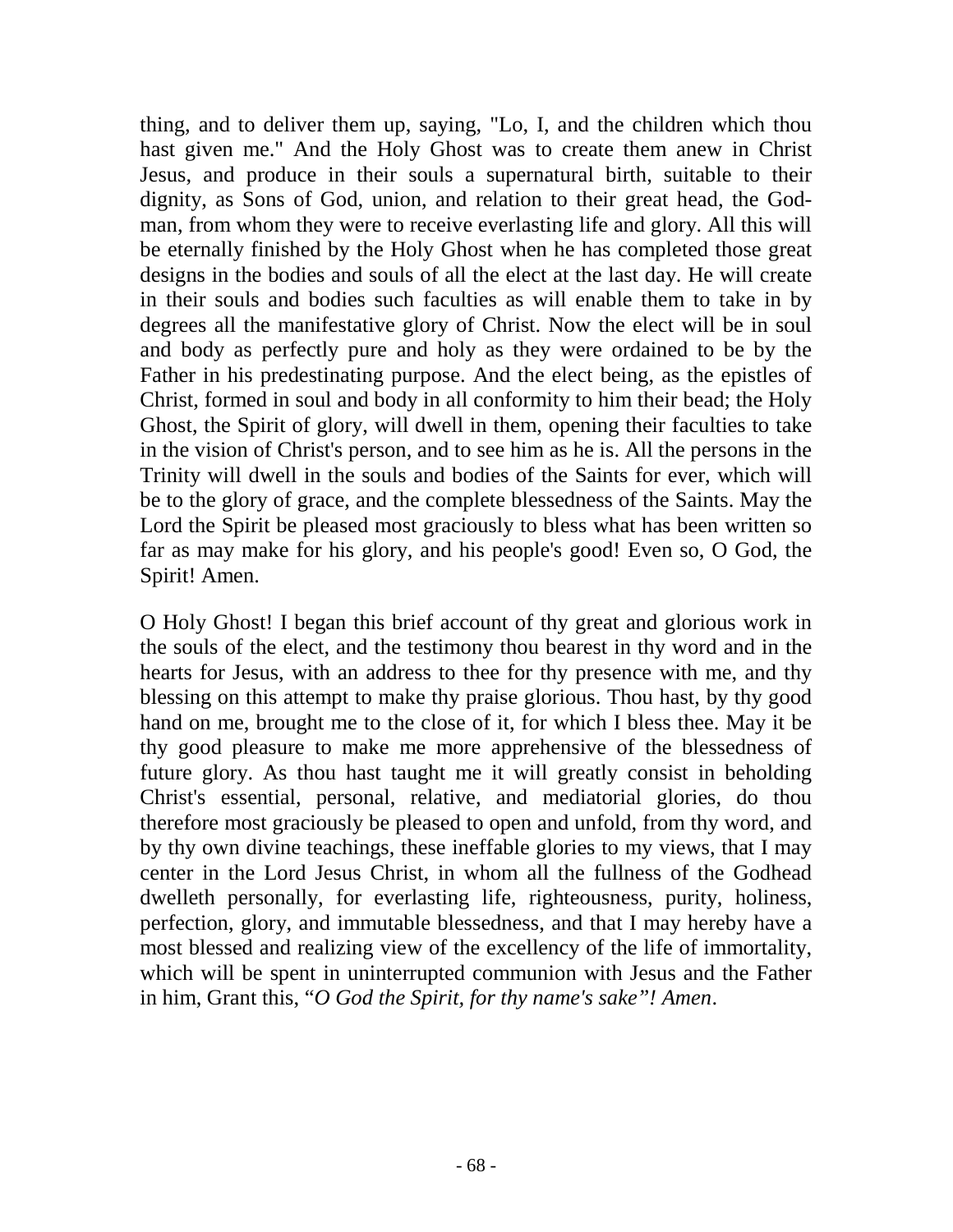thing, and to deliver them up, saying, "Lo, I, and the children which thou hast given me." And the Holy Ghost was to create them anew in Christ Jesus, and produce in their souls a supernatural birth, suitable to their dignity, as Sons of God, union, and relation to their great head, the God-man, from whom they were to receive everlasting life and glory. All this will be eternally finished by the Holy Ghost when he has completed those great designs in the bodies and souls of all the elect at the last day. He will create in their souls and bodies such faculties as will enable them to take in by degrees all the manifestative glory of Christ. Now the elect will be in soul and body as perfectly pure and holy as they were ordained to be by the Father in his predestinating purpose. And the elect being, as the epistles of Christ, formed in soul and body in all conformity to him their bead; the Holy Ghost, the Spirit of glory, will dwell in them, opening their faculties to take in the vision of Christ's person, and to see him as he is. All the persons in the Trinity will dwell in the souls and bodies of the Saints for ever, which will be to the glory of grace, and the complete blessedness of the Saints. May the Lord the Spirit be pleased most graciously to bless what has been written so far as may make for his glory, and his people's good! Even so, O God, the Spirit! Amen.

O Holy Ghost! I began this brief account of thy great and glorious work in the souls of the elect, and the testimony thou bearest in thy word and in the hearts for Jesus, with an address to thee for thy presence with me, and thy blessing on this attempt to make thy praise glorious. Thou hast, by thy good hand on me, brought me to the close of it, for which I bless thee. May it be thy good pleasure to make me more apprehensive of the blessedness of future glory. As thou hast taught me it will greatly consist in beholding Christ's essential, personal, relative, and mediatorial glories, do thou therefore most graciously be pleased to open and unfold, from thy word, and by thy own divine teachings, these ineffable glories to my views, that I may center in the Lord Jesus Christ, in whom all the fullness of the Godhead dwelleth personally, for everlasting life, righteousness, purity, holiness, perfection, glory, and immutable blessedness, and that I may hereby have a most blessed and realizing view of the excellency of the life of immortality, which will be spent in uninterrupted communion with Jesus and the Father in him, Grant this, "*O God the Spirit, for thy name's sake*"*! Amen*.